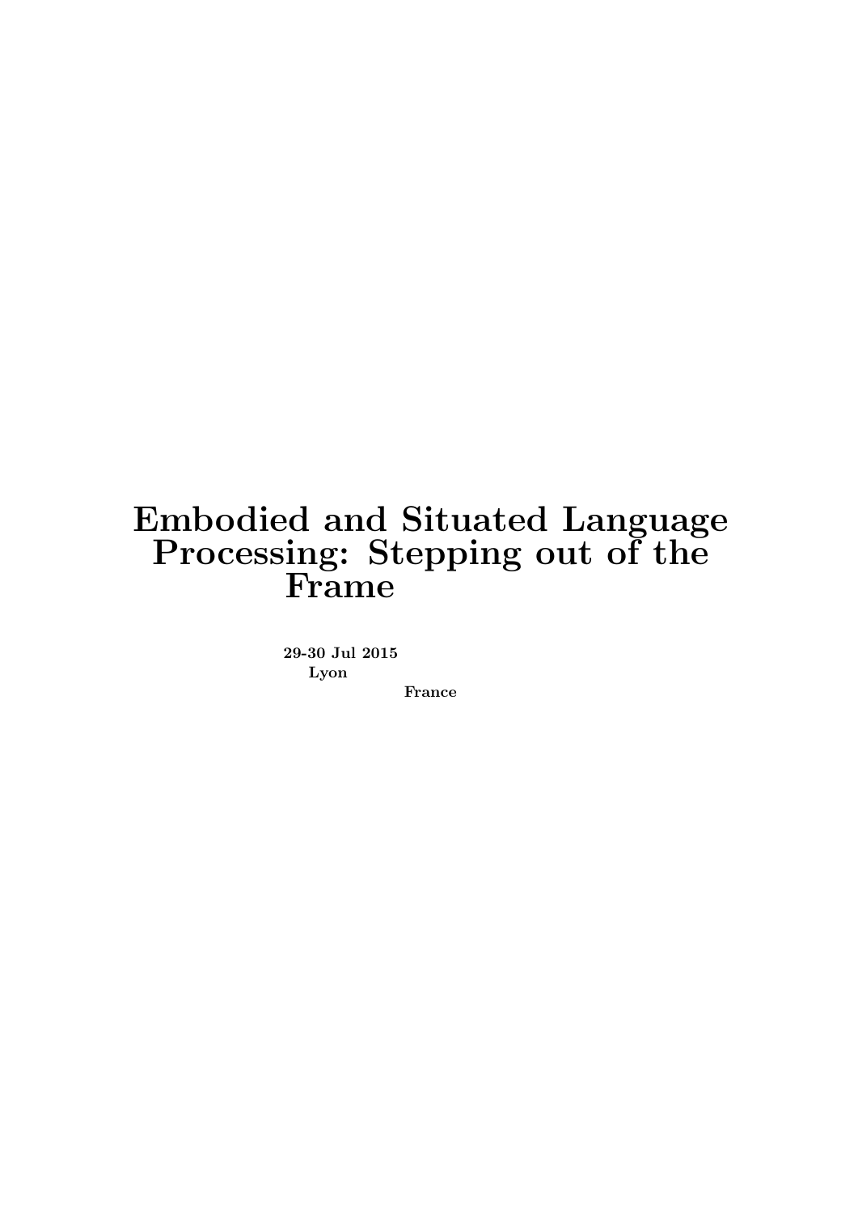# Embodied and Situated Language Processing: Stepping out of the Frame

**29-30 Jul 2015**
**Lyon**
**France**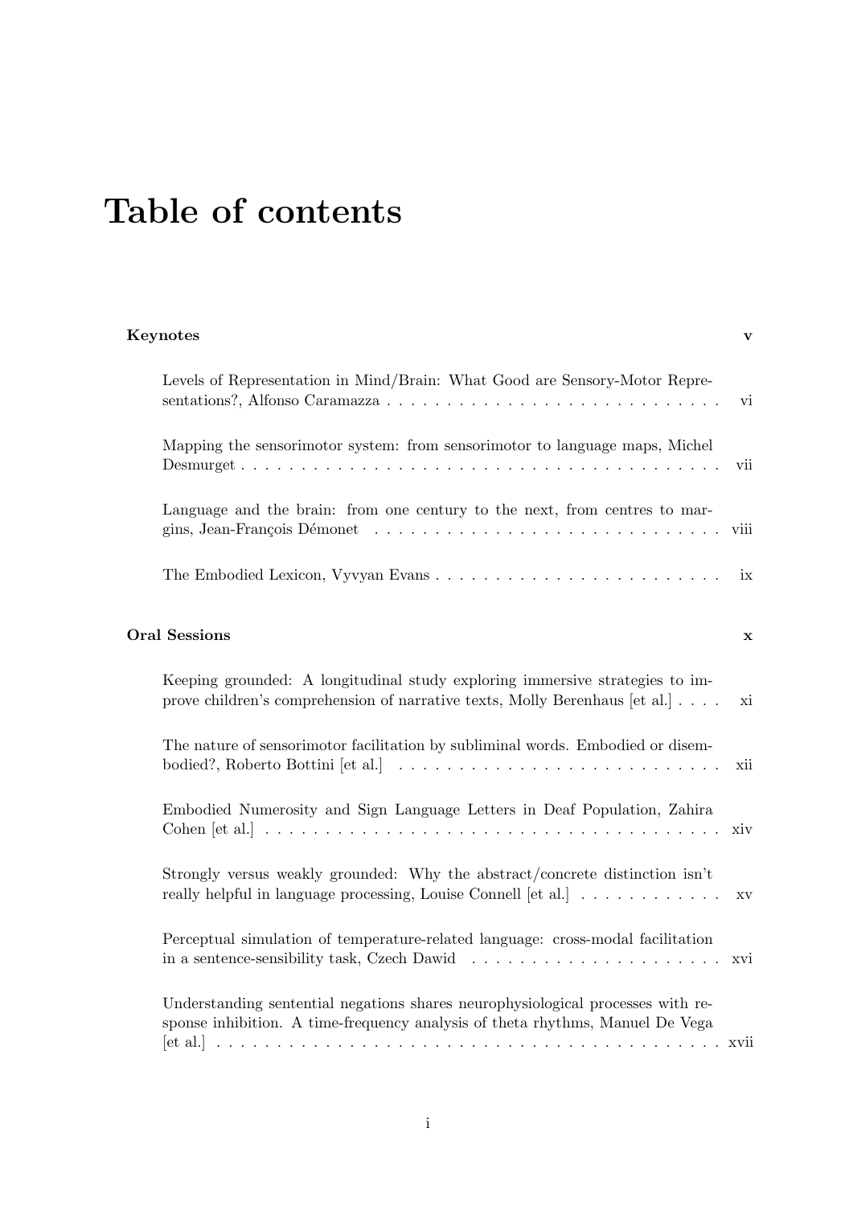# Table of contents

**Keynotes** v

Levels of Representation in Mind/Brain: What Good are Sensory-Motor Representations?, Alfonso Caramazza . . . . . . . . . . . . . . . . . . . . . . . . . . . vi

Mapping the sensorimotor system: from sensorimotor to language maps, Michel Desmurget . . . . . . . . . . . . . . . . . . . . . . . . . . . . . . . . . . . . . . . vii

Language and the brain: from one century to the next, from centres to margins, Jean-François Démonet . . . . . . . . . . . . . . . . . . . . . . . . . . . . viii

The Embodied Lexicon, Vyvyan Evans . . . . . . . . . . . . . . . . . . . . . . . . ix

**Oral Sessions** x

Keeping grounded: A longitudinal study exploring immersive strategies to improve children's comprehension of narrative texts, Molly Berenhaus [et al.] . . . . xi

The nature of sensorimotor facilitation by subliminal words. Embodied or disembodied?, Roberto Bottini [et al.] . . . . . . . . . . . . . . . . . . . . . . . . . . . xii

Embodied Numerosity and Sign Language Letters in Deaf Population, Zahira Cohen [et al.] . . . . . . . . . . . . . . . . . . . . . . . . . . . . . . . . . . . . . . xiv

Strongly versus weakly grounded: Why the abstract/concrete distinction isn't really helpful in language processing, Louise Connell [et al.] . . . . . . . . . . . . xv

Perceptual simulation of temperature-related language: cross-modal facilitation in a sentence-sensibility task, Czech Dawid . . . . . . . . . . . . . . . . . . . . . xvi

Understanding sentential negations shares neurophysiological processes with response inhibition. A time-frequency analysis of theta rhythms, Manuel De Vega [et al.] . . . . . . . . . . . . . . . . . . . . . . . . . . . . . . . . . . . . . . . . . . xvii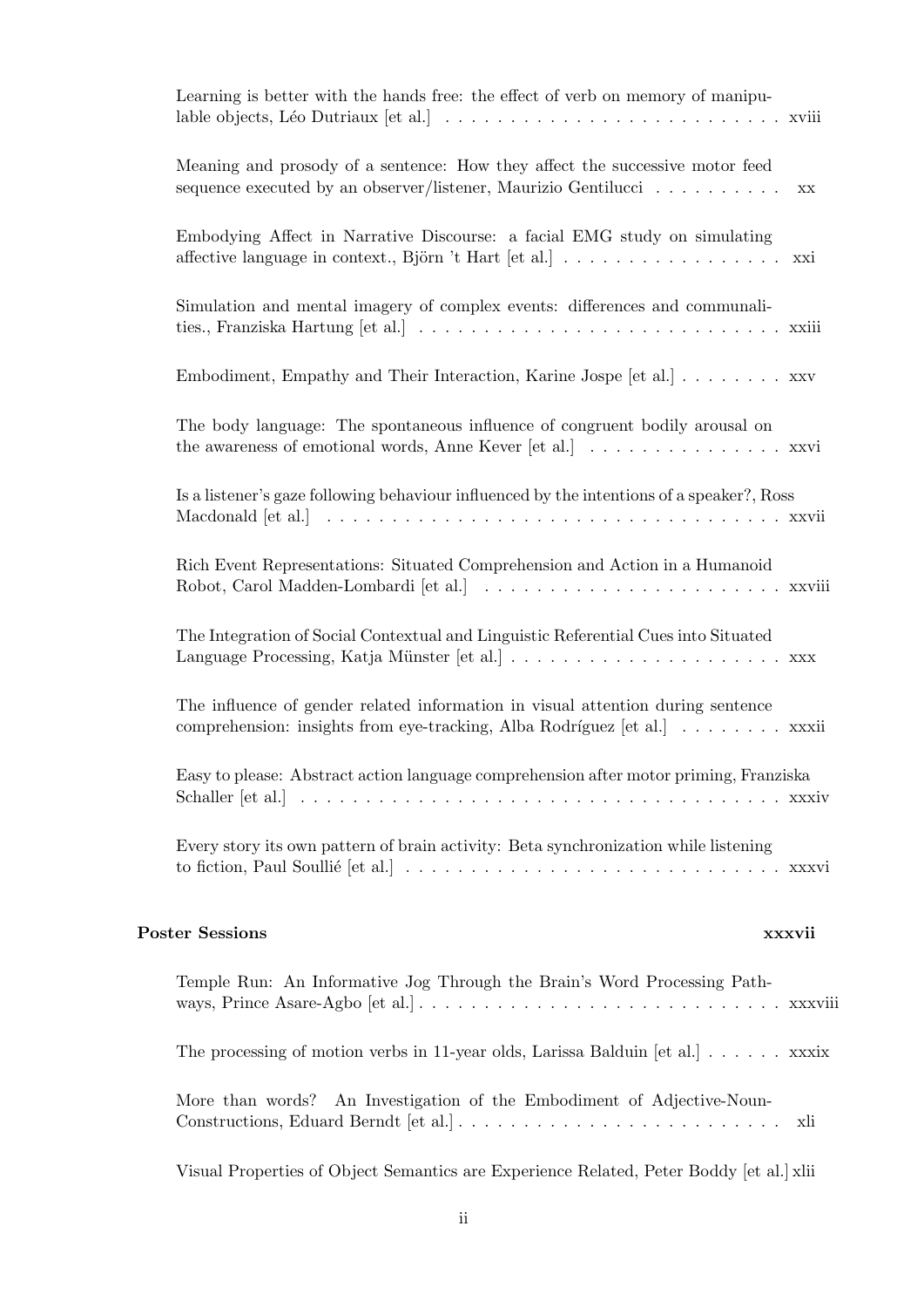Learning is better with the hands free: the effect of verb on memory of manipulable objects, Léo Dutriaux [et al.] . . . . . . . . . . . . . . . . . . . . . . . . . . xviii

Meaning and prosody of a sentence: How they affect the successive motor feed sequence executed by an observer/listener, Maurizio Gentilucci . . . . . . . . . . xx

Embodying Affect in Narrative Discourse: a facial EMG study on simulating affective language in context., Björn 't Hart [et al.] . . . . . . . . . . . . . . . . . xxi

Simulation and mental imagery of complex events: differences and communalities., Franziska Hartung [et al.] . . . . . . . . . . . . . . . . . . . . . . . . . . . xxiii

Embodiment, Empathy and Their Interaction, Karine Jospe [et al.] . . . . . . . . xxv

The body language: The spontaneous influence of congruent bodily arousal on the awareness of emotional words, Anne Kever [et al.] . . . . . . . . . . . . . . . xxvi

Is a listener's gaze following behaviour influenced by the intentions of a speaker?, Ross Macdonald [et al.] . . . . . . . . . . . . . . . . . . . . . . . . . . . . . . . . . . xxvii

Rich Event Representations: Situated Comprehension and Action in a Humanoid Robot, Carol Madden-Lombardi [et al.] . . . . . . . . . . . . . . . . . . . . . . xxviii

The Integration of Social Contextual and Linguistic Referential Cues into Situated Language Processing, Katja Münster [et al.] . . . . . . . . . . . . . . . . . . . . . xxx

The influence of gender related information in visual attention during sentence comprehension: insights from eye-tracking, Alba Rodríguez [et al.] . . . . . . . . xxxii

Easy to please: Abstract action language comprehension after motor priming, Franziska Schaller [et al.] . . . . . . . . . . . . . . . . . . . . . . . . . . . . . . . . . . . . . xxxiv

Every story its own pattern of brain activity: Beta synchronization while listening to fiction, Paul Soullié [et al.] . . . . . . . . . . . . . . . . . . . . . . . . . . . . xxxvi

**Poster Sessions** **xxxvii**

Temple Run: An Informative Jog Through the Brain's Word Processing Pathways, Prince Asare-Agbo [et al.] . . . . . . . . . . . . . . . . . . . . . . . . . . . xxxviii

The processing of motion verbs in 11-year olds, Larissa Balduin [et al.] . . . . . . xxxix

More than words? An Investigation of the Embodiment of Adjective-Noun-Constructions, Eduard Berndt [et al.] . . . . . . . . . . . . . . . . . . . . . . . . . xli

Visual Properties of Object Semantics are Experience Related, Peter Boddy [et al.] xlii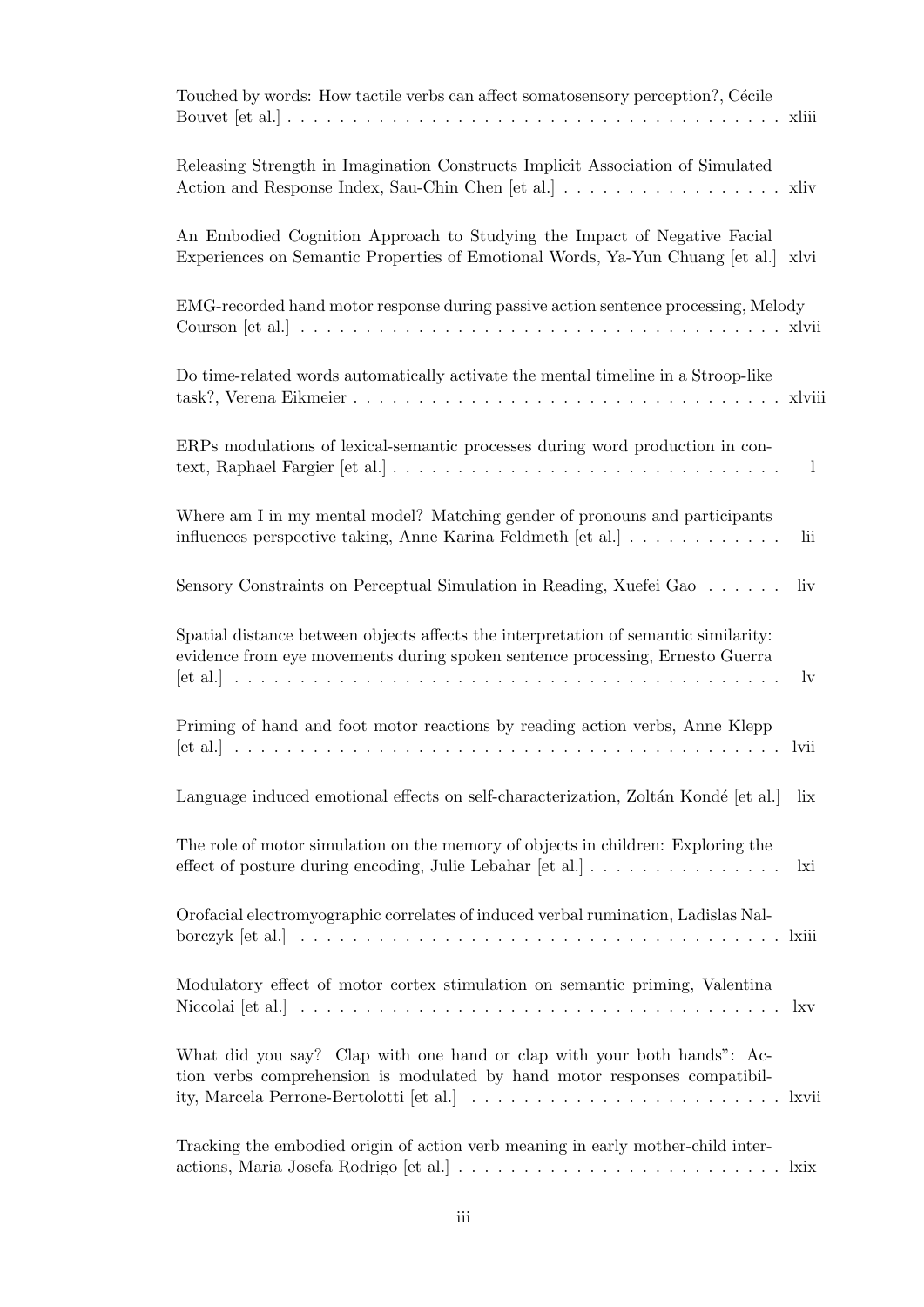Touched by words: How tactile verbs can affect somatosensory perception?, Cécile Bouvet [et al.] . . . . . . . . . . . . . . . . . . . . . . . . . . . . . . . . . . . . . . xliii

Releasing Strength in Imagination Constructs Implicit Association of Simulated Action and Response Index, Sau-Chin Chen [et al.] . . . . . . . . . . . . . . . . . xliv

An Embodied Cognition Approach to Studying the Impact of Negative Facial Experiences on Semantic Properties of Emotional Words, Ya-Yun Chuang [et al.] xlvi

EMG-recorded hand motor response during passive action sentence processing, Melody Courson [et al.] . . . . . . . . . . . . . . . . . . . . . . . . . . . . . . . . . . . . . xlvii

Do time-related words automatically activate the mental timeline in a Stroop-like task?, Verena Eikmeier . . . . . . . . . . . . . . . . . . . . . . . . . . . . . . . . xlviii

ERPs modulations of lexical-semantic processes during word production in context, Raphael Fargier [et al.] . . . . . . . . . . . . . . . . . . . . . . . . . . . . . l

Where am I in my mental model? Matching gender of pronouns and participants influences perspective taking, Anne Karina Feldmeth [et al.] . . . . . . . . . . . . lii

Sensory Constraints on Perceptual Simulation in Reading, Xuefei Gao . . . . . . liv

Spatial distance between objects affects the interpretation of semantic similarity: evidence from eye movements during spoken sentence processing, Ernesto Guerra [et al.] . . . . . . . . . . . . . . . . . . . . . . . . . . . . . . . . . . . . . . . . . lv

Priming of hand and foot motor reactions by reading action verbs, Anne Klepp [et al.] . . . . . . . . . . . . . . . . . . . . . . . . . . . . . . . . . . . . . . . . . lvii

Language induced emotional effects on self-characterization, Zoltán Kondé [et al.] lix

The role of motor simulation on the memory of objects in children: Exploring the effect of posture during encoding, Julie Lebahar [et al.] . . . . . . . . . . . . . . . lxi

Orofacial electromyographic correlates of induced verbal rumination, Ladislas Nalborczyk [et al.] . . . . . . . . . . . . . . . . . . . . . . . . . . . . . . . . . . . . . lxiii

Modulatory effect of motor cortex stimulation on semantic priming, Valentina Niccolai [et al.] . . . . . . . . . . . . . . . . . . . . . . . . . . . . . . . . . . . . . lxv

What did you say? Clap with one hand or clap with your both hands": Action verbs comprehension is modulated by hand motor responses compatibility, Marcela Perrone-Bertolotti [et al.] . . . . . . . . . . . . . . . . . . . . . . . lxvii

Tracking the embodied origin of action verb meaning in early mother-child interactions, Maria Josefa Rodrigo [et al.] . . . . . . . . . . . . . . . . . . . . . . . . . lxix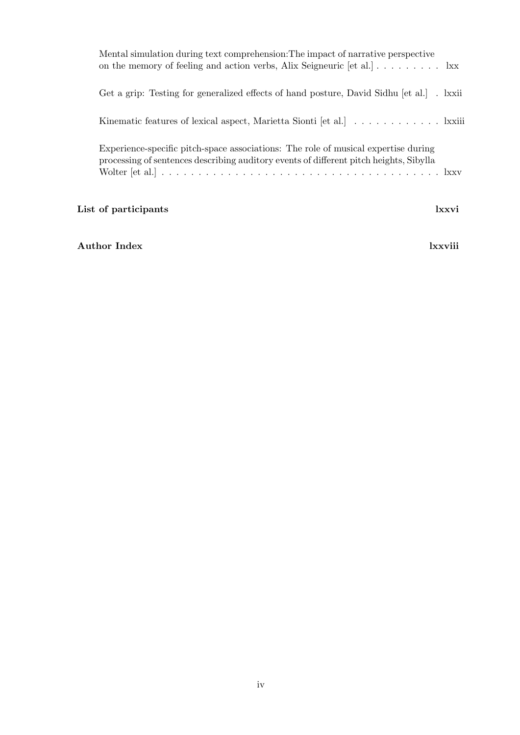Mental simulation during text comprehension:The impact of narrative perspective on the memory of feeling and action verbs, Alix Seigneuric [et al.] . . . . . . . . . lxx

Get a grip: Testing for generalized effects of hand posture, David Sidhu [et al.] . lxxii

Kinematic features of lexical aspect, Marietta Sionti [et al.] . . . . . . . . . . . . lxxiii

Experience-specific pitch-space associations: The role of musical expertise during processing of sentences describing auditory events of different pitch heights, Sibylla Wolter [et al.] . . . . . . . . . . . . . . . . . . . . . . . . . . . . . . . . . . . . . lxxv

**List of participants** **lxxvi**

**Author Index** **lxxviii**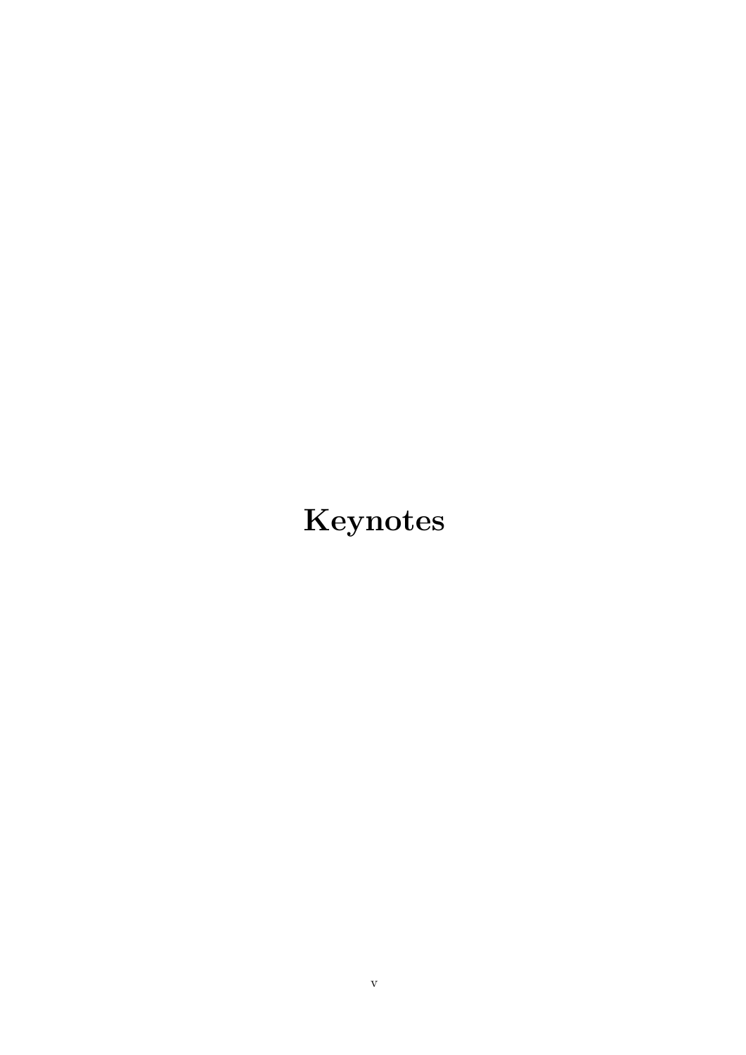# Keynotes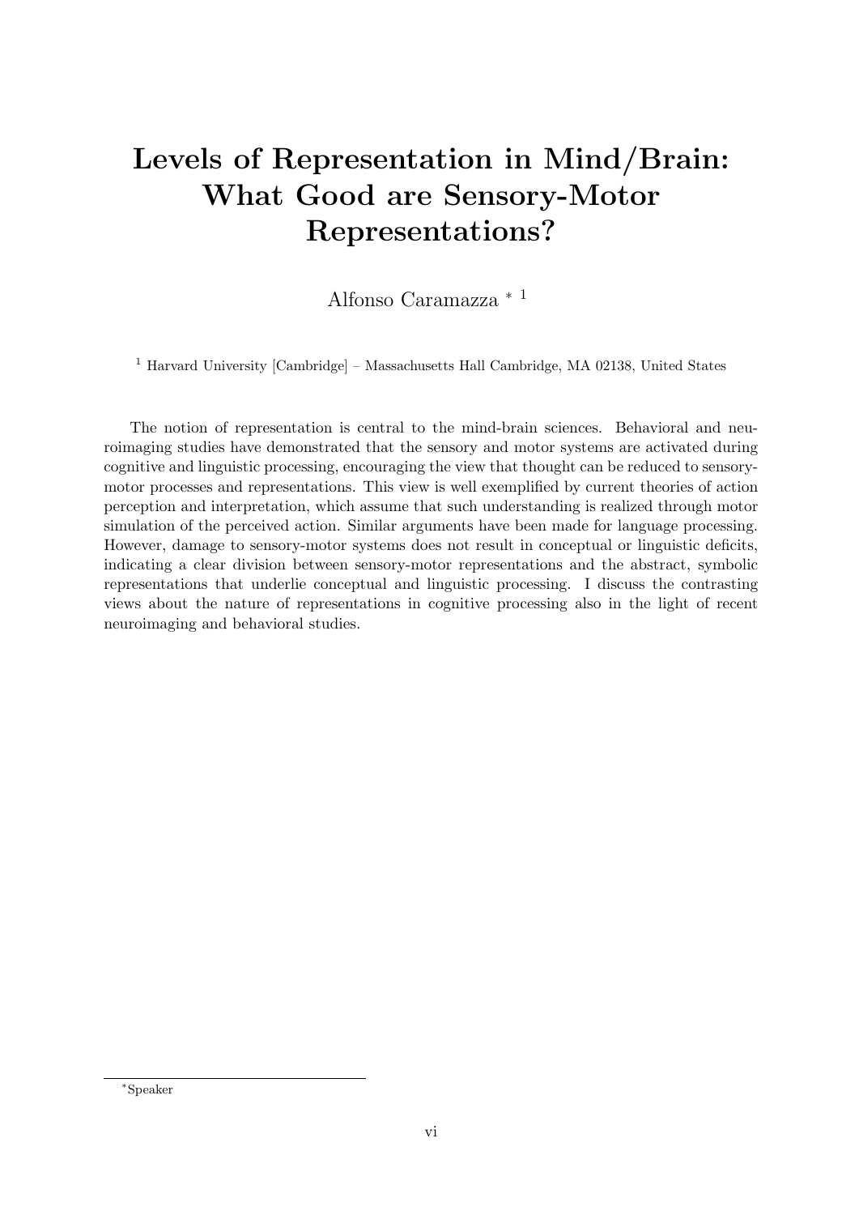# Levels of Representation in Mind/Brain: What Good are Sensory-Motor Representations?

Alfonso Caramazza * [1]

[1] Harvard University [Cambridge] – Massachusetts Hall Cambridge, MA 02138, United States

The notion of representation is central to the mind-brain sciences. Behavioral and neuroimaging studies have demonstrated that the sensory and motor systems are activated during cognitive and linguistic processing, encouraging the view that thought can be reduced to sensory-motor processes and representations. This view is well exemplified by current theories of action perception and interpretation, which assume that such understanding is realized through motor simulation of the perceived action. Similar arguments have been made for language processing. However, damage to sensory-motor systems does not result in conceptual or linguistic deficits, indicating a clear division between sensory-motor representations and the abstract, symbolic representations that underlie conceptual and linguistic processing. I discuss the contrasting views about the nature of representations in cognitive processing also in the light of recent neuroimaging and behavioral studies.

*Speaker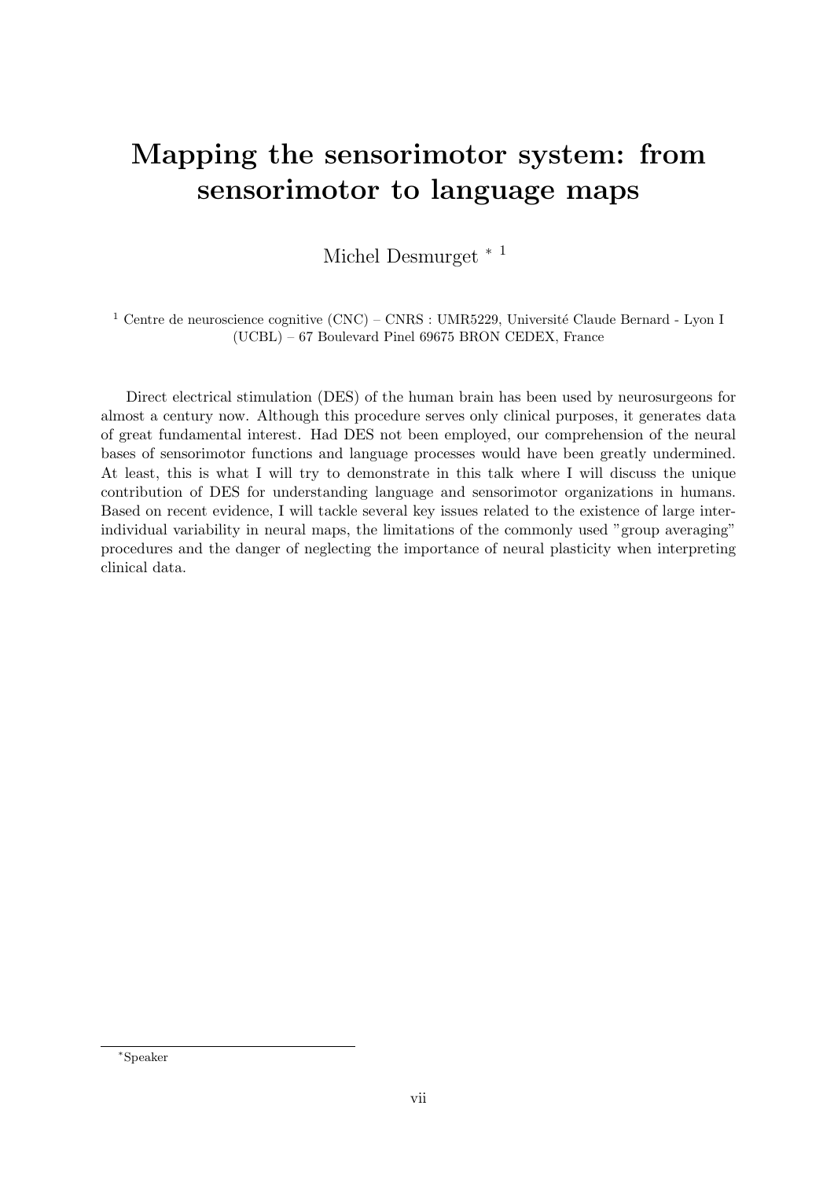# Mapping the sensorimotor system: from sensorimotor to language maps

Michel Desmurget * [1]

[1] Centre de neuroscience cognitive (CNC) – CNRS : UMR5229, Université Claude Bernard - Lyon I (UCBL) – 67 Boulevard Pinel 69675 BRON CEDEX, France

Direct electrical stimulation (DES) of the human brain has been used by neurosurgeons for almost a century now. Although this procedure serves only clinical purposes, it generates data of great fundamental interest. Had DES not been employed, our comprehension of the neural bases of sensorimotor functions and language processes would have been greatly undermined. At least, this is what I will try to demonstrate in this talk where I will discuss the unique contribution of DES for understanding language and sensorimotor organizations in humans. Based on recent evidence, I will tackle several key issues related to the existence of large inter-individual variability in neural maps, the limitations of the commonly used "group averaging" procedures and the danger of neglecting the importance of neural plasticity when interpreting clinical data.

*Speaker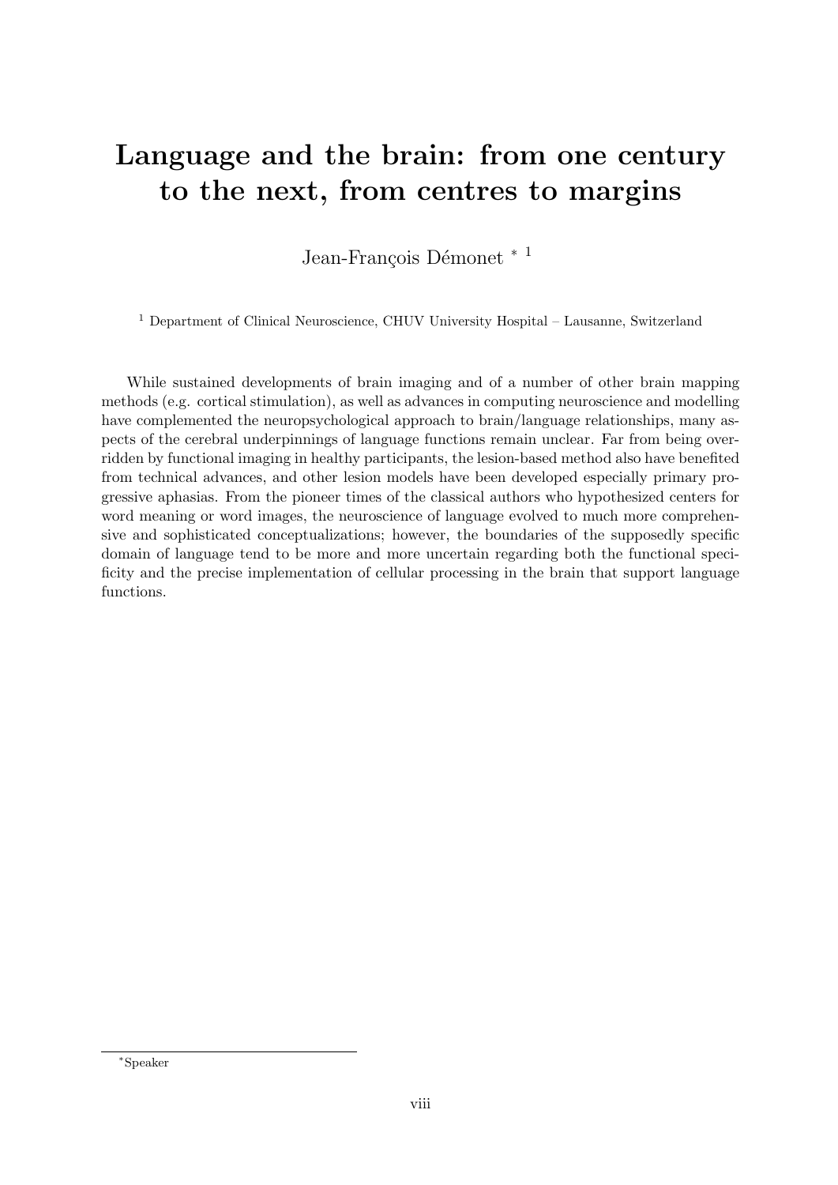# Language and the brain: from one century to the next, from centres to margins

Jean-François Démonet * [1]

[1] Department of Clinical Neuroscience, CHUV University Hospital – Lausanne, Switzerland

While sustained developments of brain imaging and of a number of other brain mapping methods (e.g. cortical stimulation), as well as advances in computing neuroscience and modelling have complemented the neuropsychological approach to brain/language relationships, many aspects of the cerebral underpinnings of language functions remain unclear. Far from being overridden by functional imaging in healthy participants, the lesion-based method also have benefited from technical advances, and other lesion models have been developed especially primary progressive aphasias. From the pioneer times of the classical authors who hypothesized centers for word meaning or word images, the neuroscience of language evolved to much more comprehensive and sophisticated conceptualizations; however, the boundaries of the supposedly specific domain of language tend to be more and more uncertain regarding both the functional specificity and the precise implementation of cellular processing in the brain that support language functions.

*Speaker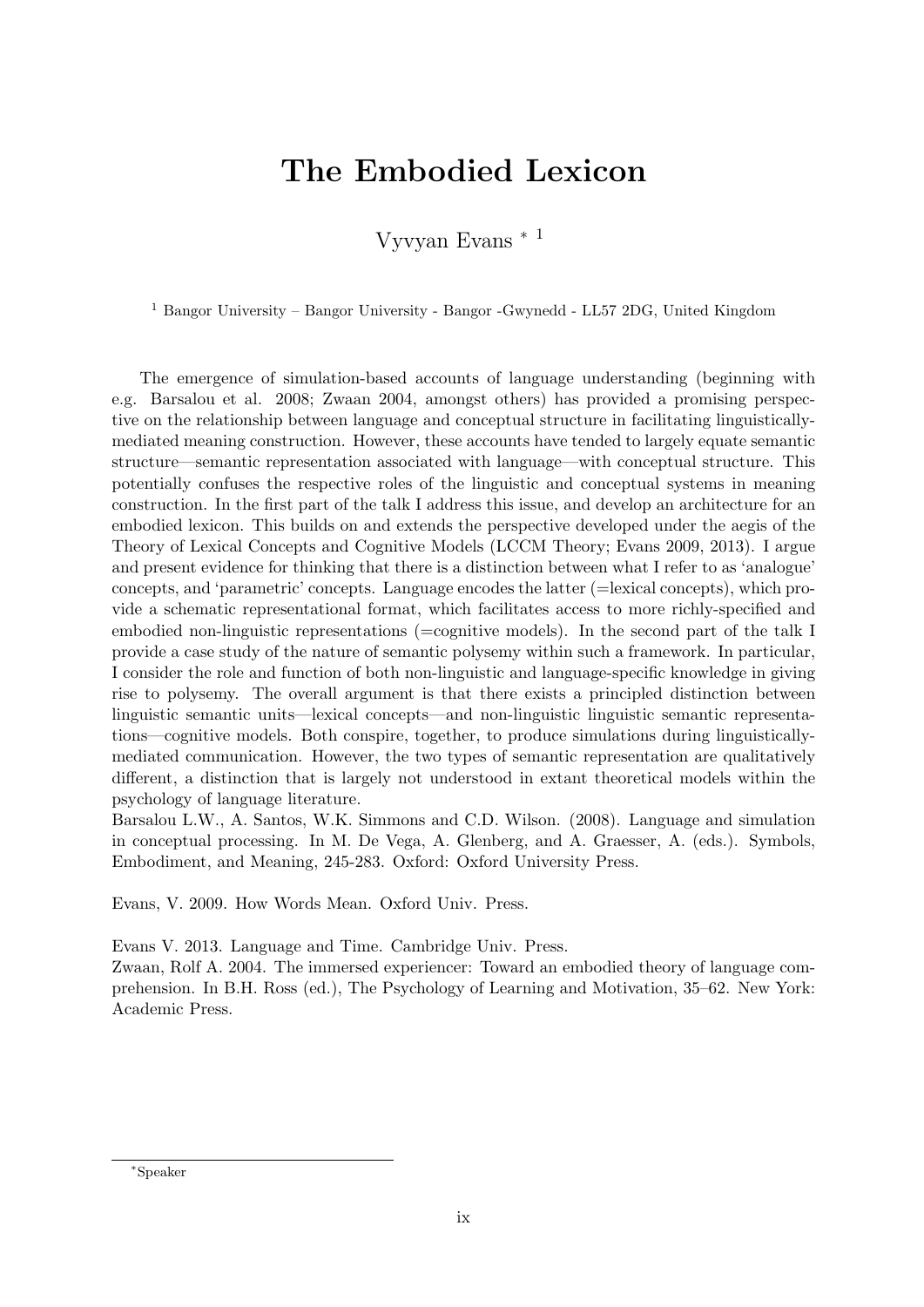# The Embodied Lexicon

Vyvyan Evans * [1]

[1] Bangor University – Bangor University - Bangor -Gwynedd - LL57 2DG, United Kingdom

The emergence of simulation-based accounts of language understanding (beginning with e.g. Barsalou et al. 2008; Zwaan 2004, amongst others) has provided a promising perspective on the relationship between language and conceptual structure in facilitating linguistically-mediated meaning construction. However, these accounts have tended to largely equate semantic structure—semantic representation associated with language—with conceptual structure. This potentially confuses the respective roles of the linguistic and conceptual systems in meaning construction. In the first part of the talk I address this issue, and develop an architecture for an embodied lexicon. This builds on and extends the perspective developed under the aegis of the Theory of Lexical Concepts and Cognitive Models (LCCM Theory; Evans 2009, 2013). I argue and present evidence for thinking that there is a distinction between what I refer to as 'analogue' concepts, and 'parametric' concepts. Language encodes the latter (=lexical concepts), which provide a schematic representational format, which facilitates access to more richly-specified and embodied non-linguistic representations (=cognitive models). In the second part of the talk I provide a case study of the nature of semantic polysemy within such a framework. In particular, I consider the role and function of both non-linguistic and language-specific knowledge in giving rise to polysemy. The overall argument is that there exists a principled distinction between linguistic semantic units—lexical concepts—and non-linguistic linguistic semantic representations—cognitive models. Both conspire, together, to produce simulations during linguistically-mediated communication. However, the two types of semantic representation are qualitatively different, a distinction that is largely not understood in extant theoretical models within the psychology of language literature.

Barsalou L.W., A. Santos, W.K. Simmons and C.D. Wilson. (2008). Language and simulation in conceptual processing. In M. De Vega, A. Glenberg, and A. Graesser, A. (eds.). Symbols, Embodiment, and Meaning, 245-283. Oxford: Oxford University Press.

Evans, V. 2009. How Words Mean. Oxford Univ. Press.

Evans V. 2013. Language and Time. Cambridge Univ. Press.

Zwaan, Rolf A. 2004. The immersed experiencer: Toward an embodied theory of language comprehension. In B.H. Ross (ed.), The Psychology of Learning and Motivation, 35–62. New York: Academic Press.

*Speaker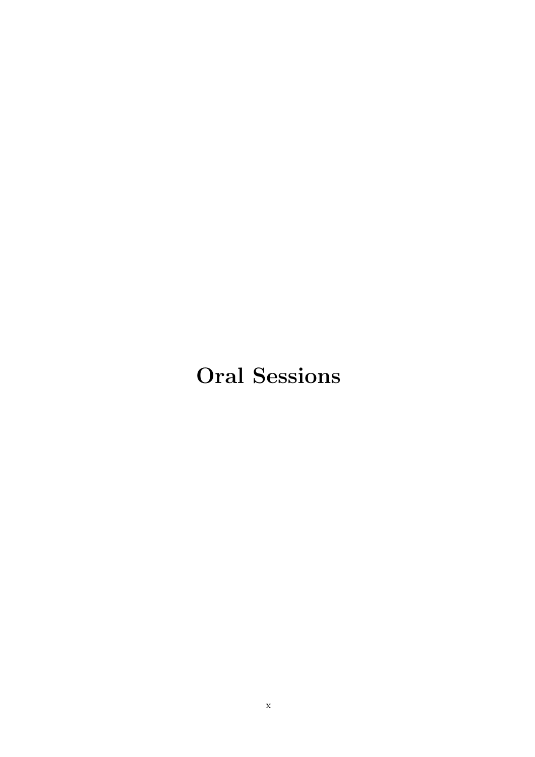# Oral Sessions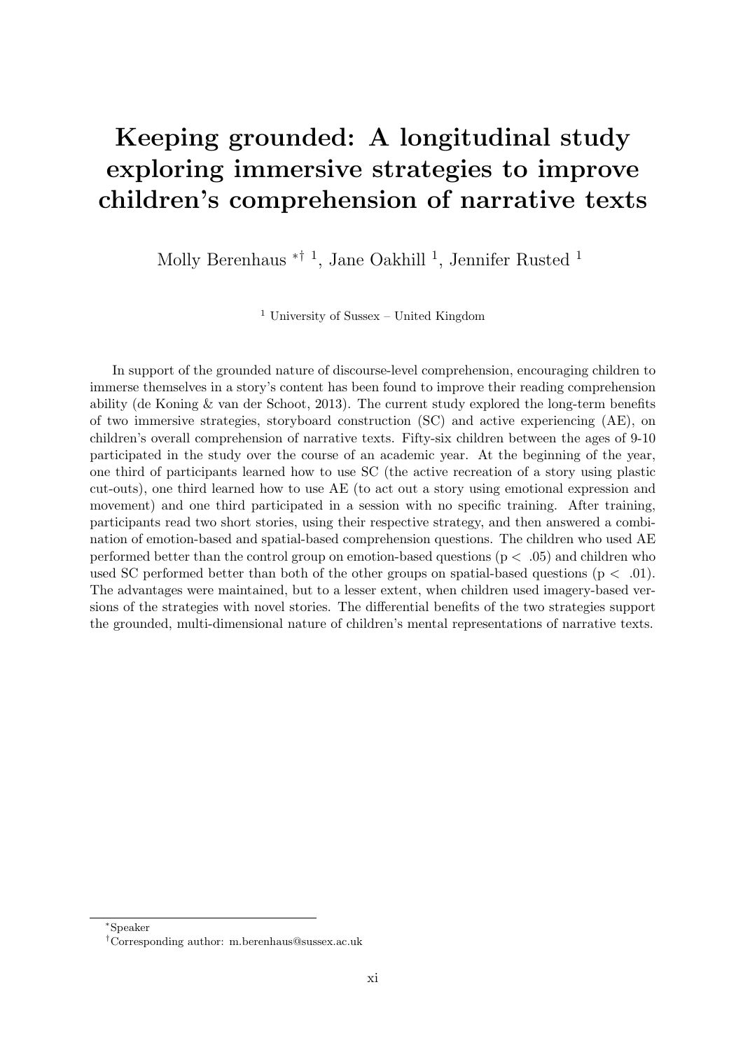# Keeping grounded: A longitudinal study exploring immersive strategies to improve children's comprehension of narrative texts

Molly Berenhaus [*†1], Jane Oakhill [1], Jennifer Rusted [1]

[1] University of Sussex – United Kingdom

In support of the grounded nature of discourse-level comprehension, encouraging children to immerse themselves in a story's content has been found to improve their reading comprehension ability (de Koning & van der Schoot, 2013). The current study explored the long-term benefits of two immersive strategies, storyboard construction (SC) and active experiencing (AE), on children's overall comprehension of narrative texts. Fifty-six children between the ages of 9-10 participated in the study over the course of an academic year. At the beginning of the year, one third of participants learned how to use SC (the active recreation of a story using plastic cut-outs), one third learned how to use AE (to act out a story using emotional expression and movement) and one third participated in a session with no specific training. After training, participants read two short stories, using their respective strategy, and then answered a combination of emotion-based and spatial-based comprehension questions. The children who used AE performed better than the control group on emotion-based questions ($p < .05$) and children who used SC performed better than both of the other groups on spatial-based questions ($p < .01$). The advantages were maintained, but to a lesser extent, when children used imagery-based versions of the strategies with novel stories. The differential benefits of the two strategies support the grounded, multi-dimensional nature of children's mental representations of narrative texts.

[*]Speaker

[†]Corresponding author: m.berenhaus@sussex.ac.uk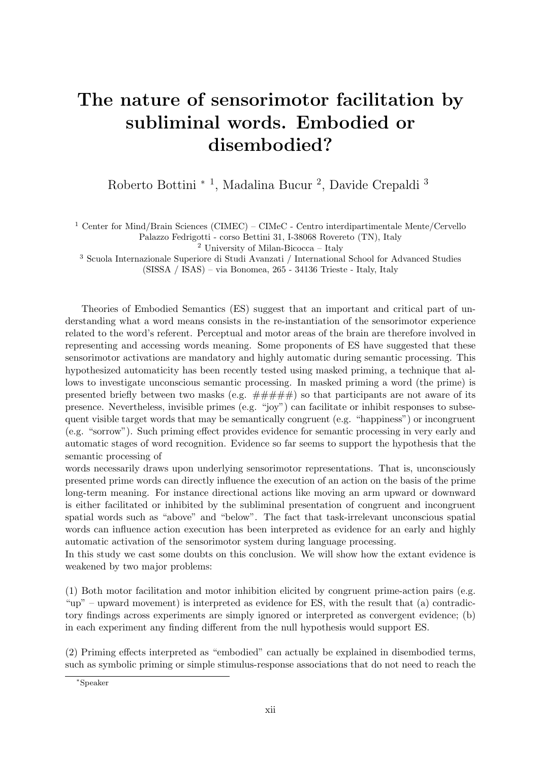# The nature of sensorimotor facilitation by subliminal words. Embodied or disembodied?

Roberto Bottini * [1], Madalina Bucur [2], Davide Crepaldi [3]

[1] Center for Mind/Brain Sciences (CIMEC) – CIMeC - Centro interdipartimentale Mente/Cervello Palazzo Fedrigotti - corso Bettini 31, I-38068 Rovereto (TN), Italy
[2] University of Milan-Bicocca – Italy
[3] Scuola Internazionale Superiore di Studi Avanzati / International School for Advanced Studies (SISSA / ISAS) – via Bonomea, 265 - 34136 Trieste - Italy, Italy

Theories of Embodied Semantics (ES) suggest that an important and critical part of understanding what a word means consists in the re-instantiation of the sensorimotor experience related to the word's referent. Perceptual and motor areas of the brain are therefore involved in representing and accessing words meaning. Some proponents of ES have suggested that these sensorimotor activations are mandatory and highly automatic during semantic processing. This hypothesized automaticity has been recently tested using masked priming, a technique that allows to investigate unconscious semantic processing. In masked priming a word (the prime) is presented briefly between two masks (e.g. #####) so that participants are not aware of its presence. Nevertheless, invisible primes (e.g. "joy") can facilitate or inhibit responses to subsequent visible target words that may be semantically congruent (e.g. "happiness") or incongruent (e.g. "sorrow"). Such priming effect provides evidence for semantic processing in very early and automatic stages of word recognition. Evidence so far seems to support the hypothesis that the semantic processing of
words necessarily draws upon underlying sensorimotor representations. That is, unconsciously presented prime words can directly influence the execution of an action on the basis of the prime long-term meaning. For instance directional actions like moving an arm upward or downward is either facilitated or inhibited by the subliminal presentation of congruent and incongruent spatial words such as "above" and "below". The fact that task-irrelevant unconscious spatial words can influence action execution has been interpreted as evidence for an early and highly automatic activation of the sensorimotor system during language processing.
In this study we cast some doubts on this conclusion. We will show how the extant evidence is weakened by two major problems:

(1) Both motor facilitation and motor inhibition elicited by congruent prime-action pairs (e.g. "up" – upward movement) is interpreted as evidence for ES, with the result that (a) contradictory findings across experiments are simply ignored or interpreted as convergent evidence; (b) in each experiment any finding different from the null hypothesis would support ES.

(2) Priming effects interpreted as "embodied" can actually be explained in disembodied terms, such as symbolic priming or simple stimulus-response associations that do not need to reach the

*Speaker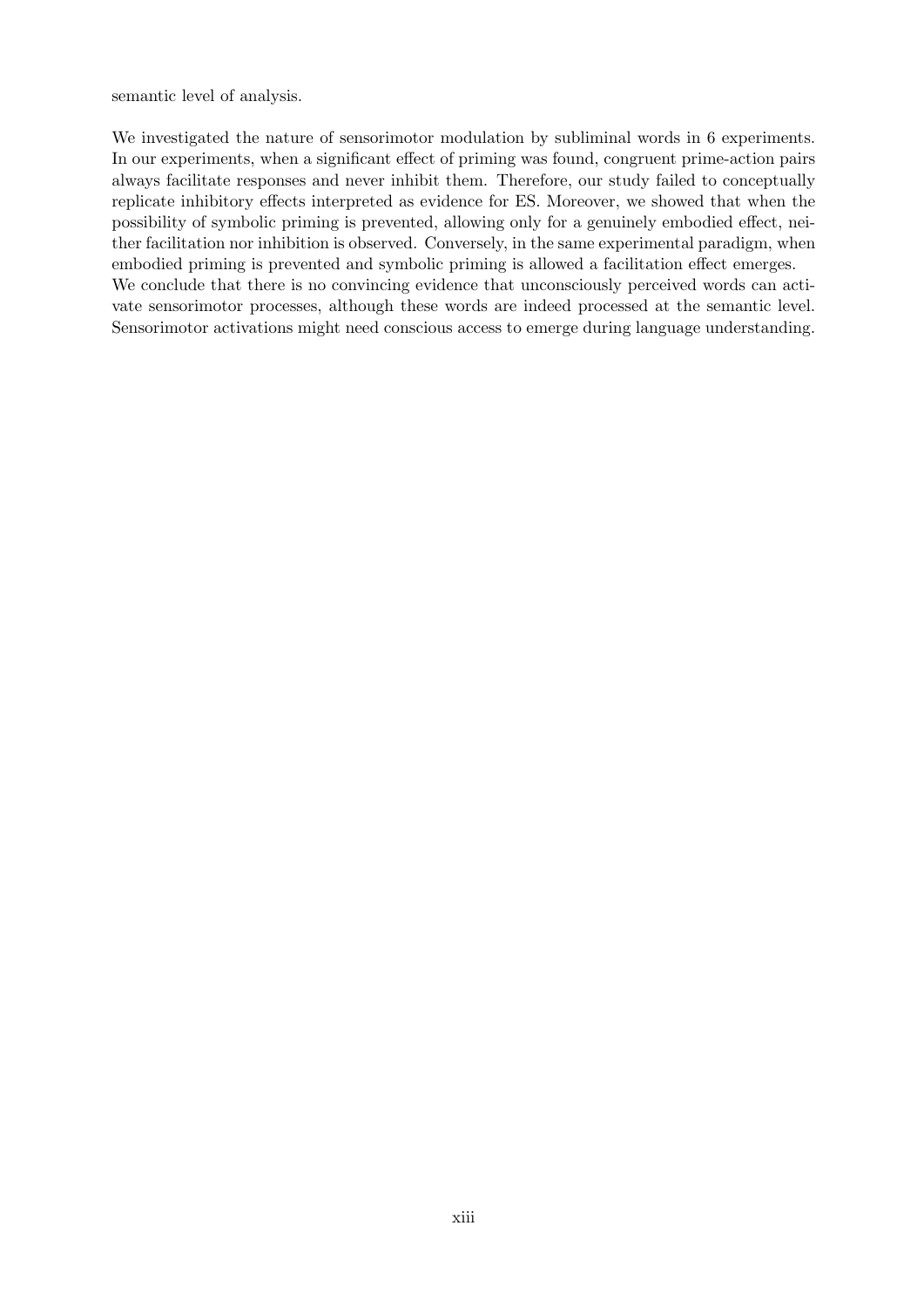semantic level of analysis.

We investigated the nature of sensorimotor modulation by subliminal words in 6 experiments. In our experiments, when a significant effect of priming was found, congruent prime-action pairs always facilitate responses and never inhibit them. Therefore, our study failed to conceptually replicate inhibitory effects interpreted as evidence for ES. Moreover, we showed that when the possibility of symbolic priming is prevented, allowing only for a genuinely embodied effect, neither facilitation nor inhibition is observed. Conversely, in the same experimental paradigm, when embodied priming is prevented and symbolic priming is allowed a facilitation effect emerges.
We conclude that there is no convincing evidence that unconsciously perceived words can activate sensorimotor processes, although these words are indeed processed at the semantic level. Sensorimotor activations might need conscious access to emerge during language understanding.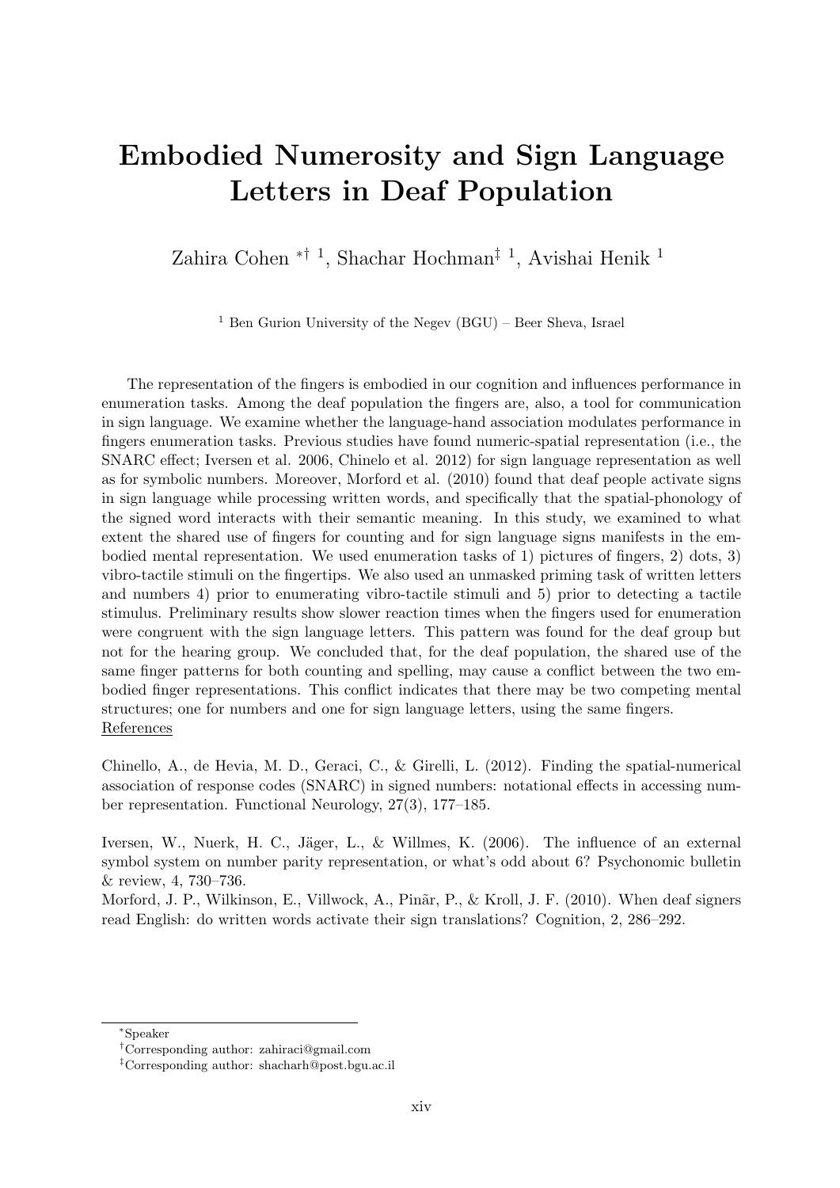# Embodied Numerosity and Sign Language Letters in Deaf Population

Zahira Cohen *† [1], Shachar Hochman‡ [1], Avishai Henik [1]

[1] Ben Gurion University of the Negev (BGU) – Beer Sheva, Israel

The representation of the fingers is embodied in our cognition and influences performance in enumeration tasks. Among the deaf population the fingers are, also, a tool for communication in sign language. We examine whether the language-hand association modulates performance in fingers enumeration tasks. Previous studies have found numeric-spatial representation (i.e., the SNARC effect; Iversen et al. 2006, Chinelo et al. 2012) for sign language representation as well as for symbolic numbers. Moreover, Morford et al. (2010) found that deaf people activate signs in sign language while processing written words, and specifically that the spatial-phonology of the signed word interacts with their semantic meaning. In this study, we examined to what extent the shared use of fingers for counting and for sign language signs manifests in the embodied mental representation. We used enumeration tasks of 1) pictures of fingers, 2) dots, 3) vibro-tactile stimuli on the fingertips. We also used an unmasked priming task of written letters and numbers 4) prior to enumerating vibro-tactile stimuli and 5) prior to detecting a tactile stimulus. Preliminary results show slower reaction times when the fingers used for enumeration were congruent with the sign language letters. This pattern was found for the deaf group but not for the hearing group. We concluded that, for the deaf population, the shared use of the same finger patterns for both counting and spelling, may cause a conflict between the two embodied finger representations. This conflict indicates that there may be two competing mental structures; one for numbers and one for sign language letters, using the same fingers.

References

Chinello, A., de Hevia, M. D., Geraci, C., & Girelli, L. (2012). Finding the spatial-numerical association of response codes (SNARC) in signed numbers: notational effects in accessing number representation. Functional Neurology, 27(3), 177–185.

Iversen, W., Nuerk, H. C., Jäger, L., & Willmes, K. (2006). The influence of an external symbol system on number parity representation, or what's odd about 6? Psychonomic bulletin & review, 4, 730–736.

Morford, J. P., Wilkinson, E., Villwock, A., Piñar, P., & Kroll, J. F. (2010). When deaf signers read English: do written words activate their sign translations? Cognition, 2, 286–292.

*Speaker

†Corresponding author: zahiraci@gmail.com

‡Corresponding author: shacharh@post.bgu.ac.il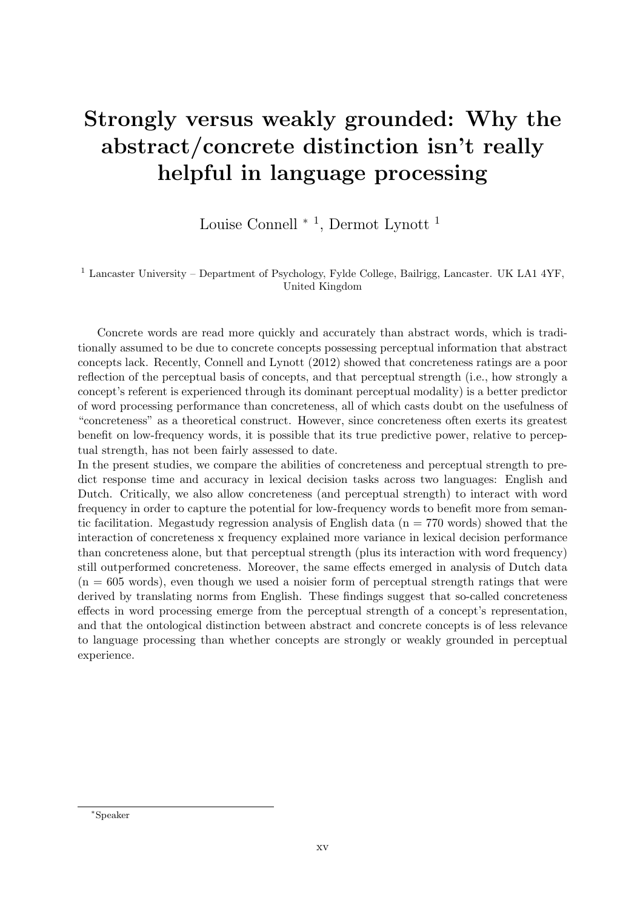# Strongly versus weakly grounded: Why the abstract/concrete distinction isn't really helpful in language processing

Louise Connell * [1], Dermot Lynott [1]

[1] Lancaster University – Department of Psychology, Fylde College, Bailrigg, Lancaster. UK LA1 4YF, United Kingdom

Concrete words are read more quickly and accurately than abstract words, which is traditionally assumed to be due to concrete concepts possessing perceptual information that abstract concepts lack. Recently, Connell and Lynott (2012) showed that concreteness ratings are a poor reflection of the perceptual basis of concepts, and that perceptual strength (i.e., how strongly a concept's referent is experienced through its dominant perceptual modality) is a better predictor of word processing performance than concreteness, all of which casts doubt on the usefulness of "concreteness" as a theoretical construct. However, since concreteness often exerts its greatest benefit on low-frequency words, it is possible that its true predictive power, relative to perceptual strength, has not been fairly assessed to date.

In the present studies, we compare the abilities of concreteness and perceptual strength to predict response time and accuracy in lexical decision tasks across two languages: English and Dutch. Critically, we also allow concreteness (and perceptual strength) to interact with word frequency in order to capture the potential for low-frequency words to benefit more from semantic facilitation. Megastudy regression analysis of English data (n = 770 words) showed that the interaction of concreteness x frequency explained more variance in lexical decision performance than concreteness alone, but that perceptual strength (plus its interaction with word frequency) still outperformed concreteness. Moreover, the same effects emerged in analysis of Dutch data (n = 605 words), even though we used a noisier form of perceptual strength ratings that were derived by translating norms from English. These findings suggest that so-called concreteness effects in word processing emerge from the perceptual strength of a concept's representation, and that the ontological distinction between abstract and concrete concepts is of less relevance to language processing than whether concepts are strongly or weakly grounded in perceptual experience.

*Speaker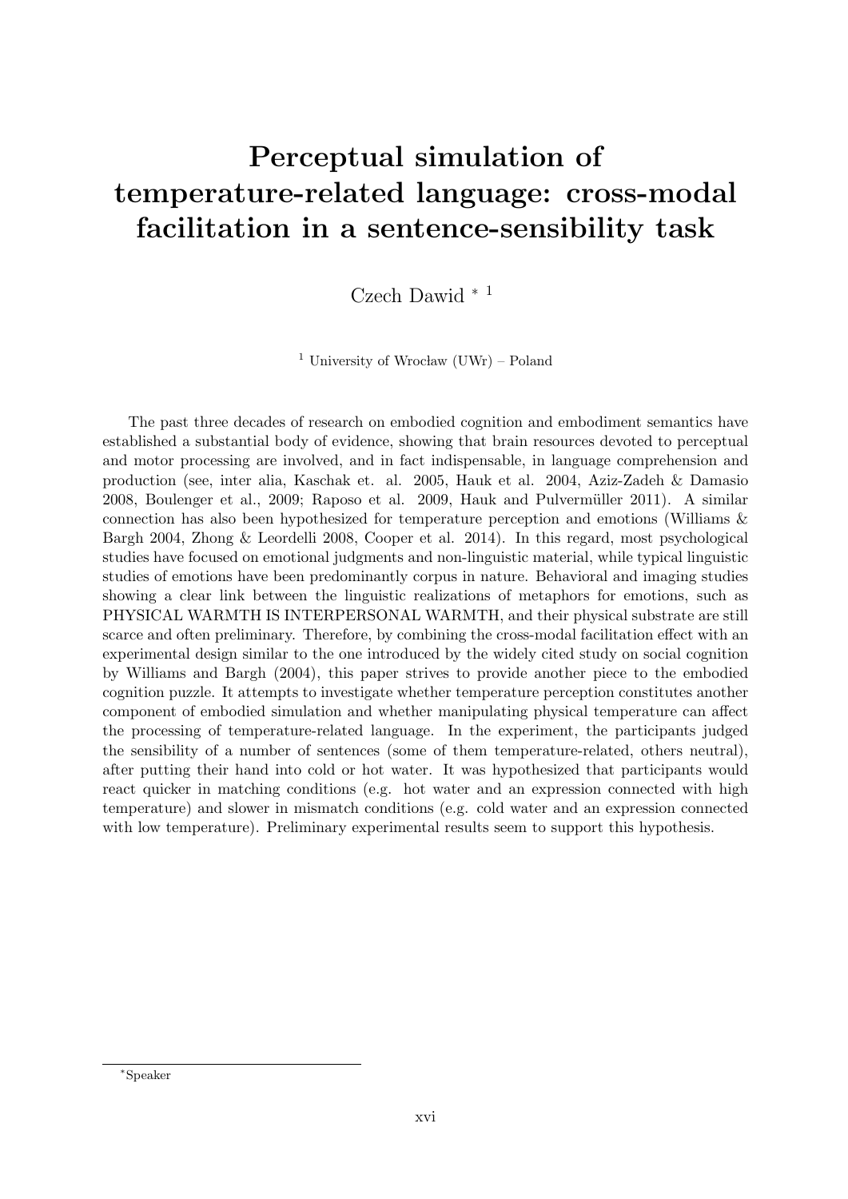# Perceptual simulation of temperature-related language: cross-modal facilitation in a sentence-sensibility task

Czech Dawid * [1]

[1] University of Wrocław (UWr) – Poland

The past three decades of research on embodied cognition and embodiment semantics have established a substantial body of evidence, showing that brain resources devoted to perceptual and motor processing are involved, and in fact indispensable, in language comprehension and production (see, inter alia, Kaschak et. al. 2005, Hauk et al. 2004, Aziz-Zadeh & Damasio 2008, Boulenger et al., 2009; Raposo et al. 2009, Hauk and Pulvermüller 2011). A similar connection has also been hypothesized for temperature perception and emotions (Williams & Bargh 2004, Zhong & Leordelli 2008, Cooper et al. 2014). In this regard, most psychological studies have focused on emotional judgments and non-linguistic material, while typical linguistic studies of emotions have been predominantly corpus in nature. Behavioral and imaging studies showing a clear link between the linguistic realizations of metaphors for emotions, such as PHYSICAL WARMTH IS INTERPERSONAL WARMTH, and their physical substrate are still scarce and often preliminary. Therefore, by combining the cross-modal facilitation effect with an experimental design similar to the one introduced by the widely cited study on social cognition by Williams and Bargh (2004), this paper strives to provide another piece to the embodied cognition puzzle. It attempts to investigate whether temperature perception constitutes another component of embodied simulation and whether manipulating physical temperature can affect the processing of temperature-related language. In the experiment, the participants judged the sensibility of a number of sentences (some of them temperature-related, others neutral), after putting their hand into cold or hot water. It was hypothesized that participants would react quicker in matching conditions (e.g. hot water and an expression connected with high temperature) and slower in mismatch conditions (e.g. cold water and an expression connected with low temperature). Preliminary experimental results seem to support this hypothesis.

*Speaker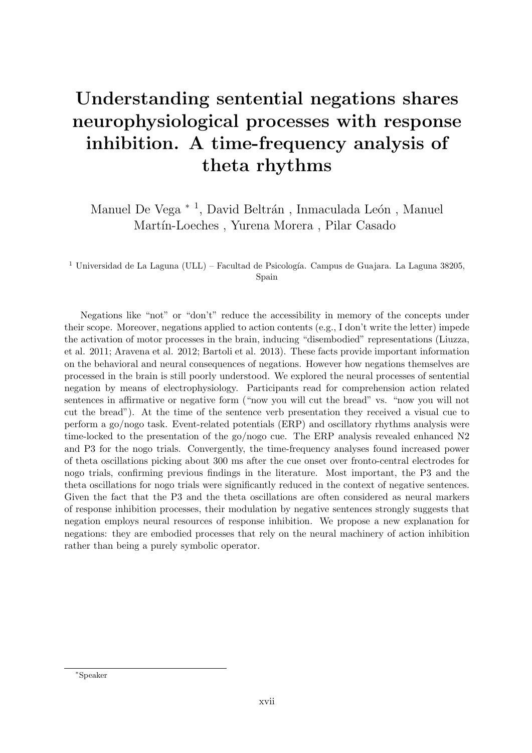# Understanding sentential negations shares neurophysiological processes with response inhibition. A time-frequency analysis of theta rhythms

Manuel De Vega * [1], David Beltrán , Inmaculada León , Manuel Martín-Loeches , Yurena Morera , Pilar Casado

[1] Universidad de La Laguna (ULL) – Facultad de Psicología. Campus de Guajara. La Laguna 38205, Spain

Negations like "not" or "don't" reduce the accessibility in memory of the concepts under their scope. Moreover, negations applied to action contents (e.g., I don't write the letter) impede the activation of motor processes in the brain, inducing "disembodied" representations (Liuzza, et al. 2011; Aravena et al. 2012; Bartoli et al. 2013). These facts provide important information on the behavioral and neural consequences of negations. However how negations themselves are processed in the brain is still poorly understood. We explored the neural processes of sentential negation by means of electrophysiology. Participants read for comprehension action related sentences in affirmative or negative form ("now you will cut the bread" vs. "now you will not cut the bread"). At the time of the sentence verb presentation they received a visual cue to perform a go/nogo task. Event-related potentials (ERP) and oscillatory rhythms analysis were time-locked to the presentation of the go/nogo cue. The ERP analysis revealed enhanced N2 and P3 for the nogo trials. Convergently, the time-frequency analyses found increased power of theta oscillations picking about 300 ms after the cue onset over fronto-central electrodes for nogo trials, confirming previous findings in the literature. Most important, the P3 and the theta oscillations for nogo trials were significantly reduced in the context of negative sentences. Given the fact that the P3 and the theta oscillations are often considered as neural markers of response inhibition processes, their modulation by negative sentences strongly suggests that negation employs neural resources of response inhibition. We propose a new explanation for negations: they are embodied processes that rely on the neural machinery of action inhibition rather than being a purely symbolic operator.

*Speaker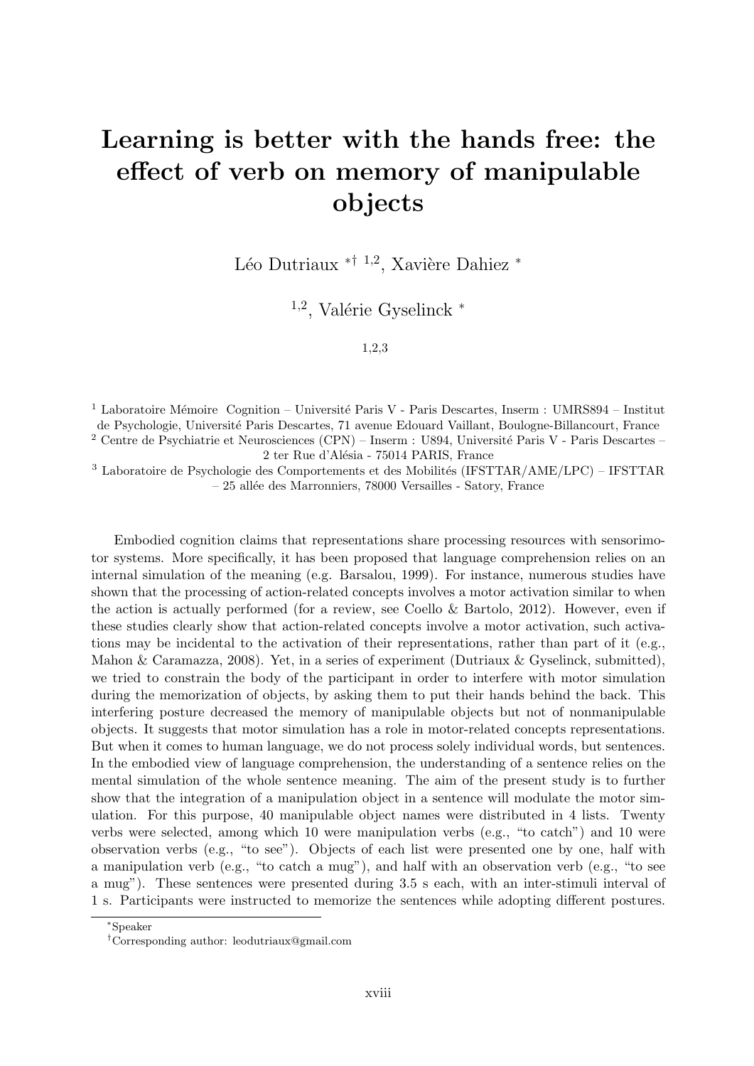# Learning is better with the hands free: the effect of verb on memory of manipulable objects

Léo Dutriaux *† [1,2], Xavière Dahiez *

[1,2], Valérie Gyselinck *

[1,2,3]

[1] Laboratoire Mémoire Cognition – Université Paris V - Paris Descartes, Inserm : UMRS894 – Institut de Psychologie, Université Paris Descartes, 71 avenue Edouard Vaillant, Boulogne-Billancourt, France
[2] Centre de Psychiatrie et Neurosciences (CPN) – Inserm : U894, Université Paris V - Paris Descartes – 2 ter Rue d'Alésia - 75014 PARIS, France
[3] Laboratoire de Psychologie des Comportements et des Mobilités (IFSTTAR/AME/LPC) – IFSTTAR – 25 allée des Marronniers, 78000 Versailles - Satory, France

Embodied cognition claims that representations share processing resources with sensorimotor systems. More specifically, it has been proposed that language comprehension relies on an internal simulation of the meaning (e.g. Barsalou, 1999). For instance, numerous studies have shown that the processing of action-related concepts involves a motor activation similar to when the action is actually performed (for a review, see Coello & Bartolo, 2012). However, even if these studies clearly show that action-related concepts involve a motor activation, such activations may be incidental to the activation of their representations, rather than part of it (e.g., Mahon & Caramazza, 2008). Yet, in a series of experiment (Dutriaux & Gyselinck, submitted), we tried to constrain the body of the participant in order to interfere with motor simulation during the memorization of objects, by asking them to put their hands behind the back. This interfering posture decreased the memory of manipulable objects but not of nonmanipulable objects. It suggests that motor simulation has a role in motor-related concepts representations. But when it comes to human language, we do not process solely individual words, but sentences. In the embodied view of language comprehension, the understanding of a sentence relies on the mental simulation of the whole sentence meaning. The aim of the present study is to further show that the integration of a manipulation object in a sentence will modulate the motor simulation. For this purpose, 40 manipulable object names were distributed in 4 lists. Twenty verbs were selected, among which 10 were manipulation verbs (e.g., "to catch") and 10 were observation verbs (e.g., "to see"). Objects of each list were presented one by one, half with a manipulation verb (e.g., "to catch a mug"), and half with an observation verb (e.g., "to see a mug"). These sentences were presented during 3.5 s each, with an inter-stimuli interval of 1 s. Participants were instructed to memorize the sentences while adopting different postures.

*Speaker
†Corresponding author: leodutriaux@gmail.com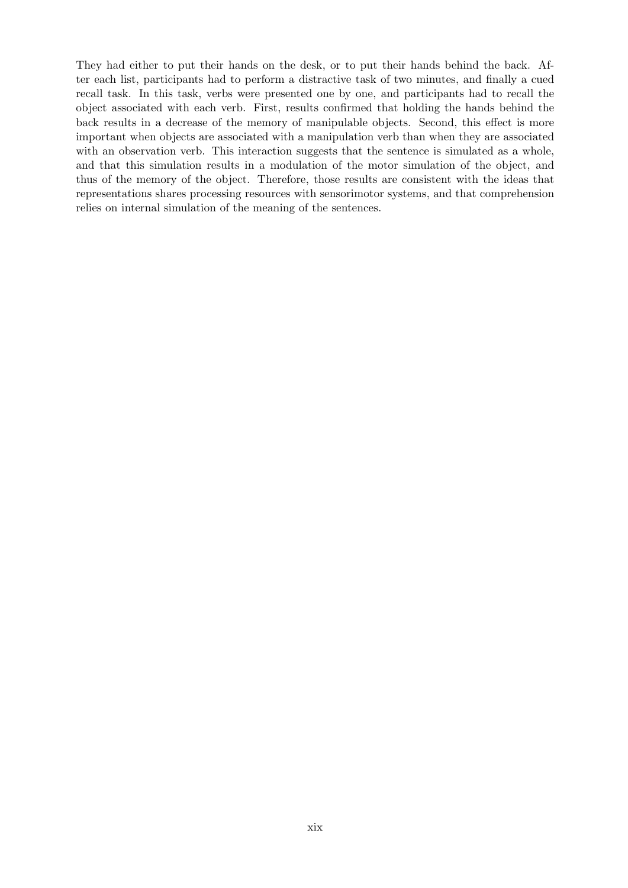They had either to put their hands on the desk, or to put their hands behind the back. After each list, participants had to perform a distractive task of two minutes, and finally a cued recall task. In this task, verbs were presented one by one, and participants had to recall the object associated with each verb. First, results confirmed that holding the hands behind the back results in a decrease of the memory of manipulable objects. Second, this effect is more important when objects are associated with a manipulation verb than when they are associated with an observation verb. This interaction suggests that the sentence is simulated as a whole, and that this simulation results in a modulation of the motor simulation of the object, and thus of the memory of the object. Therefore, those results are consistent with the ideas that representations shares processing resources with sensorimotor systems, and that comprehension relies on internal simulation of the meaning of the sentences.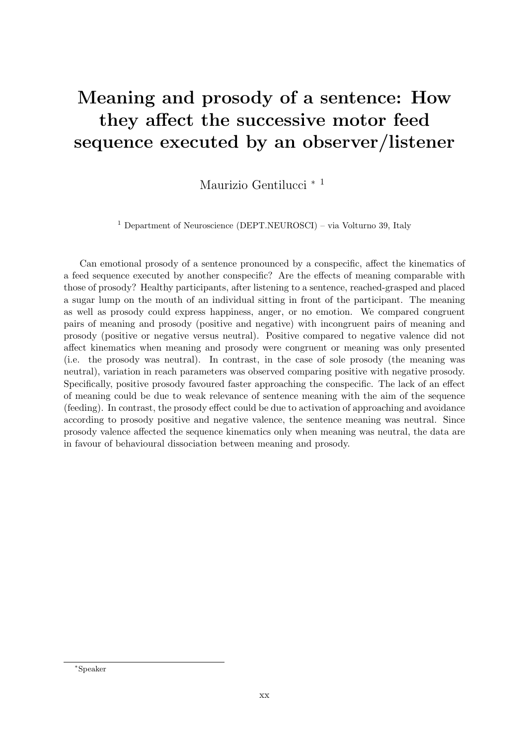# Meaning and prosody of a sentence: How they affect the successive motor feed sequence executed by an observer/listener

Maurizio Gentilucci * [1]

[1] Department of Neuroscience (DEPT.NEUROSCI) – via Volturno 39, Italy

Can emotional prosody of a sentence pronounced by a conspecific, affect the kinematics of a feed sequence executed by another conspecific? Are the effects of meaning comparable with those of prosody? Healthy participants, after listening to a sentence, reached-grasped and placed a sugar lump on the mouth of an individual sitting in front of the participant. The meaning as well as prosody could express happiness, anger, or no emotion. We compared congruent pairs of meaning and prosody (positive and negative) with incongruent pairs of meaning and prosody (positive or negative versus neutral). Positive compared to negative valence did not affect kinematics when meaning and prosody were congruent or meaning was only presented (i.e. the prosody was neutral). In contrast, in the case of sole prosody (the meaning was neutral), variation in reach parameters was observed comparing positive with negative prosody. Specifically, positive prosody favoured faster approaching the conspecific. The lack of an effect of meaning could be due to weak relevance of sentence meaning with the aim of the sequence (feeding). In contrast, the prosody effect could be due to activation of approaching and avoidance according to prosody positive and negative valence, the sentence meaning was neutral. Since prosody valence affected the sequence kinematics only when meaning was neutral, the data are in favour of behavioural dissociation between meaning and prosody.

*Speaker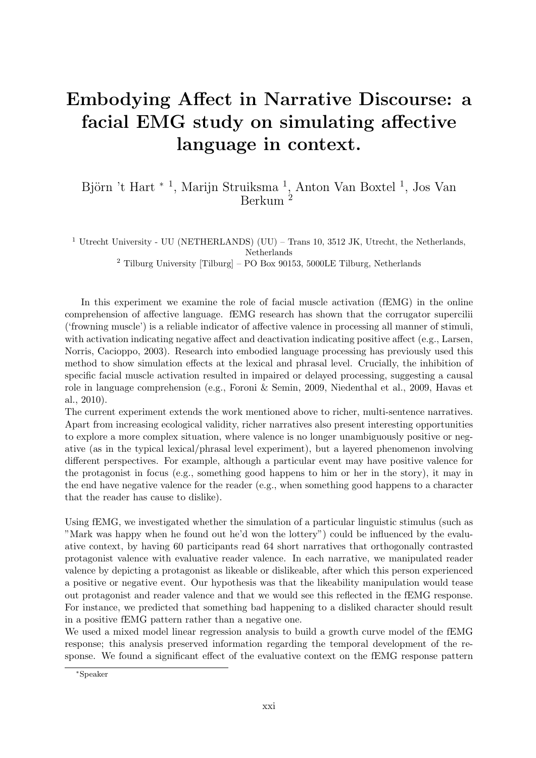# Embodying Affect in Narrative Discourse: a facial EMG study on simulating affective language in context.

Björn 't Hart * [1], Marijn Struiksma [1], Anton Van Boxtel [1], Jos Van Berkum [2]

[1] Utrecht University - UU (NETHERLANDS) (UU) – Trans 10, 3512 JK, Utrecht, the Netherlands, Netherlands

[2] Tilburg University [Tilburg] – PO Box 90153, 5000LE Tilburg, Netherlands

In this experiment we examine the role of facial muscle activation (fEMG) in the online comprehension of affective language. fEMG research has shown that the corrugator supercilii ('frowning muscle') is a reliable indicator of affective valence in processing all manner of stimuli, with activation indicating negative affect and deactivation indicating positive affect (e.g., Larsen, Norris, Cacioppo, 2003). Research into embodied language processing has previously used this method to show simulation effects at the lexical and phrasal level. Crucially, the inhibition of specific facial muscle activation resulted in impaired or delayed processing, suggesting a causal role in language comprehension (e.g., Foroni & Semin, 2009, Niedenthal et al., 2009, Havas et al., 2010).

The current experiment extends the work mentioned above to richer, multi-sentence narratives. Apart from increasing ecological validity, richer narratives also present interesting opportunities to explore a more complex situation, where valence is no longer unambiguously positive or negative (as in the typical lexical/phrasal level experiment), but a layered phenomenon involving different perspectives. For example, although a particular event may have positive valence for the protagonist in focus (e.g., something good happens to him or her in the story), it may in the end have negative valence for the reader (e.g., when something good happens to a character that the reader has cause to dislike).

Using fEMG, we investigated whether the simulation of a particular linguistic stimulus (such as "Mark was happy when he found out he'd won the lottery") could be influenced by the evaluative context, by having 60 participants read 64 short narratives that orthogonally contrasted protagonist valence with evaluative reader valence. In each narrative, we manipulated reader valence by depicting a protagonist as likeable or dislikeable, after which this person experienced a positive or negative event. Our hypothesis was that the likeability manipulation would tease out protagonist and reader valence and that we would see this reflected in the fEMG response. For instance, we predicted that something bad happening to a disliked character should result in a positive fEMG pattern rather than a negative one.

We used a mixed model linear regression analysis to build a growth curve model of the fEMG response; this analysis preserved information regarding the temporal development of the response. We found a significant effect of the evaluative context on the fEMG response pattern

*Speaker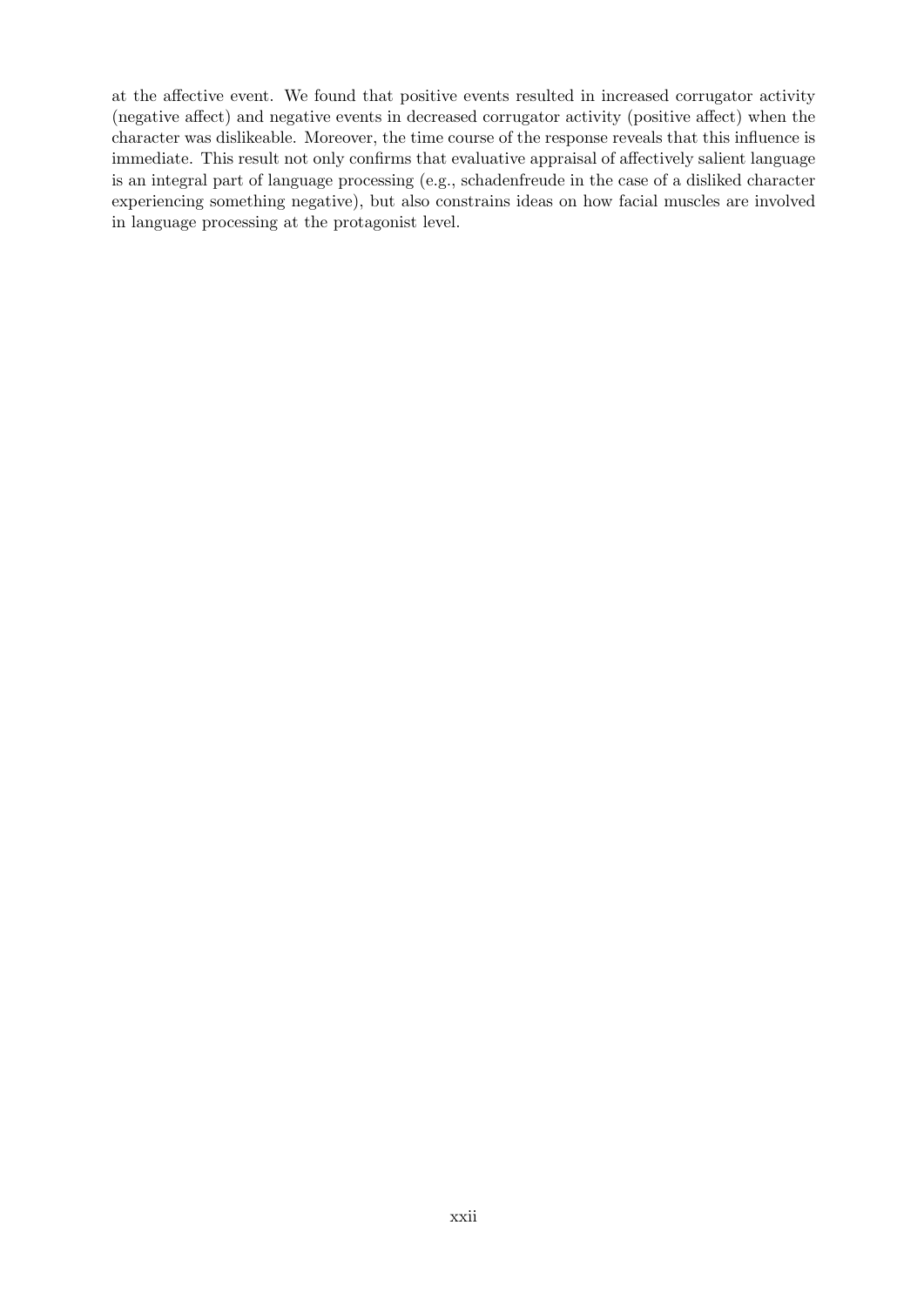at the affective event. We found that positive events resulted in increased corrugator activity (negative affect) and negative events in decreased corrugator activity (positive affect) when the character was dislikeable. Moreover, the time course of the response reveals that this influence is immediate. This result not only confirms that evaluative appraisal of affectively salient language is an integral part of language processing (e.g., schadenfreude in the case of a disliked character experiencing something negative), but also constrains ideas on how facial muscles are involved in language processing at the protagonist level.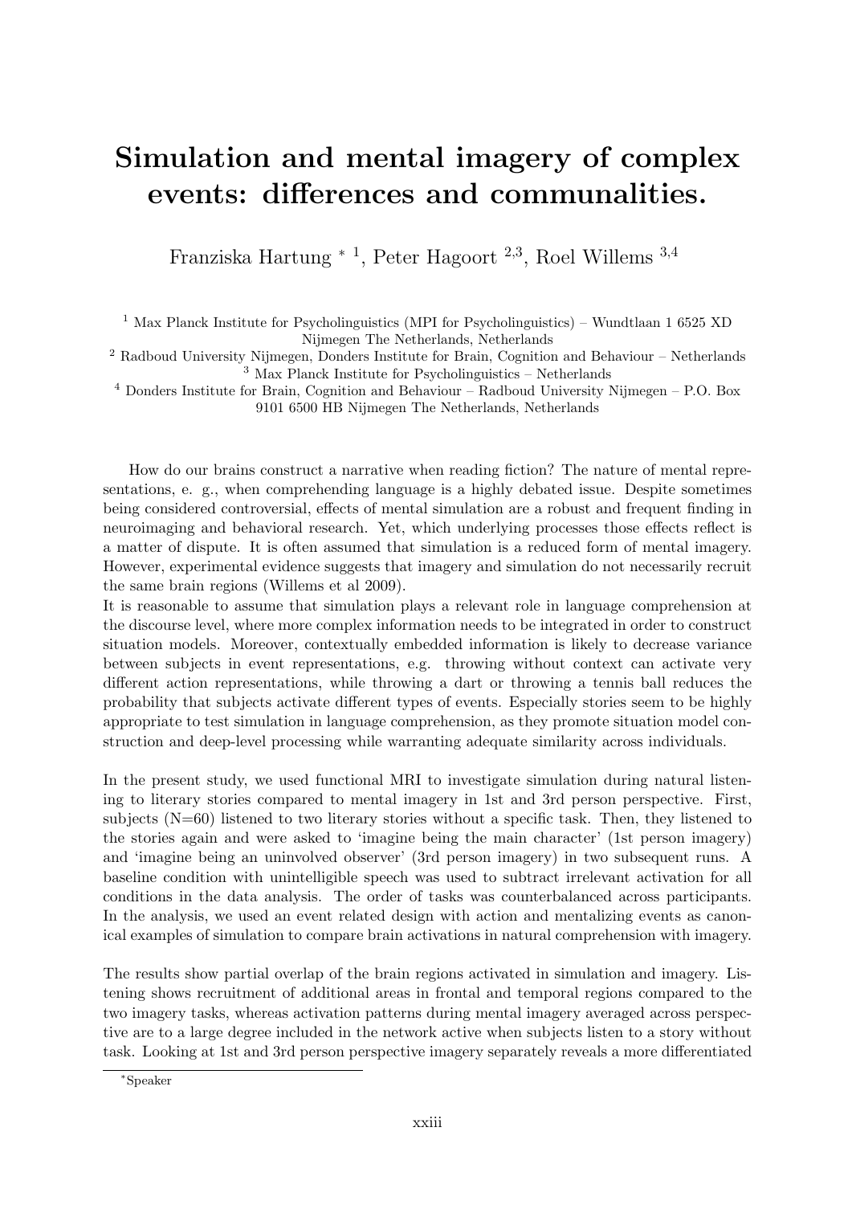# Simulation and mental imagery of complex events: differences and communalities.

Franziska Hartung * [1], Peter Hagoort [2,3], Roel Willems [3,4]

[1] Max Planck Institute for Psycholinguistics (MPI for Psycholinguistics) – Wundtlaan 1 6525 XD Nijmegen The Netherlands, Netherlands

[2] Radboud University Nijmegen, Donders Institute for Brain, Cognition and Behaviour – Netherlands

[3] Max Planck Institute for Psycholinguistics – Netherlands

[4] Donders Institute for Brain, Cognition and Behaviour – Radboud University Nijmegen – P.O. Box 9101 6500 HB Nijmegen The Netherlands, Netherlands

How do our brains construct a narrative when reading fiction? The nature of mental representations, e. g., when comprehending language is a highly debated issue. Despite sometimes being considered controversial, effects of mental simulation are a robust and frequent finding in neuroimaging and behavioral research. Yet, which underlying processes those effects reflect is a matter of dispute. It is often assumed that simulation is a reduced form of mental imagery. However, experimental evidence suggests that imagery and simulation do not necessarily recruit the same brain regions (Willems et al 2009).

It is reasonable to assume that simulation plays a relevant role in language comprehension at the discourse level, where more complex information needs to be integrated in order to construct situation models. Moreover, contextually embedded information is likely to decrease variance between subjects in event representations, e.g. throwing without context can activate very different action representations, while throwing a dart or throwing a tennis ball reduces the probability that subjects activate different types of events. Especially stories seem to be highly appropriate to test simulation in language comprehension, as they promote situation model construction and deep-level processing while warranting adequate similarity across individuals.

In the present study, we used functional MRI to investigate simulation during natural listening to literary stories compared to mental imagery in 1st and 3rd person perspective. First, subjects (N=60) listened to two literary stories without a specific task. Then, they listened to the stories again and were asked to 'imagine being the main character' (1st person imagery) and 'imagine being an uninvolved observer' (3rd person imagery) in two subsequent runs. A baseline condition with unintelligible speech was used to subtract irrelevant activation for all conditions in the data analysis. The order of tasks was counterbalanced across participants. In the analysis, we used an event related design with action and mentalizing events as canonical examples of simulation to compare brain activations in natural comprehension with imagery.

The results show partial overlap of the brain regions activated in simulation and imagery. Listening shows recruitment of additional areas in frontal and temporal regions compared to the two imagery tasks, whereas activation patterns during mental imagery averaged across perspective are to a large degree included in the network active when subjects listen to a story without task. Looking at 1st and 3rd person perspective imagery separately reveals a more differentiated

*Speaker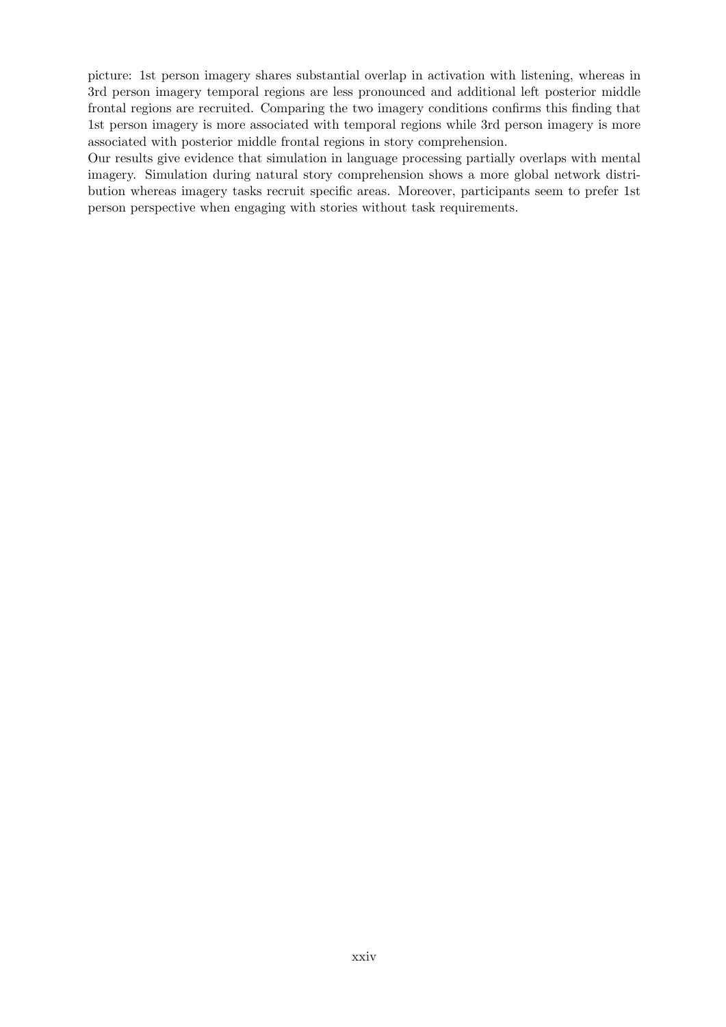picture: 1st person imagery shares substantial overlap in activation with listening, whereas in 3rd person imagery temporal regions are less pronounced and additional left posterior middle frontal regions are recruited. Comparing the two imagery conditions confirms this finding that 1st person imagery is more associated with temporal regions while 3rd person imagery is more associated with posterior middle frontal regions in story comprehension.

Our results give evidence that simulation in language processing partially overlaps with mental imagery. Simulation during natural story comprehension shows a more global network distribution whereas imagery tasks recruit specific areas. Moreover, participants seem to prefer 1st person perspective when engaging with stories without task requirements.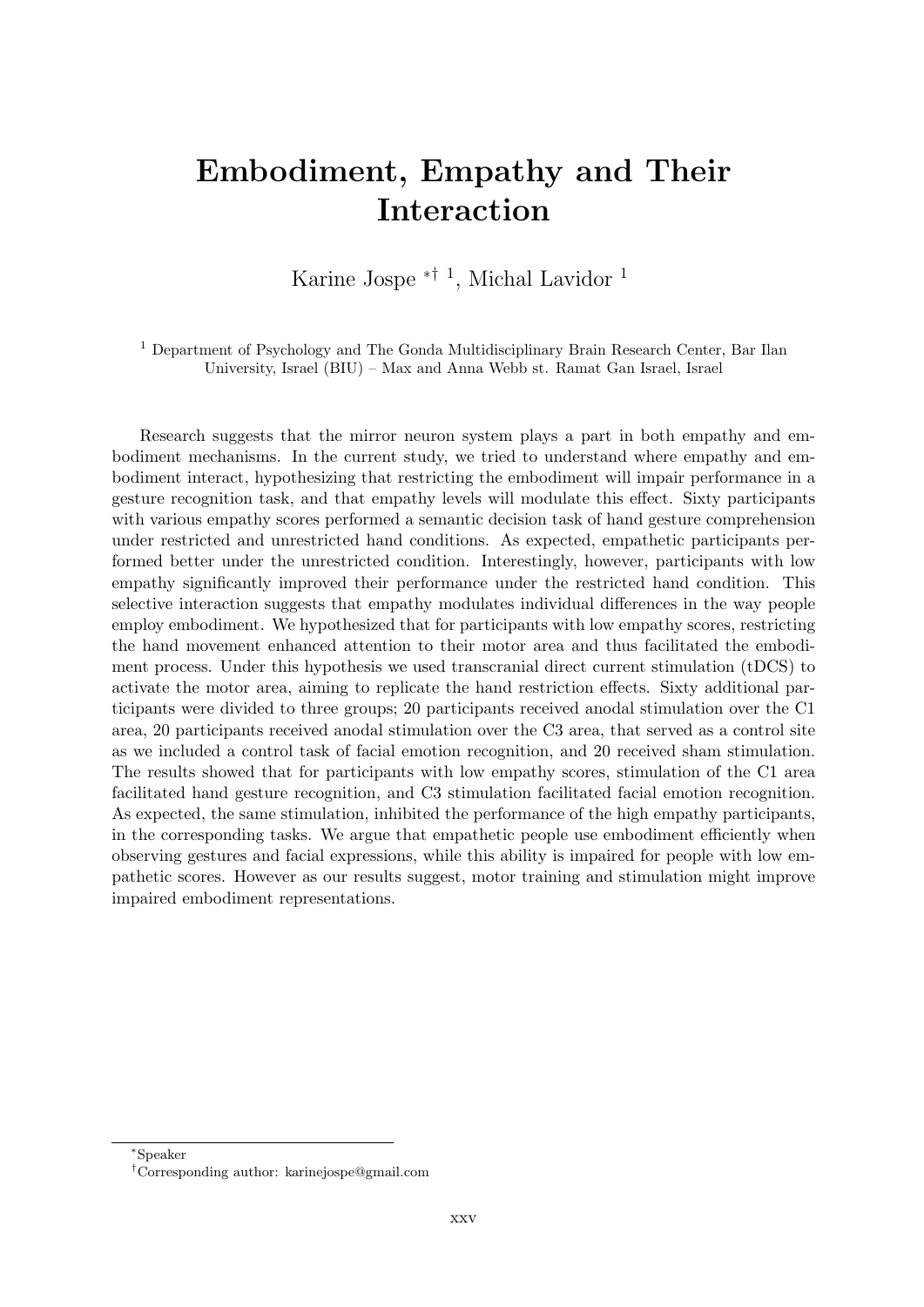# Embodiment, Empathy and Their Interaction

Karine Jospe [*†1], Michal Lavidor [1]

[1] Department of Psychology and The Gonda Multidisciplinary Brain Research Center, Bar Ilan University, Israel (BIU) – Max and Anna Webb st. Ramat Gan Israel, Israel

Research suggests that the mirror neuron system plays a part in both empathy and embodiment mechanisms. In the current study, we tried to understand where empathy and embodiment interact, hypothesizing that restricting the embodiment will impair performance in a gesture recognition task, and that empathy levels will modulate this effect. Sixty participants with various empathy scores performed a semantic decision task of hand gesture comprehension under restricted and unrestricted hand conditions. As expected, empathetic participants performed better under the unrestricted condition. Interestingly, however, participants with low empathy significantly improved their performance under the restricted hand condition. This selective interaction suggests that empathy modulates individual differences in the way people employ embodiment. We hypothesized that for participants with low empathy scores, restricting the hand movement enhanced attention to their motor area and thus facilitated the embodiment process. Under this hypothesis we used transcranial direct current stimulation (tDCS) to activate the motor area, aiming to replicate the hand restriction effects. Sixty additional participants were divided to three groups; 20 participants received anodal stimulation over the C1 area, 20 participants received anodal stimulation over the C3 area, that served as a control site as we included a control task of facial emotion recognition, and 20 received sham stimulation. The results showed that for participants with low empathy scores, stimulation of the C1 area facilitated hand gesture recognition, and C3 stimulation facilitated facial emotion recognition. As expected, the same stimulation, inhibited the performance of the high empathy participants, in the corresponding tasks. We argue that empathetic people use embodiment efficiently when observing gestures and facial expressions, while this ability is impaired for people with low empathetic scores. However as our results suggest, motor training and stimulation might improve impaired embodiment representations.

[*]Speaker

[†]Corresponding author: karinejospe@gmail.com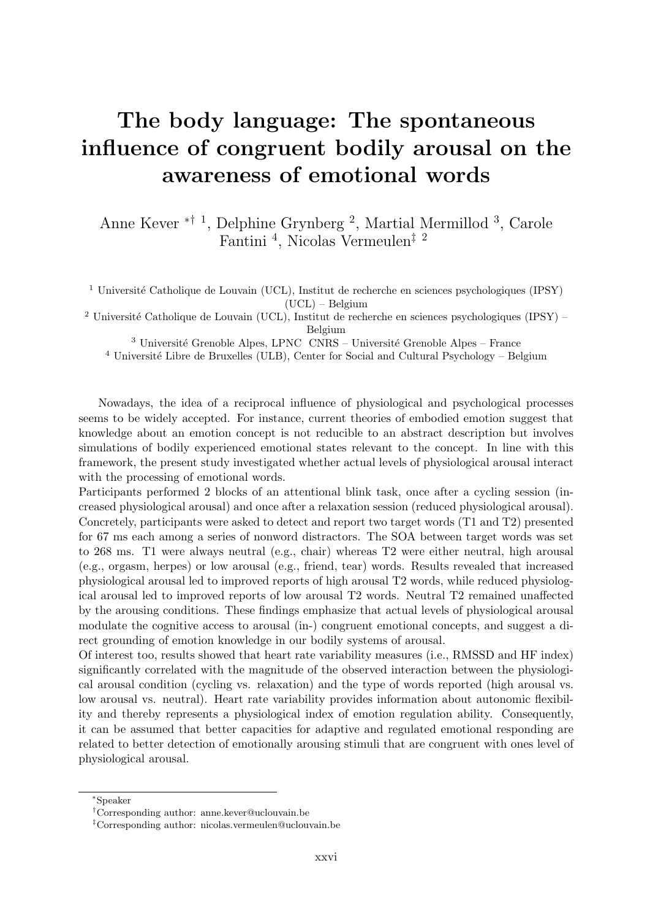# The body language: The spontaneous influence of congruent bodily arousal on the awareness of emotional words

Anne Kever [*† 1], Delphine Grynberg [2], Martial Mermillod [3], Carole Fantini [4], Nicolas Vermeulen[‡ 2]

[1] Université Catholique de Louvain (UCL), Institut de recherche en sciences psychologiques (IPSY) (UCL) – Belgium

[2] Université Catholique de Louvain (UCL), Institut de recherche en sciences psychologiques (IPSY) – Belgium

[3] Université Grenoble Alpes, LPNC CNRS – Université Grenoble Alpes – France

[4] Université Libre de Bruxelles (ULB), Center for Social and Cultural Psychology – Belgium

Nowadays, the idea of a reciprocal influence of physiological and psychological processes seems to be widely accepted. For instance, current theories of embodied emotion suggest that knowledge about an emotion concept is not reducible to an abstract description but involves simulations of bodily experienced emotional states relevant to the concept. In line with this framework, the present study investigated whether actual levels of physiological arousal interact with the processing of emotional words.
Participants performed 2 blocks of an attentional blink task, once after a cycling session (increased physiological arousal) and once after a relaxation session (reduced physiological arousal). Concretely, participants were asked to detect and report two target words (T1 and T2) presented for 67 ms each among a series of nonword distractors. The SOA between target words was set to 268 ms. T1 were always neutral (e.g., chair) whereas T2 were either neutral, high arousal (e.g., orgasm, herpes) or low arousal (e.g., friend, tear) words. Results revealed that increased physiological arousal led to improved reports of high arousal T2 words, while reduced physiological arousal led to improved reports of low arousal T2 words. Neutral T2 remained unaffected by the arousing conditions. These findings emphasize that actual levels of physiological arousal modulate the cognitive access to arousal (in-) congruent emotional concepts, and suggest a direct grounding of emotion knowledge in our bodily systems of arousal.
Of interest too, results showed that heart rate variability measures (i.e., RMSSD and HF index) significantly correlated with the magnitude of the observed interaction between the physiological arousal condition (cycling vs. relaxation) and the type of words reported (high arousal vs. low arousal vs. neutral). Heart rate variability provides information about autonomic flexibility and thereby represents a physiological index of emotion regulation ability. Consequently, it can be assumed that better capacities for adaptive and regulated emotional responding are related to better detection of emotionally arousing stimuli that are congruent with ones level of physiological arousal.

---

[*] Speaker

[†] Corresponding author: anne.kever@uclouvain.be

[‡] Corresponding author: nicolas.vermeulen@uclouvain.be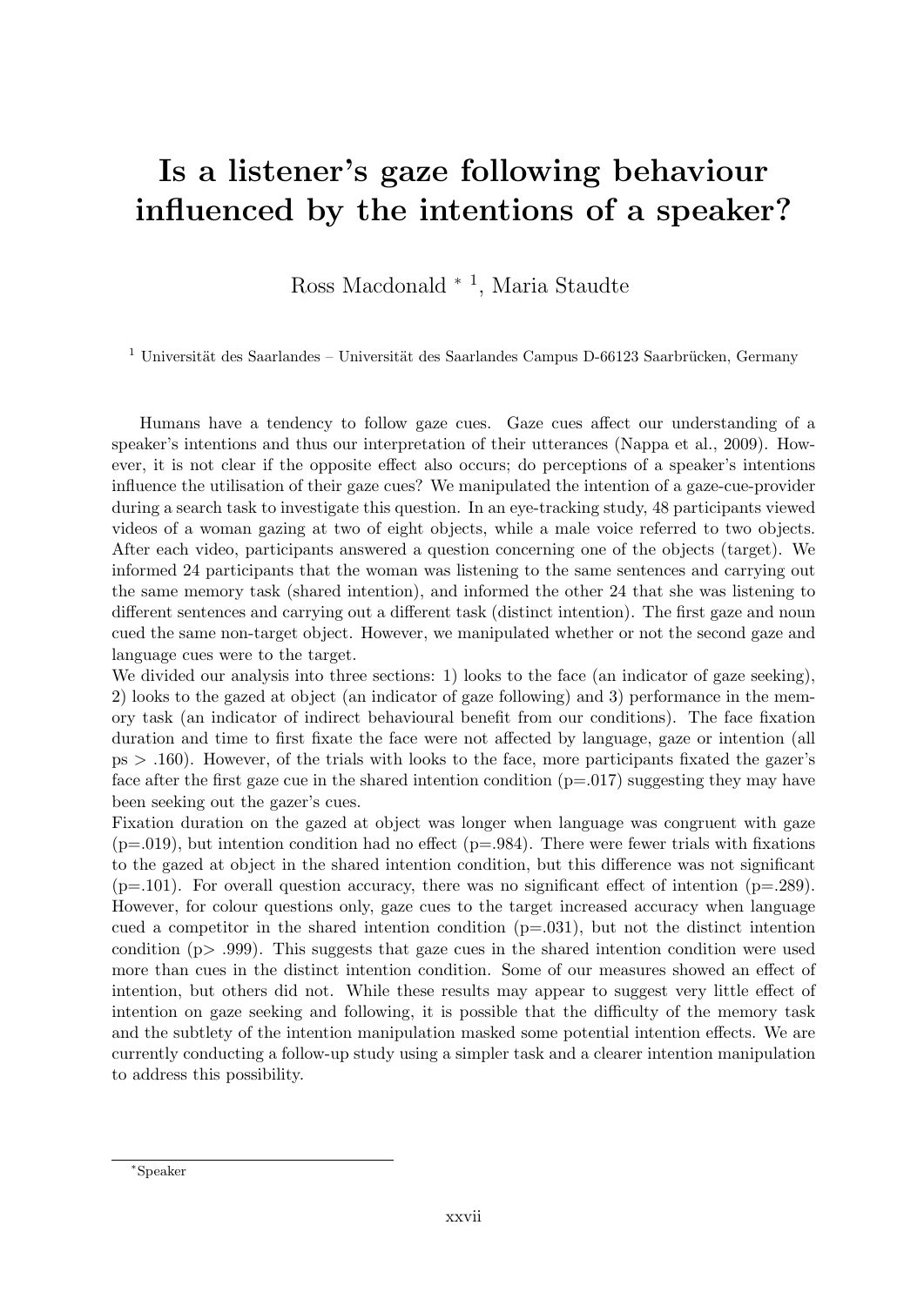# Is a listener's gaze following behaviour influenced by the intentions of a speaker?

Ross Macdonald * [1], Maria Staudte

[1] Universität des Saarlandes – Universität des Saarlandes Campus D-66123 Saarbrücken, Germany

Humans have a tendency to follow gaze cues. Gaze cues affect our understanding of a speaker's intentions and thus our interpretation of their utterances (Nappa et al., 2009). However, it is not clear if the opposite effect also occurs; do perceptions of a speaker's intentions influence the utilisation of their gaze cues? We manipulated the intention of a gaze-cue-provider during a search task to investigate this question. In an eye-tracking study, 48 participants viewed videos of a woman gazing at two of eight objects, while a male voice referred to two objects. After each video, participants answered a question concerning one of the objects (target). We informed 24 participants that the woman was listening to the same sentences and carrying out the same memory task (shared intention), and informed the other 24 that she was listening to different sentences and carrying out a different task (distinct intention). The first gaze and noun cued the same non-target object. However, we manipulated whether or not the second gaze and language cues were to the target.

We divided our analysis into three sections: 1) looks to the face (an indicator of gaze seeking), 2) looks to the gazed at object (an indicator of gaze following) and 3) performance in the memory task (an indicator of indirect behavioural benefit from our conditions). The face fixation duration and time to first fixate the face were not affected by language, gaze or intention (all ps $>$ .160). However, of the trials with looks to the face, more participants fixated the gazer's face after the first gaze cue in the shared intention condition (p=.017) suggesting they may have been seeking out the gazer's cues.

Fixation duration on the gazed at object was longer when language was congruent with gaze (p=.019), but intention condition had no effect (p=.984). There were fewer trials with fixations to the gazed at object in the shared intention condition, but this difference was not significant (p=.101). For overall question accuracy, there was no significant effect of intention (p=.289). However, for colour questions only, gaze cues to the target increased accuracy when language cued a competitor in the shared intention condition (p=.031), but not the distinct intention condition (p$>$ .999). This suggests that gaze cues in the shared intention condition were used more than cues in the distinct intention condition. Some of our measures showed an effect of intention, but others did not. While these results may appear to suggest very little effect of intention on gaze seeking and following, it is possible that the difficulty of the memory task and the subtlety of the intention manipulation masked some potential intention effects. We are currently conducting a follow-up study using a simpler task and a clearer intention manipulation to address this possibility.

*Speaker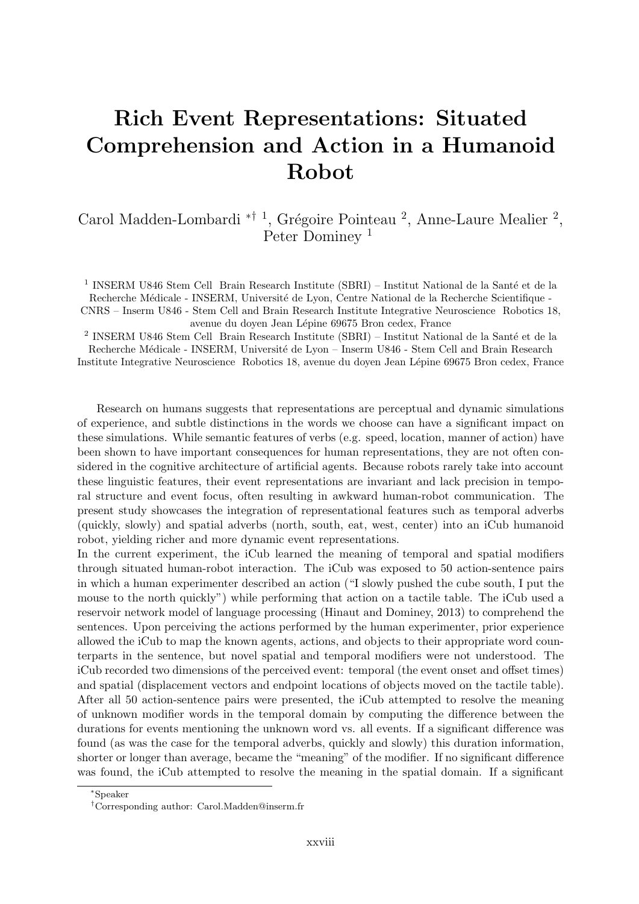# Rich Event Representations: Situated Comprehension and Action in a Humanoid Robot

Carol Madden-Lombardi *† [1], Grégoire Pointeau [2], Anne-Laure Mealier [2], Peter Dominey [1]

[1] INSERM U846 Stem Cell Brain Research Institute (SBRI) – Institut National de la Santé et de la Recherche Médicale - INSERM, Université de Lyon, Centre National de la Recherche Scientifique - CNRS – Inserm U846 - Stem Cell and Brain Research Institute Integrative Neuroscience Robotics 18, avenue du doyen Jean Lépine 69675 Bron cedex, France

[2] INSERM U846 Stem Cell Brain Research Institute (SBRI) – Institut National de la Santé et de la Recherche Médicale - INSERM, Université de Lyon – Inserm U846 - Stem Cell and Brain Research Institute Integrative Neuroscience Robotics 18, avenue du doyen Jean Lépine 69675 Bron cedex, France

Research on humans suggests that representations are perceptual and dynamic simulations of experience, and subtle distinctions in the words we choose can have a significant impact on these simulations. While semantic features of verbs (e.g. speed, location, manner of action) have been shown to have important consequences for human representations, they are not often considered in the cognitive architecture of artificial agents. Because robots rarely take into account these linguistic features, their event representations are invariant and lack precision in temporal structure and event focus, often resulting in awkward human-robot communication. The present study showcases the integration of representational features such as temporal adverbs (quickly, slowly) and spatial adverbs (north, south, eat, west, center) into an iCub humanoid robot, yielding richer and more dynamic event representations.

In the current experiment, the iCub learned the meaning of temporal and spatial modifiers through situated human-robot interaction. The iCub was exposed to 50 action-sentence pairs in which a human experimenter described an action ("I slowly pushed the cube south, I put the mouse to the north quickly") while performing that action on a tactile table. The iCub used a reservoir network model of language processing (Hinaut and Dominey, 2013) to comprehend the sentences. Upon perceiving the actions performed by the human experimenter, prior experience allowed the iCub to map the known agents, actions, and objects to their appropriate word counterparts in the sentence, but novel spatial and temporal modifiers were not understood. The iCub recorded two dimensions of the perceived event: temporal (the event onset and offset times) and spatial (displacement vectors and endpoint locations of objects moved on the tactile table). After all 50 action-sentence pairs were presented, the iCub attempted to resolve the meaning of unknown modifier words in the temporal domain by computing the difference between the durations for events mentioning the unknown word vs. all events. If a significant difference was found (as was the case for the temporal adverbs, quickly and slowly) this duration information, shorter or longer than average, became the "meaning" of the modifier. If no significant difference was found, the iCub attempted to resolve the meaning in the spatial domain. If a significant

*Speaker

†Corresponding author: Carol.Madden@inserm.fr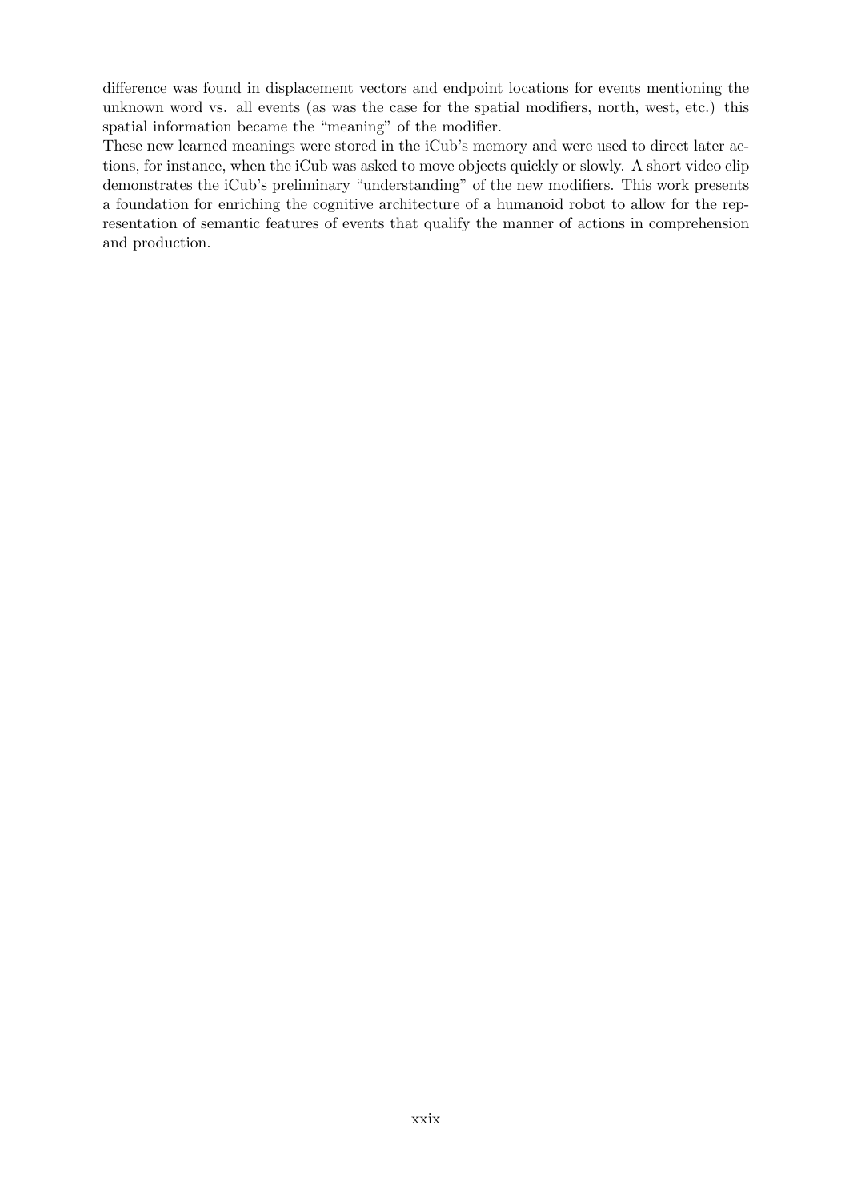difference was found in displacement vectors and endpoint locations for events mentioning the unknown word vs. all events (as was the case for the spatial modifiers, north, west, etc.) this spatial information became the "meaning" of the modifier.

These new learned meanings were stored in the iCub's memory and were used to direct later actions, for instance, when the iCub was asked to move objects quickly or slowly. A short video clip demonstrates the iCub's preliminary "understanding" of the new modifiers. This work presents a foundation for enriching the cognitive architecture of a humanoid robot to allow for the representation of semantic features of events that qualify the manner of actions in comprehension and production.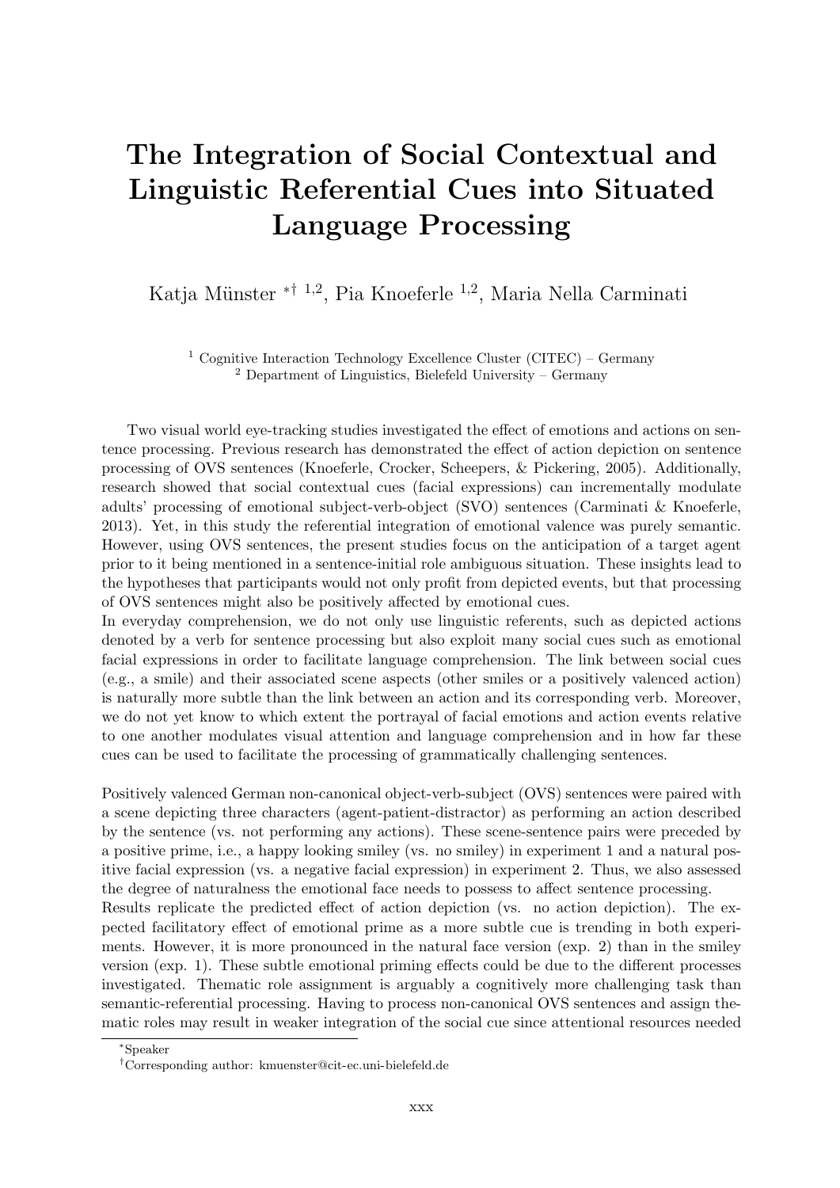# The Integration of Social Contextual and Linguistic Referential Cues into Situated Language Processing

Katja Münster [*†1,2], Pia Knoeferle [1,2], Maria Nella Carminati

[1] Cognitive Interaction Technology Excellence Cluster (CITEC) – Germany
[2] Department of Linguistics, Bielefeld University – Germany

Two visual world eye-tracking studies investigated the effect of emotions and actions on sentence processing. Previous research has demonstrated the effect of action depiction on sentence processing of OVS sentences (Knoeferle, Crocker, Scheepers, & Pickering, 2005). Additionally, research showed that social contextual cues (facial expressions) can incrementally modulate adults' processing of emotional subject-verb-object (SVO) sentences (Carminati & Knoeferle, 2013). Yet, in this study the referential integration of emotional valence was purely semantic. However, using OVS sentences, the present studies focus on the anticipation of a target agent prior to it being mentioned in a sentence-initial role ambiguous situation. These insights lead to the hypotheses that participants would not only profit from depicted events, but that processing of OVS sentences might also be positively affected by emotional cues.

In everyday comprehension, we do not only use linguistic referents, such as depicted actions denoted by a verb for sentence processing but also exploit many social cues such as emotional facial expressions in order to facilitate language comprehension. The link between social cues (e.g., a smile) and their associated scene aspects (other smiles or a positively valenced action) is naturally more subtle than the link between an action and its corresponding verb. Moreover, we do not yet know to which extent the portrayal of facial emotions and action events relative to one another modulates visual attention and language comprehension and in how far these cues can be used to facilitate the processing of grammatically challenging sentences.

Positively valenced German non-canonical object-verb-subject (OVS) sentences were paired with a scene depicting three characters (agent-patient-distractor) as performing an action described by the sentence (vs. not performing any actions). These scene-sentence pairs were preceded by a positive prime, i.e., a happy looking smiley (vs. no smiley) in experiment 1 and a natural positive facial expression (vs. a negative facial expression) in experiment 2. Thus, we also assessed the degree of naturalness the emotional face needs to possess to affect sentence processing.

Results replicate the predicted effect of action depiction (vs. no action depiction). The expected facilitatory effect of emotional prime as a more subtle cue is trending in both experiments. However, it is more pronounced in the natural face version (exp. 2) than in the smiley version (exp. 1). These subtle emotional priming effects could be due to the different processes investigated. Thematic role assignment is arguably a cognitively more challenging task than semantic-referential processing. Having to process non-canonical OVS sentences and assign thematic roles may result in weaker integration of the social cue since attentional resources needed

[*] Speaker

[†] Corresponding author: kmuenster@cit-ec.uni-bielefeld.de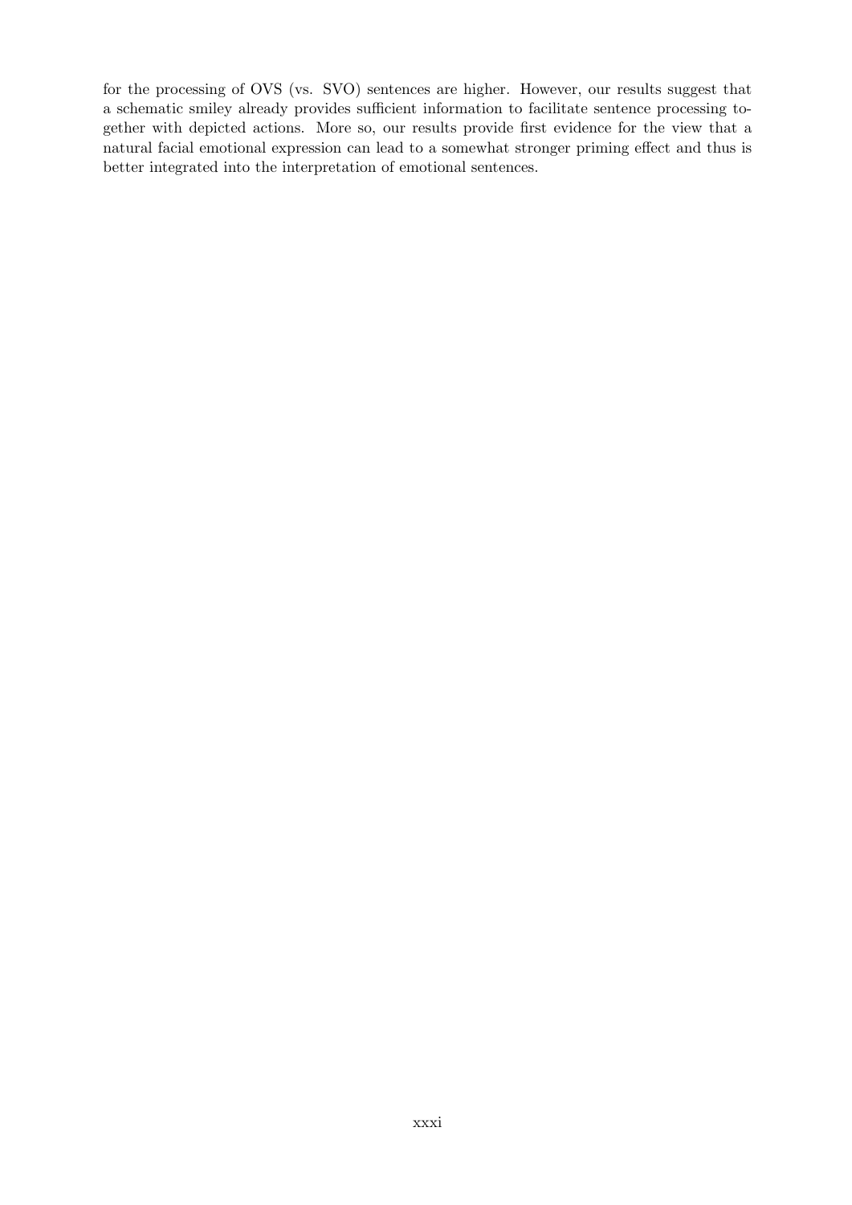for the processing of OVS (vs. SVO) sentences are higher. However, our results suggest that a schematic smiley already provides sufficient information to facilitate sentence processing together with depicted actions. More so, our results provide first evidence for the view that a natural facial emotional expression can lead to a somewhat stronger priming effect and thus is better integrated into the interpretation of emotional sentences.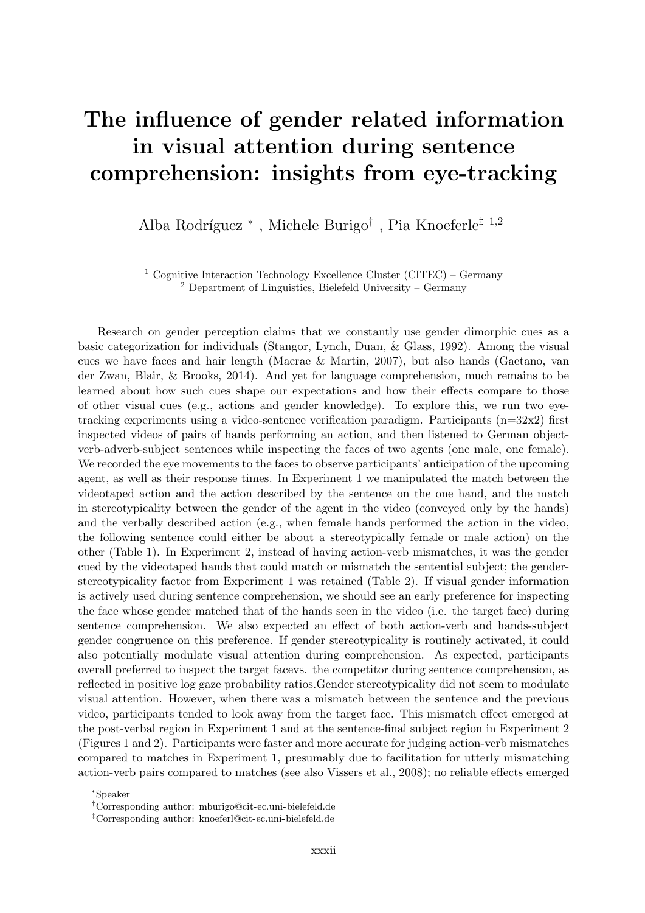# The influence of gender related information in visual attention during sentence comprehension: insights from eye-tracking

Alba Rodríguez [*], Michele Burigo [†], Pia Knoeferle [‡] [1,2]

[1] Cognitive Interaction Technology Excellence Cluster (CITEC) – Germany
[2] Department of Linguistics, Bielefeld University – Germany

Research on gender perception claims that we constantly use gender dimorphic cues as a basic categorization for individuals (Stangor, Lynch, Duan, & Glass, 1992). Among the visual cues we have faces and hair length (Macrae & Martin, 2007), but also hands (Gaetano, van der Zwan, Blair, & Brooks, 2014). And yet for language comprehension, much remains to be learned about how such cues shape our expectations and how their effects compare to those of other visual cues (e.g., actions and gender knowledge). To explore this, we run two eye-tracking experiments using a video-sentence verification paradigm. Participants (n=32x2) first inspected videos of pairs of hands performing an action, and then listened to German object-verb-adverb-subject sentences while inspecting the faces of two agents (one male, one female). We recorded the eye movements to the faces to observe participants' anticipation of the upcoming agent, as well as their response times. In Experiment 1 we manipulated the match between the videotaped action and the action described by the sentence on the one hand, and the match in stereotypicality between the gender of the agent in the video (conveyed only by the hands) and the verbally described action (e.g., when female hands performed the action in the video, the following sentence could either be about a stereotypically female or male action) on the other (Table 1). In Experiment 2, instead of having action-verb mismatches, it was the gender cued by the videotaped hands that could match or mismatch the sentential subject; the gender-stereotypicality factor from Experiment 1 was retained (Table 2). If visual gender information is actively used during sentence comprehension, we should see an early preference for inspecting the face whose gender matched that of the hands seen in the video (i.e. the target face) during sentence comprehension. We also expected an effect of both action-verb and hands-subject gender congruence on this preference. If gender stereotypicality is routinely activated, it could also potentially modulate visual attention during comprehension. As expected, participants overall preferred to inspect the target facevs. the competitor during sentence comprehension, as reflected in positive log gaze probability ratios.Gender stereotypicality did not seem to modulate visual attention. However, when there was a mismatch between the sentence and the previous video, participants tended to look away from the target face. This mismatch effect emerged at the post-verbal region in Experiment 1 and at the sentence-final subject region in Experiment 2 (Figures 1 and 2). Participants were faster and more accurate for judging action-verb mismatches compared to matches in Experiment 1, presumably due to facilitation for utterly mismatching action-verb pairs compared to matches (see also Vissers et al., 2008); no reliable effects emerged

[*] Speaker
[†] Corresponding author: mburigo@cit-ec.uni-bielefeld.de
[‡] Corresponding author: knoeferl@cit-ec.uni-bielefeld.de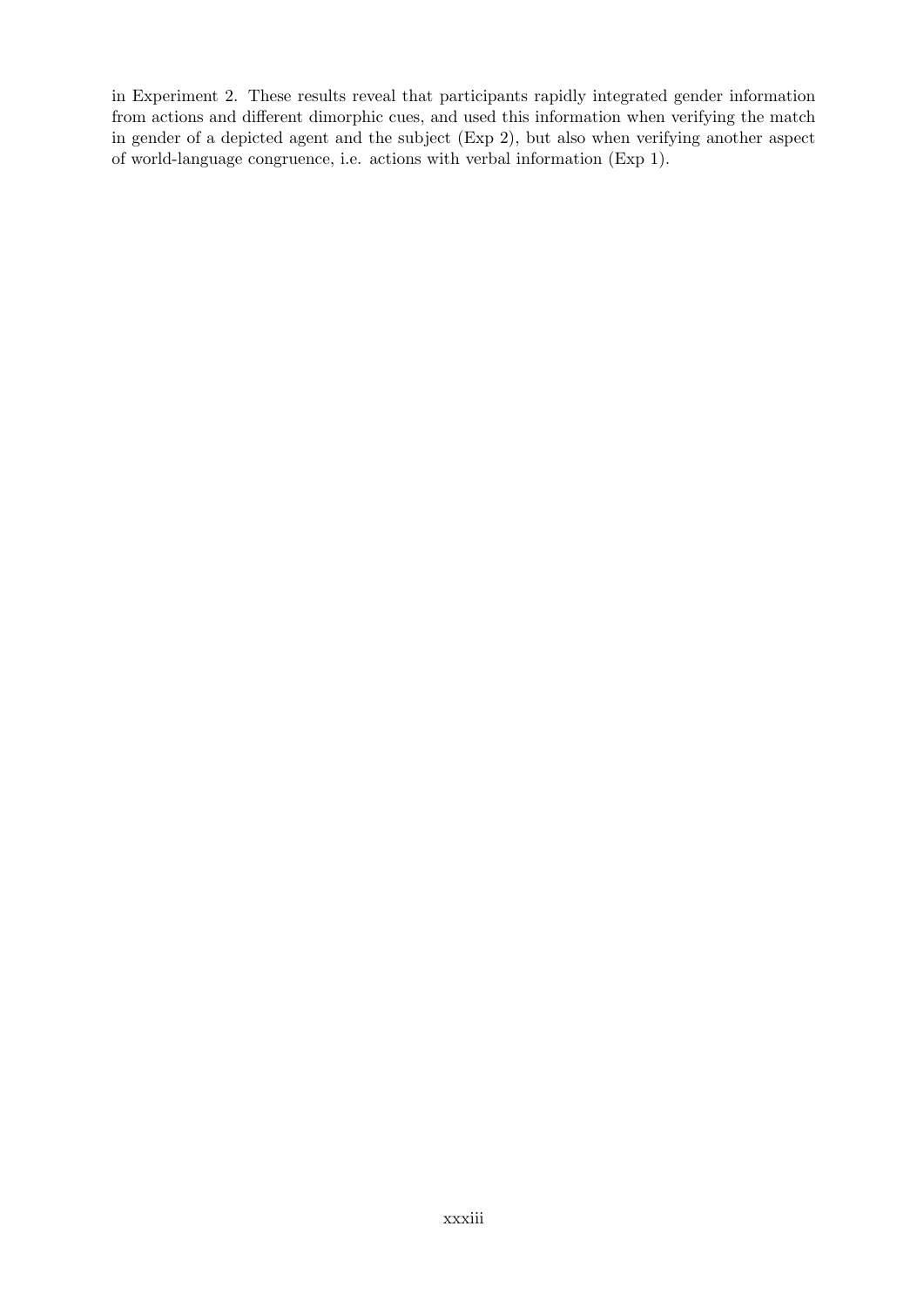in Experiment 2. These results reveal that participants rapidly integrated gender information from actions and different dimorphic cues, and used this information when verifying the match in gender of a depicted agent and the subject (Exp 2), but also when verifying another aspect of world-language congruence, i.e. actions with verbal information (Exp 1).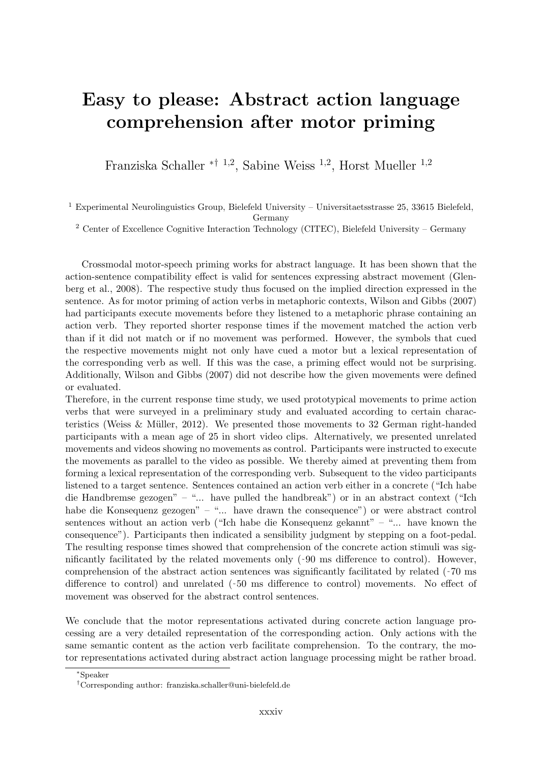# Easy to please: Abstract action language comprehension after motor priming

Franziska Schaller *† [1,2], Sabine Weiss [1,2], Horst Mueller [1,2]

[1] Experimental Neurolinguistics Group, Bielefeld University – Universitaetsstrasse 25, 33615 Bielefeld, Germany

[2] Center of Excellence Cognitive Interaction Technology (CITEC), Bielefeld University – Germany

Crossmodal motor-speech priming works for abstract language. It has been shown that the action-sentence compatibility effect is valid for sentences expressing abstract movement (Glenberg et al., 2008). The respective study thus focused on the implied direction expressed in the sentence. As for motor priming of action verbs in metaphoric contexts, Wilson and Gibbs (2007) had participants execute movements before they listened to a metaphoric phrase containing an action verb. They reported shorter response times if the movement matched the action verb than if it did not match or if no movement was performed. However, the symbols that cued the respective movements might not only have cued a motor but a lexical representation of the corresponding verb as well. If this was the case, a priming effect would not be surprising. Additionally, Wilson and Gibbs (2007) did not describe how the given movements were defined or evaluated.

Therefore, in the current response time study, we used prototypical movements to prime action verbs that were surveyed in a preliminary study and evaluated according to certain characteristics (Weiss & Müller, 2012). We presented those movements to 32 German right-handed participants with a mean age of 25 in short video clips. Alternatively, we presented unrelated movements and videos showing no movements as control. Participants were instructed to execute the movements as parallel to the video as possible. We thereby aimed at preventing them from forming a lexical representation of the corresponding verb. Subsequent to the video participants listened to a target sentence. Sentences contained an action verb either in a concrete ("Ich habe die Handbremse gezogen" – "... have pulled the handbreak") or in an abstract context ("Ich habe die Konsequenz gezogen" – "... have drawn the consequence") or were abstract control sentences without an action verb ("Ich habe die Konsequenz gekannt" – "... have known the consequence"). Participants then indicated a sensibility judgment by stepping on a foot-pedal. The resulting response times showed that comprehension of the concrete action stimuli was significantly facilitated by the related movements only (~90 ms difference to control). However, comprehension of the abstract action sentences was significantly facilitated by related (~70 ms difference to control) and unrelated (~50 ms difference to control) movements. No effect of movement was observed for the abstract control sentences.

We conclude that the motor representations activated during concrete action language processing are a very detailed representation of the corresponding action. Only actions with the same semantic content as the action verb facilitate comprehension. To the contrary, the motor representations activated during abstract action language processing might be rather broad.

*Speaker

†Corresponding author: franziska.schaller@uni-bielefeld.de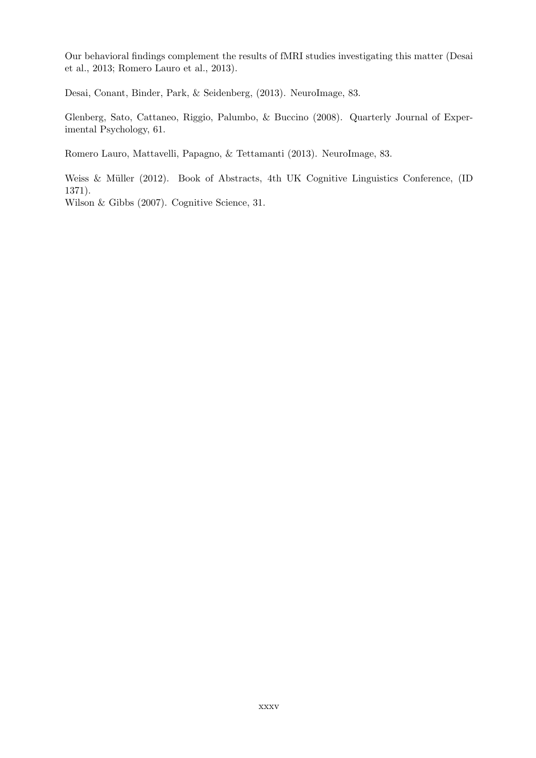Our behavioral findings complement the results of fMRI studies investigating this matter (Desai et al., 2013; Romero Lauro et al., 2013).

Desai, Conant, Binder, Park, & Seidenberg, (2013). NeuroImage, 83.

Glenberg, Sato, Cattaneo, Riggio, Palumbo, & Buccino (2008). Quarterly Journal of Experimental Psychology, 61.

Romero Lauro, Mattavelli, Papagno, & Tettamanti (2013). NeuroImage, 83.

Weiss & Müller (2012). Book of Abstracts, 4th UK Cognitive Linguistics Conference, (ID 1371).
Wilson & Gibbs (2007). Cognitive Science, 31.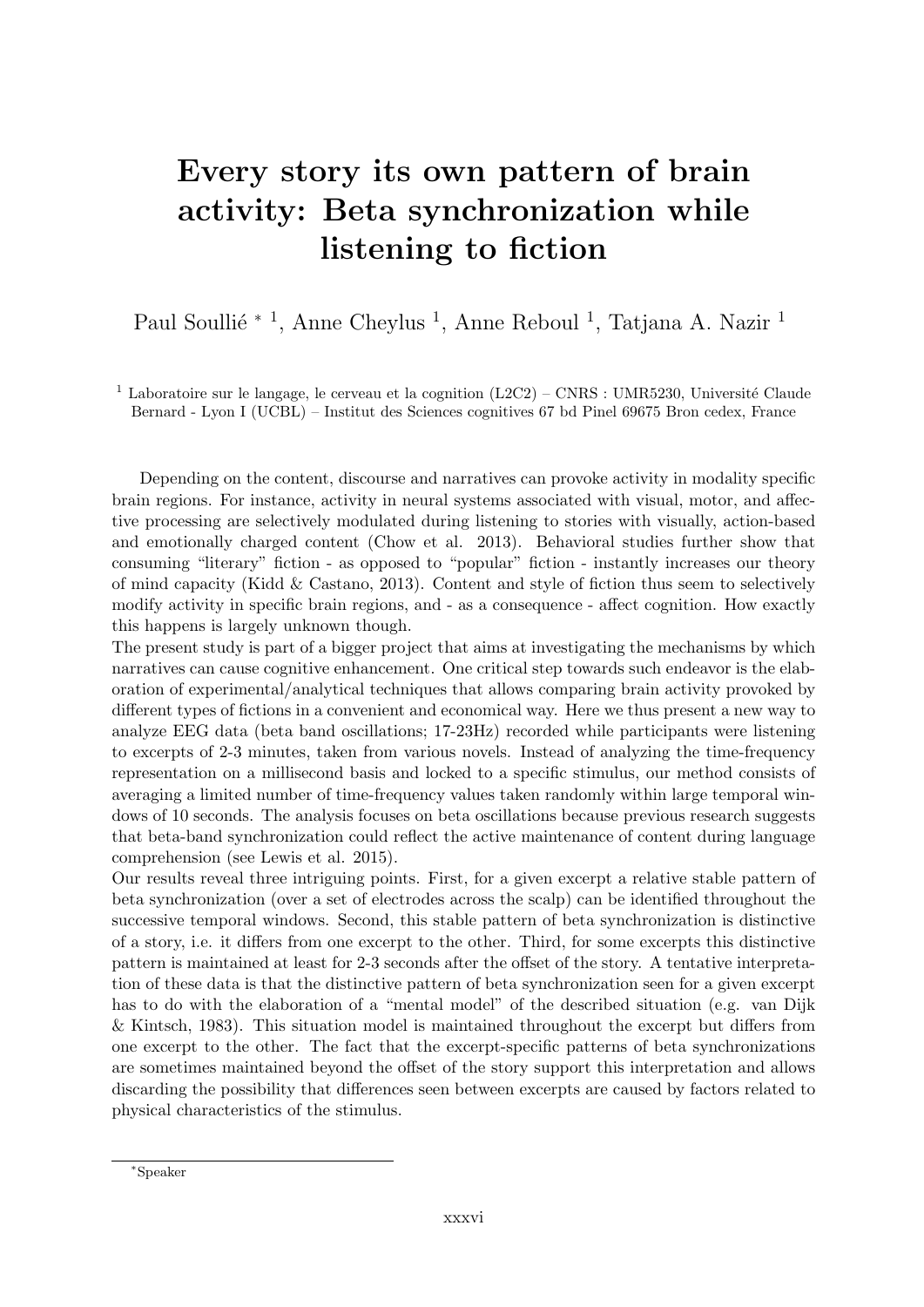# Every story its own pattern of brain activity: Beta synchronization while listening to fiction

Paul Soullié * [1], Anne Cheylus [1], Anne Reboul [1], Tatjana A. Nazir [1]

[1] Laboratoire sur le langage, le cerveau et la cognition (L2C2) – CNRS : UMR5230, Université Claude Bernard - Lyon I (UCBL) – Institut des Sciences cognitives 67 bd Pinel 69675 Bron cedex, France

Depending on the content, discourse and narratives can provoke activity in modality specific brain regions. For instance, activity in neural systems associated with visual, motor, and affective processing are selectively modulated during listening to stories with visually, action-based and emotionally charged content (Chow et al. 2013). Behavioral studies further show that consuming "literary" fiction - as opposed to "popular" fiction - instantly increases our theory of mind capacity (Kidd & Castano, 2013). Content and style of fiction thus seem to selectively modify activity in specific brain regions, and - as a consequence - affect cognition. How exactly this happens is largely unknown though.

The present study is part of a bigger project that aims at investigating the mechanisms by which narratives can cause cognitive enhancement. One critical step towards such endeavor is the elaboration of experimental/analytical techniques that allows comparing brain activity provoked by different types of fictions in a convenient and economical way. Here we thus present a new way to analyze EEG data (beta band oscillations; 17-23Hz) recorded while participants were listening to excerpts of 2-3 minutes, taken from various novels. Instead of analyzing the time-frequency representation on a millisecond basis and locked to a specific stimulus, our method consists of averaging a limited number of time-frequency values taken randomly within large temporal windows of 10 seconds. The analysis focuses on beta oscillations because previous research suggests that beta-band synchronization could reflect the active maintenance of content during language comprehension (see Lewis et al. 2015).

Our results reveal three intriguing points. First, for a given excerpt a relative stable pattern of beta synchronization (over a set of electrodes across the scalp) can be identified throughout the successive temporal windows. Second, this stable pattern of beta synchronization is distinctive of a story, i.e. it differs from one excerpt to the other. Third, for some excerpts this distinctive pattern is maintained at least for 2-3 seconds after the offset of the story. A tentative interpretation of these data is that the distinctive pattern of beta synchronization seen for a given excerpt has to do with the elaboration of a "mental model" of the described situation (e.g. van Dijk & Kintsch, 1983). This situation model is maintained throughout the excerpt but differs from one excerpt to the other. The fact that the excerpt-specific patterns of beta synchronizations are sometimes maintained beyond the offset of the story support this interpretation and allows discarding the possibility that differences seen between excerpts are caused by factors related to physical characteristics of the stimulus.

*Speaker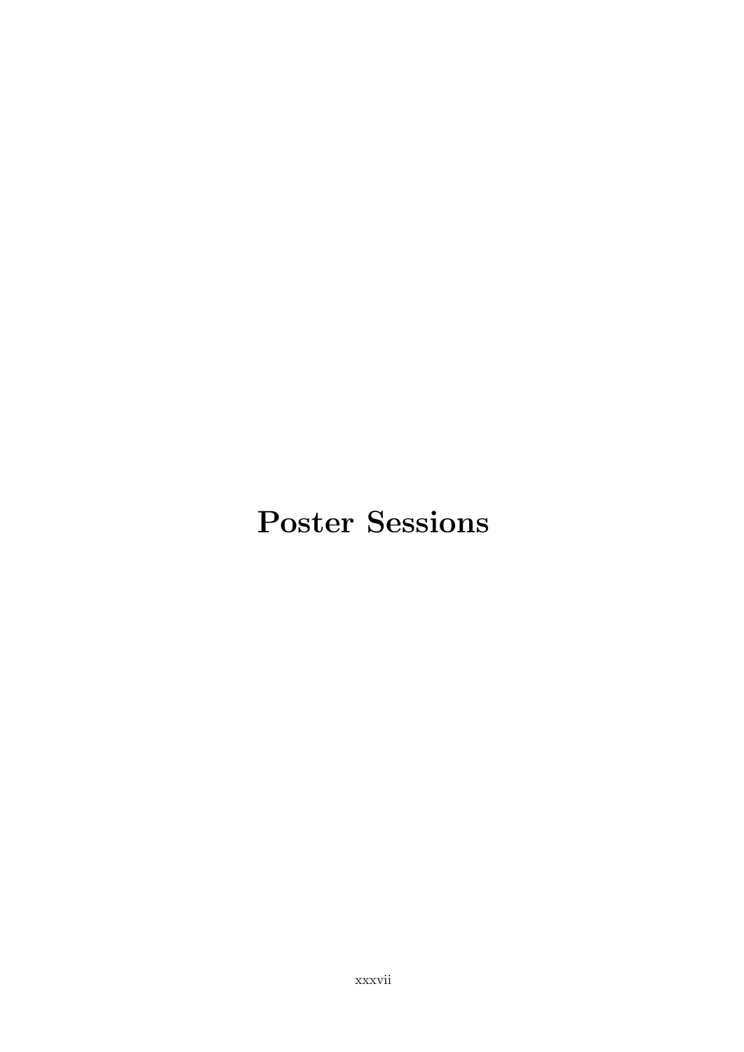# Poster Sessions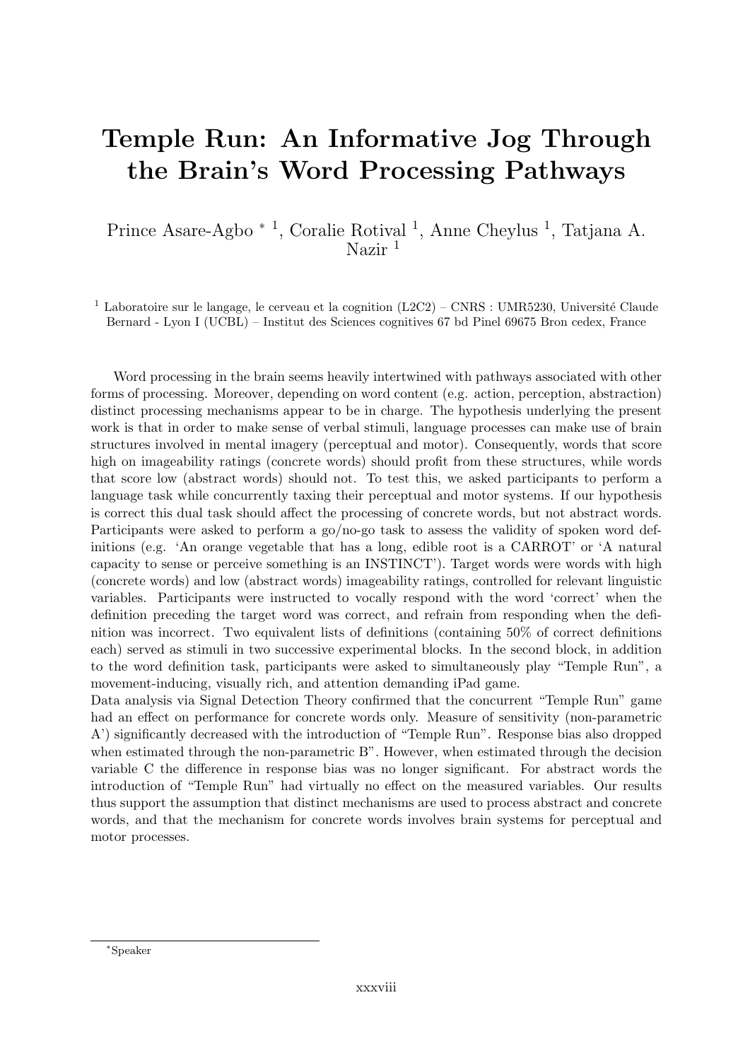# Temple Run: An Informative Jog Through the Brain's Word Processing Pathways

Prince Asare-Agbo *[1], Coralie Rotival [1], Anne Cheylus [1], Tatjana A. Nazir [1]

[1] Laboratoire sur le langage, le cerveau et la cognition (L2C2) – CNRS : UMR5230, Université Claude Bernard - Lyon I (UCBL) – Institut des Sciences cognitives 67 bd Pinel 69675 Bron cedex, France

Word processing in the brain seems heavily intertwined with pathways associated with other forms of processing. Moreover, depending on word content (e.g. action, perception, abstraction) distinct processing mechanisms appear to be in charge. The hypothesis underlying the present work is that in order to make sense of verbal stimuli, language processes can make use of brain structures involved in mental imagery (perceptual and motor). Consequently, words that score high on imageability ratings (concrete words) should profit from these structures, while words that score low (abstract words) should not. To test this, we asked participants to perform a language task while concurrently taxing their perceptual and motor systems. If our hypothesis is correct this dual task should affect the processing of concrete words, but not abstract words. Participants were asked to perform a go/no-go task to assess the validity of spoken word definitions (e.g. 'An orange vegetable that has a long, edible root is a CARROT' or 'A natural capacity to sense or perceive something is an INSTINCT'). Target words were words with high (concrete words) and low (abstract words) imageability ratings, controlled for relevant linguistic variables. Participants were instructed to vocally respond with the word 'correct' when the definition preceding the target word was correct, and refrain from responding when the definition was incorrect. Two equivalent lists of definitions (containing 50% of correct definitions each) served as stimuli in two successive experimental blocks. In the second block, in addition to the word definition task, participants were asked to simultaneously play "Temple Run", a movement-inducing, visually rich, and attention demanding iPad game.

Data analysis via Signal Detection Theory confirmed that the concurrent "Temple Run" game had an effect on performance for concrete words only. Measure of sensitivity (non-parametric A') significantly decreased with the introduction of "Temple Run". Response bias also dropped when estimated through the non-parametric B". However, when estimated through the decision variable C the difference in response bias was no longer significant. For abstract words the introduction of "Temple Run" had virtually no effect on the measured variables. Our results thus support the assumption that distinct mechanisms are used to process abstract and concrete words, and that the mechanism for concrete words involves brain systems for perceptual and motor processes.

*Speaker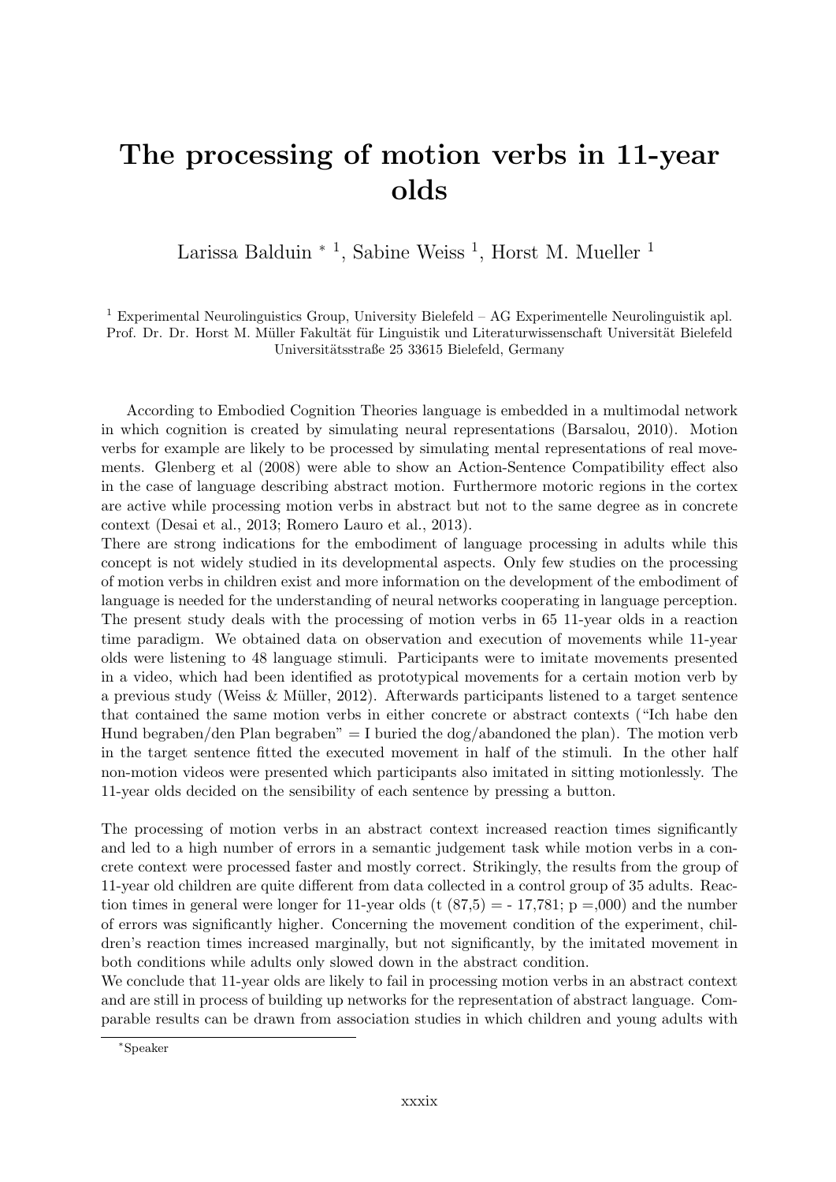# The processing of motion verbs in 11-year olds

Larissa Balduin * [1], Sabine Weiss [1], Horst M. Mueller [1]

[1] Experimental Neurolinguistics Group, University Bielefeld – AG Experimentelle Neurolinguistik apl. Prof. Dr. Dr. Horst M. Müller Fakultät für Linguistik und Literaturwissenschaft Universität Bielefeld Universitätsstraße 25 33615 Bielefeld, Germany

According to Embodied Cognition Theories language is embedded in a multimodal network in which cognition is created by simulating neural representations (Barsalou, 2010). Motion verbs for example are likely to be processed by simulating mental representations of real movements. Glenberg et al (2008) were able to show an Action-Sentence Compatibility effect also in the case of language describing abstract motion. Furthermore motoric regions in the cortex are active while processing motion verbs in abstract but not to the same degree as in concrete context (Desai et al., 2013; Romero Lauro et al., 2013).

There are strong indications for the embodiment of language processing in adults while this concept is not widely studied in its developmental aspects. Only few studies on the processing of motion verbs in children exist and more information on the development of the embodiment of language is needed for the understanding of neural networks cooperating in language perception. The present study deals with the processing of motion verbs in 65 11-year olds in a reaction time paradigm. We obtained data on observation and execution of movements while 11-year olds were listening to 48 language stimuli. Participants were to imitate movements presented in a video, which had been identified as prototypical movements for a certain motion verb by a previous study (Weiss & Müller, 2012). Afterwards participants listened to a target sentence that contained the same motion verbs in either concrete or abstract contexts ("Ich habe den Hund begraben/den Plan begraben" = I buried the dog/abandoned the plan). The motion verb in the target sentence fitted the executed movement in half of the stimuli. In the other half non-motion videos were presented which participants also imitated in sitting motionlessly. The 11-year olds decided on the sensibility of each sentence by pressing a button.

The processing of motion verbs in an abstract context increased reaction times significantly and led to a high number of errors in a semantic judgement task while motion verbs in a concrete context were processed faster and mostly correct. Strikingly, the results from the group of 11-year old children are quite different from data collected in a control group of 35 adults. Reaction times in general were longer for 11-year olds (t (87,5) = - 17,781; p =,000) and the number of errors was significantly higher. Concerning the movement condition of the experiment, children's reaction times increased marginally, but not significantly, by the imitated movement in both conditions while adults only slowed down in the abstract condition.

We conclude that 11-year olds are likely to fail in processing motion verbs in an abstract context and are still in process of building up networks for the representation of abstract language. Comparable results can be drawn from association studies in which children and young adults with

*Speaker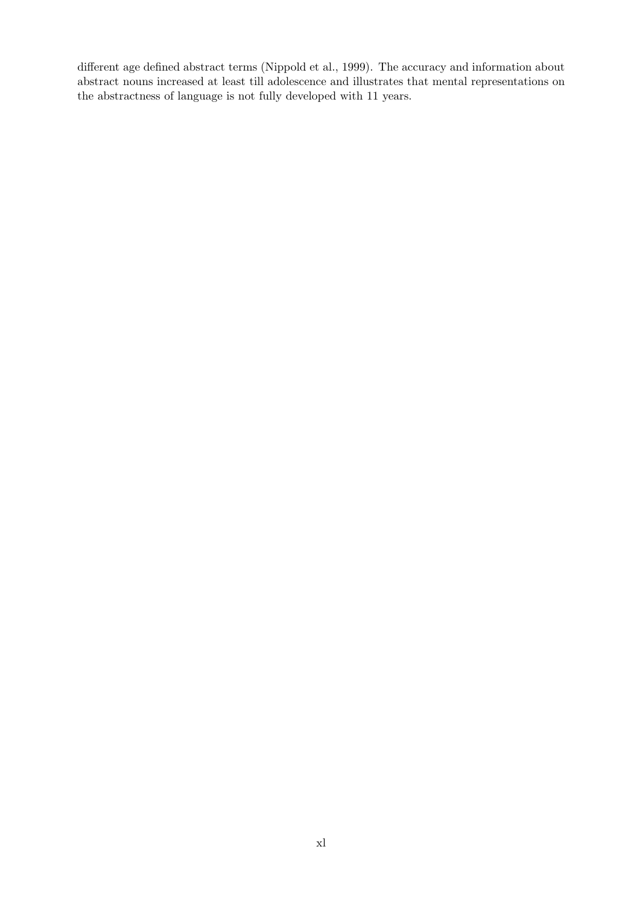different age defined abstract terms (Nippold et al., 1999). The accuracy and information about abstract nouns increased at least till adolescence and illustrates that mental representations on the abstractness of language is not fully developed with 11 years.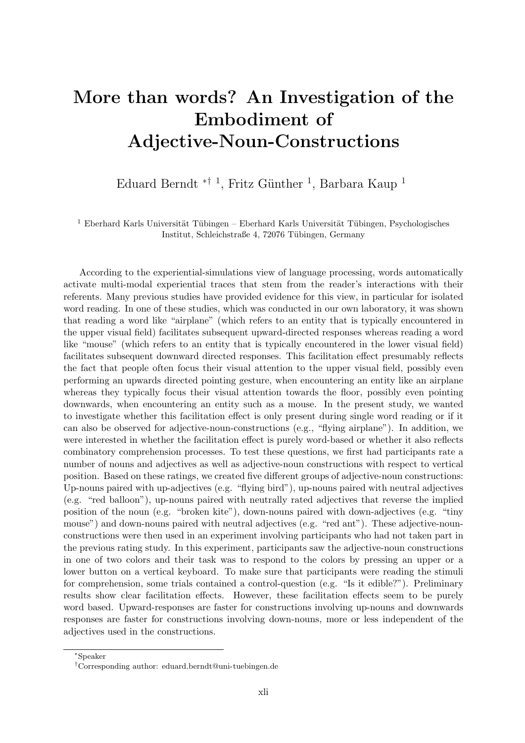# More than words? An Investigation of the Embodiment of Adjective-Noun-Constructions

Eduard Berndt *† [1], Fritz Günther [1], Barbara Kaup [1]

[1] Eberhard Karls Universität Tübingen – Eberhard Karls Universität Tübingen, Psychologisches Institut, Schleichstraße 4, 72076 Tübingen, Germany

According to the experiential-simulations view of language processing, words automatically activate multi-modal experiential traces that stem from the reader's interactions with their referents. Many previous studies have provided evidence for this view, in particular for isolated word reading. In one of these studies, which was conducted in our own laboratory, it was shown that reading a word like "airplane" (which refers to an entity that is typically encountered in the upper visual field) facilitates subsequent upward-directed responses whereas reading a word like "mouse" (which refers to an entity that is typically encountered in the lower visual field) facilitates subsequent downward directed responses. This facilitation effect presumably reflects the fact that people often focus their visual attention to the upper visual field, possibly even performing an upwards directed pointing gesture, when encountering an entity like an airplane whereas they typically focus their visual attention towards the floor, possibly even pointing downwards, when encountering an entity such as a mouse. In the present study, we wanted to investigate whether this facilitation effect is only present during single word reading or if it can also be observed for adjective-noun-constructions (e.g., "flying airplane"). In addition, we were interested in whether the facilitation effect is purely word-based or whether it also reflects combinatory comprehension processes. To test these questions, we first had participants rate a number of nouns and adjectives as well as adjective-noun constructions with respect to vertical position. Based on these ratings, we created five different groups of adjective-noun constructions: Up-nouns paired with up-adjectives (e.g. "flying bird"), up-nouns paired with neutral adjectives (e.g. "red balloon"), up-nouns paired with neutrally rated adjectives that reverse the implied position of the noun (e.g. "broken kite"), down-nouns paired with down-adjectives (e.g. "tiny mouse") and down-nouns paired with neutral adjectives (e.g. "red ant"). These adjective-noun-constructions were then used in an experiment involving participants who had not taken part in the previous rating study. In this experiment, participants saw the adjective-noun constructions in one of two colors and their task was to respond to the colors by pressing an upper or a lower button on a vertical keyboard. To make sure that participants were reading the stimuli for comprehension, some trials contained a control-question (e.g. "Is it edible?"). Preliminary results show clear facilitation effects. However, these facilitation effects seem to be purely word based. Upward-responses are faster for constructions involving up-nouns and downwards responses are faster for constructions involving down-nouns, more or less independent of the adjectives used in the constructions.

*Speaker

†Corresponding author: eduard.berndt@uni-tuebingen.de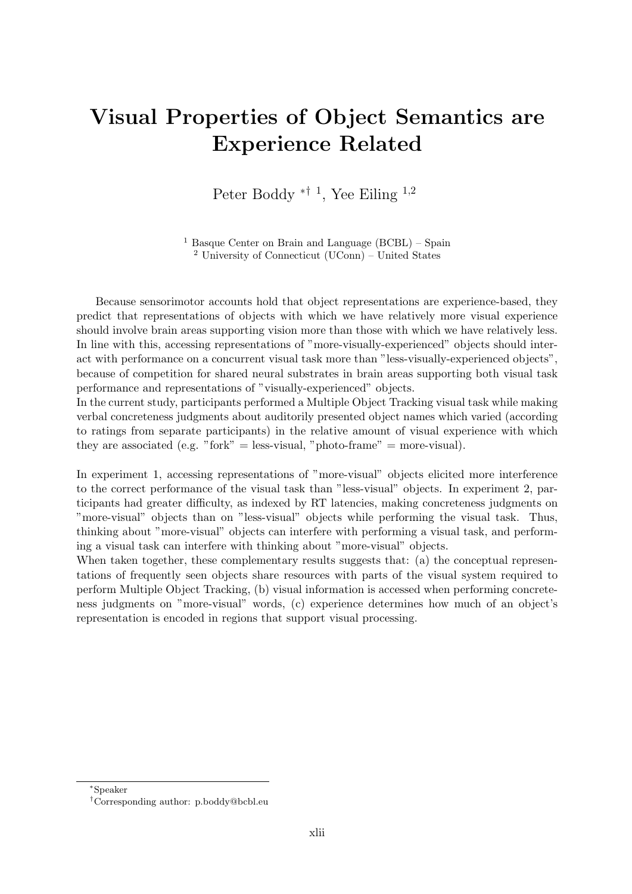# Visual Properties of Object Semantics are Experience Related

Peter Boddy *† [1], Yee Eiling [1,2]

[1] Basque Center on Brain and Language (BCBL) – Spain
[2] University of Connecticut (UConn) – United States

Because sensorimotor accounts hold that object representations are experience-based, they predict that representations of objects with which we have relatively more visual experience should involve brain areas supporting vision more than those with which we have relatively less. In line with this, accessing representations of "more-visually-experienced" objects should interact with performance on a concurrent visual task more than "less-visually-experienced objects", because of competition for shared neural substrates in brain areas supporting both visual task performance and representations of "visually-experienced" objects.
In the current study, participants performed a Multiple Object Tracking visual task while making verbal concreteness judgments about auditorily presented object names which varied (according to ratings from separate participants) in the relative amount of visual experience with which they are associated (e.g. "fork" = less-visual, "photo-frame" = more-visual).

In experiment 1, accessing representations of "more-visual" objects elicited more interference to the correct performance of the visual task than "less-visual" objects. In experiment 2, participants had greater difficulty, as indexed by RT latencies, making concreteness judgments on "more-visual" objects than on "less-visual" objects while performing the visual task. Thus, thinking about "more-visual" objects can interfere with performing a visual task, and performing a visual task can interfere with thinking about "more-visual" objects.
When taken together, these complementary results suggests that: (a) the conceptual representations of frequently seen objects share resources with parts of the visual system required to perform Multiple Object Tracking, (b) visual information is accessed when performing concreteness judgments on "more-visual" words, (c) experience determines how much of an object's representation is encoded in regions that support visual processing.

*Speaker

†Corresponding author: p.boddy@bcbl.eu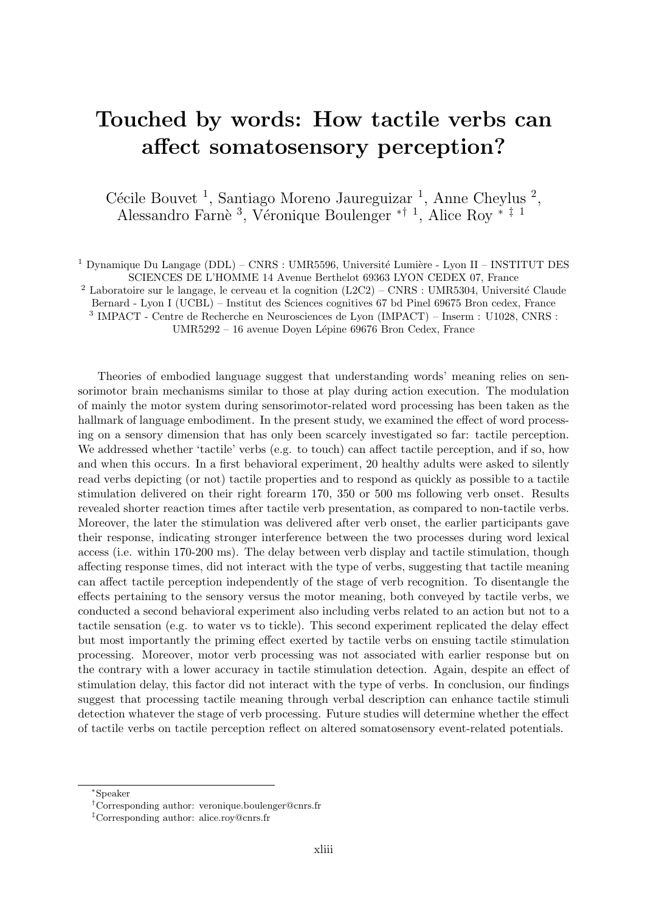# Touched by words: How tactile verbs can affect somatosensory perception?

Cécile Bouvet [1], Santiago Moreno Jaureguizar [1], Anne Cheylus [2], Alessandro Farnè [3], Véronique Boulenger [*† 1], Alice Roy [* ‡ 1]

[1] Dynamique Du Langage (DDL) – CNRS : UMR5596, Université Lumière - Lyon II – INSTITUT DES SCIENCES DE L'HOMME 14 Avenue Berthelot 69363 LYON CEDEX 07, France

[2] Laboratoire sur le langage, le cerveau et la cognition (L2C2) – CNRS : UMR5304, Université Claude Bernard - Lyon I (UCBL) – Institut des Sciences cognitives 67 bd Pinel 69675 Bron cedex, France

[3] IMPACT - Centre de Recherche en Neurosciences de Lyon (IMPACT) – Inserm : U1028, CNRS : UMR5292 – 16 avenue Doyen Lépine 69676 Bron Cedex, France

Theories of embodied language suggest that understanding words' meaning relies on sensorimotor brain mechanisms similar to those at play during action execution. The modulation of mainly the motor system during sensorimotor-related word processing has been taken as the hallmark of language embodiment. In the present study, we examined the effect of word processing on a sensory dimension that has only been scarcely investigated so far: tactile perception. We addressed whether 'tactile' verbs (e.g. to touch) can affect tactile perception, and if so, how and when this occurs. In a first behavioral experiment, 20 healthy adults were asked to silently read verbs depicting (or not) tactile properties and to respond as quickly as possible to a tactile stimulation delivered on their right forearm 170, 350 or 500 ms following verb onset. Results revealed shorter reaction times after tactile verb presentation, as compared to non-tactile verbs. Moreover, the later the stimulation was delivered after verb onset, the earlier participants gave their response, indicating stronger interference between the two processes during word lexical access (i.e. within 170-200 ms). The delay between verb display and tactile stimulation, though affecting response times, did not interact with the type of verbs, suggesting that tactile meaning can affect tactile perception independently of the stage of verb recognition. To disentangle the effects pertaining to the sensory versus the motor meaning, both conveyed by tactile verbs, we conducted a second behavioral experiment also including verbs related to an action but not to a tactile sensation (e.g. to water vs to tickle). This second experiment replicated the delay effect but most importantly the priming effect exerted by tactile verbs on ensuing tactile stimulation processing. Moreover, motor verb processing was not associated with earlier response but on the contrary with a lower accuracy in tactile stimulation detection. Again, despite an effect of stimulation delay, this factor did not interact with the type of verbs. In conclusion, our findings suggest that processing tactile meaning through verbal description can enhance tactile stimuli detection whatever the stage of verb processing. Future studies will determine whether the effect of tactile verbs on tactile perception reflect on altered somatosensory event-related potentials.

---

[*] Speaker

[†] Corresponding author: veronique.boulenger@cnrs.fr

[‡] Corresponding author: alice.roy@cnrs.fr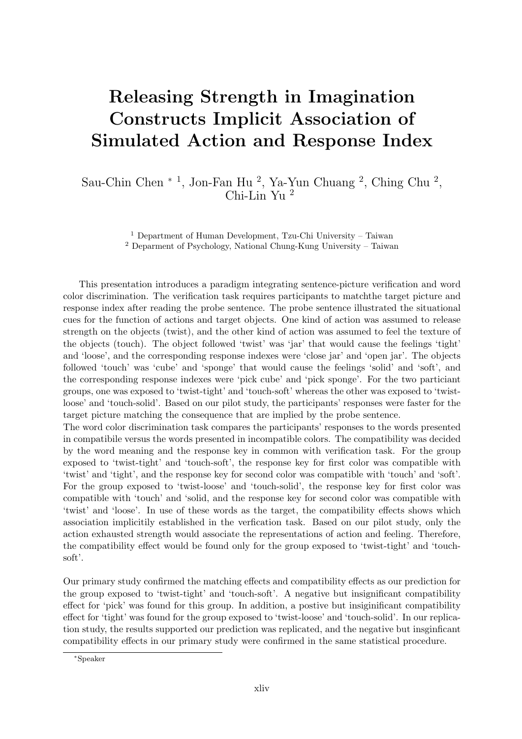# Releasing Strength in Imagination Constructs Implicit Association of Simulated Action and Response Index

Sau-Chin Chen * [1], Jon-Fan Hu [2], Ya-Yun Chuang [2], Ching Chu [2], Chi-Lin Yu [2]

[1] Department of Human Development, Tzu-Chi University – Taiwan
[2] Deparment of Psychology, National Chung-Kung University – Taiwan

This presentation introduces a paradigm integrating sentence-picture verification and word color discrimination. The verification task requires participants to matchthe target picture and response index after reading the probe sentence. The probe sentence illustrated the situational cues for the function of actions and target objects. One kind of action was assumed to release strength on the objects (twist), and the other kind of action was assumed to feel the texture of the objects (touch). The object followed 'twist' was 'jar' that would cause the feelings 'tight' and 'loose', and the corresponding response indexes were 'close jar' and 'open jar'. The objects followed 'touch' was 'cube' and 'sponge' that would cause the feelings 'solid' and 'soft', and the corresponding response indexes were 'pick cube' and 'pick sponge'. For the two particiant groups, one was exposed to 'twist-tight' and 'touch-soft' whereas the other was exposed to 'twist-loose' and 'touch-solid'. Based on our pilot study, the participants' responses were faster for the target picture matching the consequence that are implied by the probe sentence.
The word color discrimination task compares the participants' responses to the words presented in compatibile versus the words presented in incompatible colors. The compatibility was decided by the word meaning and the response key in common with verification task. For the group exposed to 'twist-tight' and 'touch-soft', the response key for first color was compatible with 'twist' and 'tight', and the response key for second color was compatible with 'touch' and 'soft'. For the group exposed to 'twist-loose' and 'touch-solid', the response key for first color was compatible with 'touch' and 'solid, and the response key for second color was compatible with 'twist' and 'loose'. In use of these words as the target, the compatibility effects shows which association implicitily established in the verfication task. Based on our pilot study, only the action exhausted strength would associate the representations of action and feeling. Therefore, the compatibility effect would be found only for the group exposed to 'twist-tight' and 'touch-soft'.

Our primary study confirmed the matching effects and compatibility effects as our prediction for the group exposed to 'twist-tight' and 'touch-soft'. A negative but insignificant compatibility effect for 'pick' was found for this group. In addition, a postive but insiginificant compatibility effect for 'tight' was found for the group exposed to 'twist-loose' and 'touch-solid'. In our replication study, the results supported our prediction was replicated, and the negative but insginficant compatibility effects in our primary study were confirmed in the same statistical procedure.

*Speaker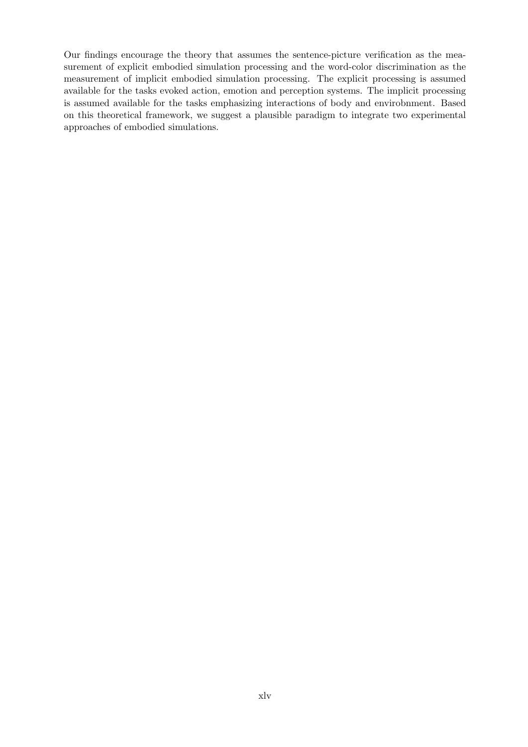Our findings encourage the theory that assumes the sentence-picture verification as the measurement of explicit embodied simulation processing and the word-color discrimination as the measurement of implicit embodied simulation processing. The explicit processing is assumed available for the tasks evoked action, emotion and perception systems. The implicit processing is assumed available for the tasks emphasizing interactions of body and envirobnment. Based on this theoretical framework, we suggest a plausible paradigm to integrate two experimental approaches of embodied simulations.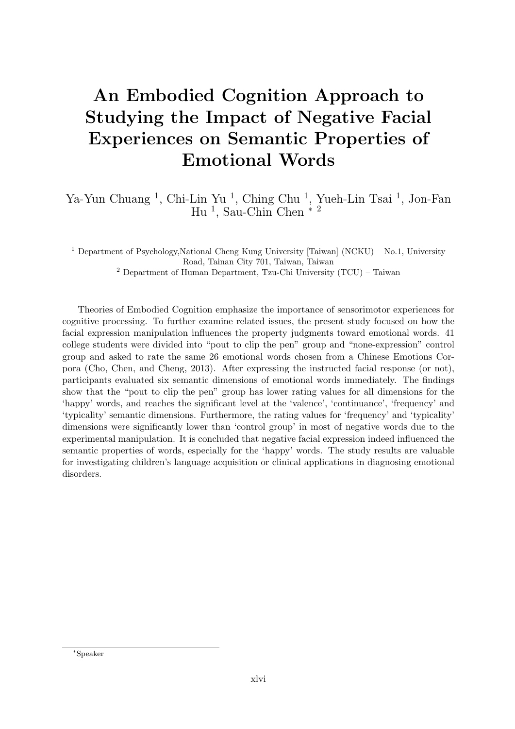# An Embodied Cognition Approach to Studying the Impact of Negative Facial Experiences on Semantic Properties of Emotional Words

Ya-Yun Chuang [1], Chi-Lin Yu [1], Ching Chu [1], Yueh-Lin Tsai [1], Jon-Fan Hu [1], Sau-Chin Chen [*,2]

[1] Department of Psychology,National Cheng Kung University [Taiwan] (NCKU) – No.1, University Road, Tainan City 701, Taiwan, Taiwan

[2] Department of Human Department, Tzu-Chi University (TCU) – Taiwan

Theories of Embodied Cognition emphasize the importance of sensorimotor experiences for cognitive processing. To further examine related issues, the present study focused on how the facial expression manipulation influences the property judgments toward emotional words. 41 college students were divided into "pout to clip the pen" group and "none-expression" control group and asked to rate the same 26 emotional words chosen from a Chinese Emotions Corpora (Cho, Chen, and Cheng, 2013). After expressing the instructed facial response (or not), participants evaluated six semantic dimensions of emotional words immediately. The findings show that the "pout to clip the pen" group has lower rating values for all dimensions for the 'happy' words, and reaches the significant level at the 'valence', 'continuance', 'frequency' and 'typicality' semantic dimensions. Furthermore, the rating values for 'frequency' and 'typicality' dimensions were significantly lower than 'control group' in most of negative words due to the experimental manipulation. It is concluded that negative facial expression indeed influenced the semantic properties of words, especially for the 'happy' words. The study results are valuable for investigating children's language acquisition or clinical applications in diagnosing emotional disorders.

[*] Speaker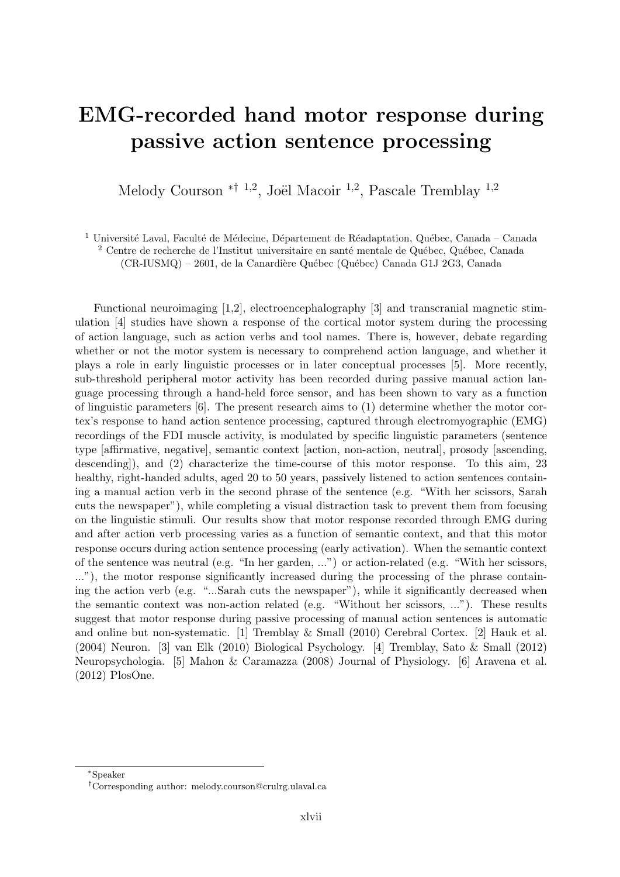# EMG-recorded hand motor response during passive action sentence processing

Melody Courson *† [1,2], Joël Macoir [1,2], Pascale Tremblay [1,2]

[1] Université Laval, Faculté de Médecine, Département de Réadaptation, Québec, Canada – Canada
[2] Centre de recherche de l'Institut universitaire en santé mentale de Québec, Québec, Canada (CR-IUSMQ) – 2601, de la Canardière Québec (Québec) Canada G1J 2G3, Canada

Functional neuroimaging [1,2], electroencephalography [3] and transcranial magnetic stimulation [4] studies have shown a response of the cortical motor system during the processing of action language, such as action verbs and tool names. There is, however, debate regarding whether or not the motor system is necessary to comprehend action language, and whether it plays a role in early linguistic processes or in later conceptual processes [5]. More recently, sub-threshold peripheral motor activity has been recorded during passive manual action language processing through a hand-held force sensor, and has been shown to vary as a function of linguistic parameters [6]. The present research aims to (1) determine whether the motor cortex's response to hand action sentence processing, captured through electromyographic (EMG) recordings of the FDI muscle activity, is modulated by specific linguistic parameters (sentence type [affirmative, negative], semantic context [action, non-action, neutral], prosody [ascending, descending]), and (2) characterize the time-course of this motor response. To this aim, 23 healthy, right-handed adults, aged 20 to 50 years, passively listened to action sentences containing a manual action verb in the second phrase of the sentence (e.g. "With her scissors, Sarah cuts the newspaper"), while completing a visual distraction task to prevent them from focusing on the linguistic stimuli. Our results show that motor response recorded through EMG during and after action verb processing varies as a function of semantic context, and that this motor response occurs during action sentence processing (early activation). When the semantic context of the sentence was neutral (e.g. "In her garden, ...") or action-related (e.g. "With her scissors, ..."), the motor response significantly increased during the processing of the phrase containing the action verb (e.g. "...Sarah cuts the newspaper"), while it significantly decreased when the semantic context was non-action related (e.g. "Without her scissors, ..."). These results suggest that motor response during passive processing of manual action sentences is automatic and online but non-systematic. [1] Tremblay & Small (2010) Cerebral Cortex. [2] Hauk et al. (2004) Neuron. [3] van Elk (2010) Biological Psychology. [4] Tremblay, Sato & Small (2012) Neuropsychologia. [5] Mahon & Caramazza (2008) Journal of Physiology. [6] Aravena et al. (2012) PlosOne.

*Speaker

†Corresponding author: melody.courson@crulrg.ulaval.ca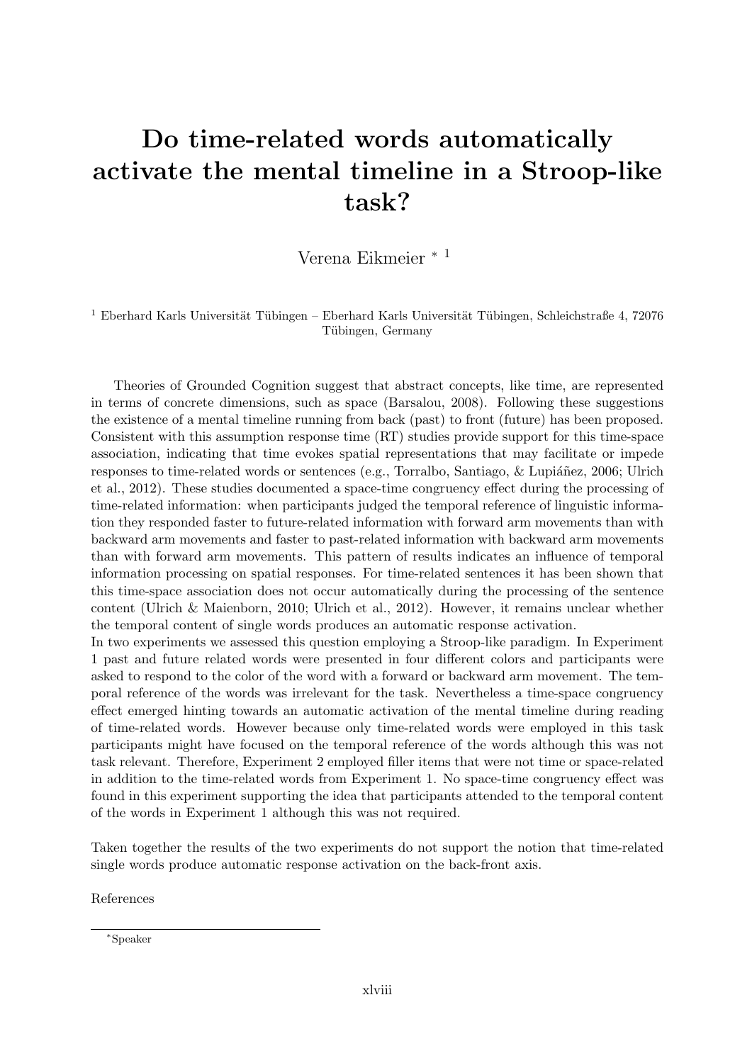# Do time-related words automatically activate the mental timeline in a Stroop-like task?

Verena Eikmeier [*] [1]

[1] Eberhard Karls Universität Tübingen – Eberhard Karls Universität Tübingen, Schleichstraße 4, 72076 Tübingen, Germany

Theories of Grounded Cognition suggest that abstract concepts, like time, are represented in terms of concrete dimensions, such as space (Barsalou, 2008). Following these suggestions the existence of a mental timeline running from back (past) to front (future) has been proposed. Consistent with this assumption response time (RT) studies provide support for this time-space association, indicating that time evokes spatial representations that may facilitate or impede responses to time-related words or sentences (e.g., Torralbo, Santiago, & Lupiáñez, 2006; Ulrich et al., 2012). These studies documented a space-time congruency effect during the processing of time-related information: when participants judged the temporal reference of linguistic information they responded faster to future-related information with forward arm movements than with backward arm movements and faster to past-related information with backward arm movements than with forward arm movements. This pattern of results indicates an influence of temporal information processing on spatial responses. For time-related sentences it has been shown that this time-space association does not occur automatically during the processing of the sentence content (Ulrich & Maienborn, 2010; Ulrich et al., 2012). However, it remains unclear whether the temporal content of single words produces an automatic response activation.

In two experiments we assessed this question employing a Stroop-like paradigm. In Experiment 1 past and future related words were presented in four different colors and participants were asked to respond to the color of the word with a forward or backward arm movement. The temporal reference of the words was irrelevant for the task. Nevertheless a time-space congruency effect emerged hinting towards an automatic activation of the mental timeline during reading of time-related words. However because only time-related words were employed in this task participants might have focused on the temporal reference of the words although this was not task relevant. Therefore, Experiment 2 employed filler items that were not time or space-related in addition to the time-related words from Experiment 1. No space-time congruency effect was found in this experiment supporting the idea that participants attended to the temporal content of the words in Experiment 1 although this was not required.

Taken together the results of the two experiments do not support the notion that time-related single words produce automatic response activation on the back-front axis.

References

[*]Speaker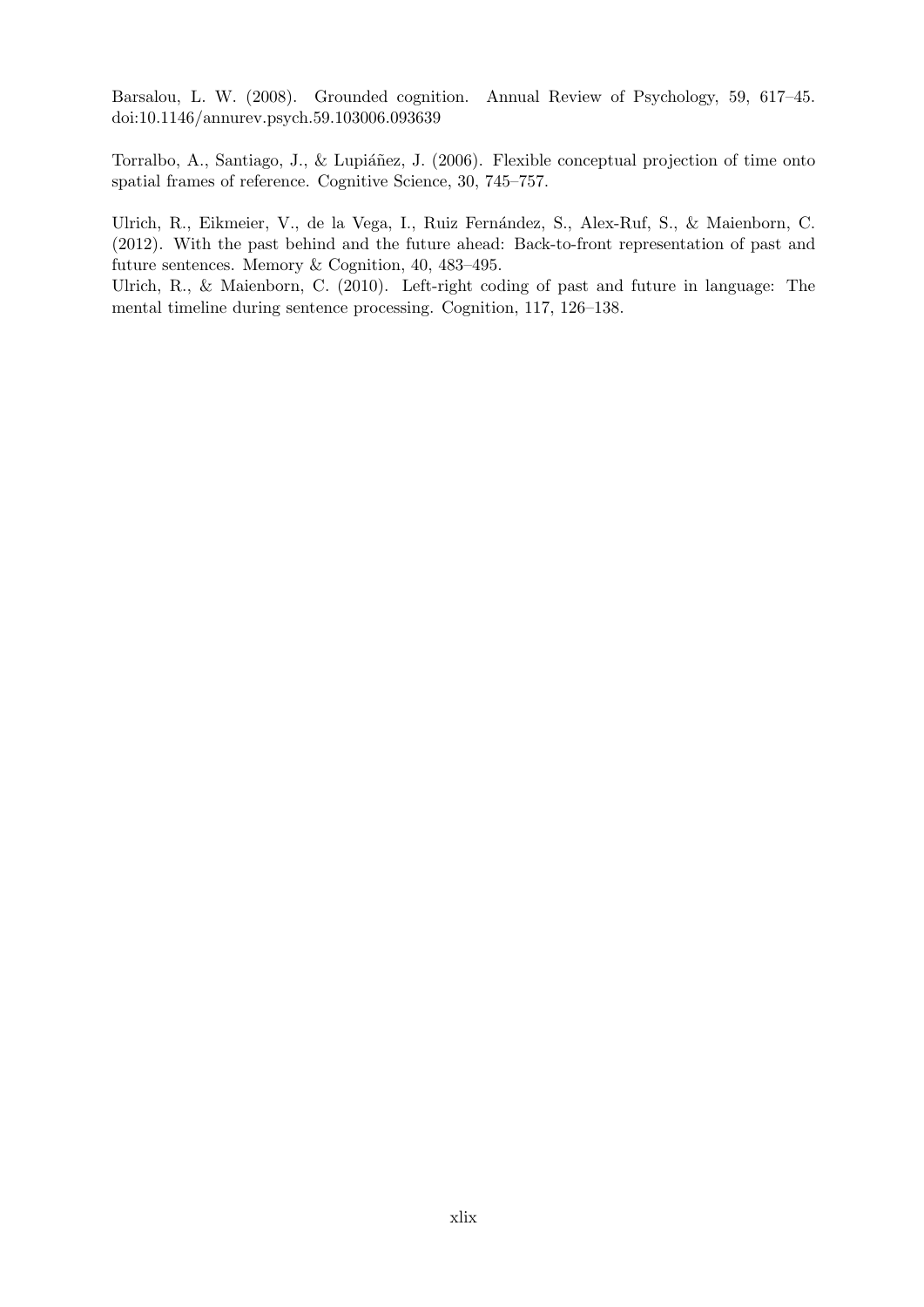Barsalou, L. W. (2008). Grounded cognition. Annual Review of Psychology, 59, 617–45. doi:10.1146/annurev.psych.59.103006.093639

Torralbo, A., Santiago, J., & Lupiáñez, J. (2006). Flexible conceptual projection of time onto spatial frames of reference. Cognitive Science, 30, 745–757.

Ulrich, R., Eikmeier, V., de la Vega, I., Ruiz Fernández, S., Alex-Ruf, S., & Maienborn, C. (2012). With the past behind and the future ahead: Back-to-front representation of past and future sentences. Memory & Cognition, 40, 483–495.

Ulrich, R., & Maienborn, C. (2010). Left-right coding of past and future in language: The mental timeline during sentence processing. Cognition, 117, 126–138.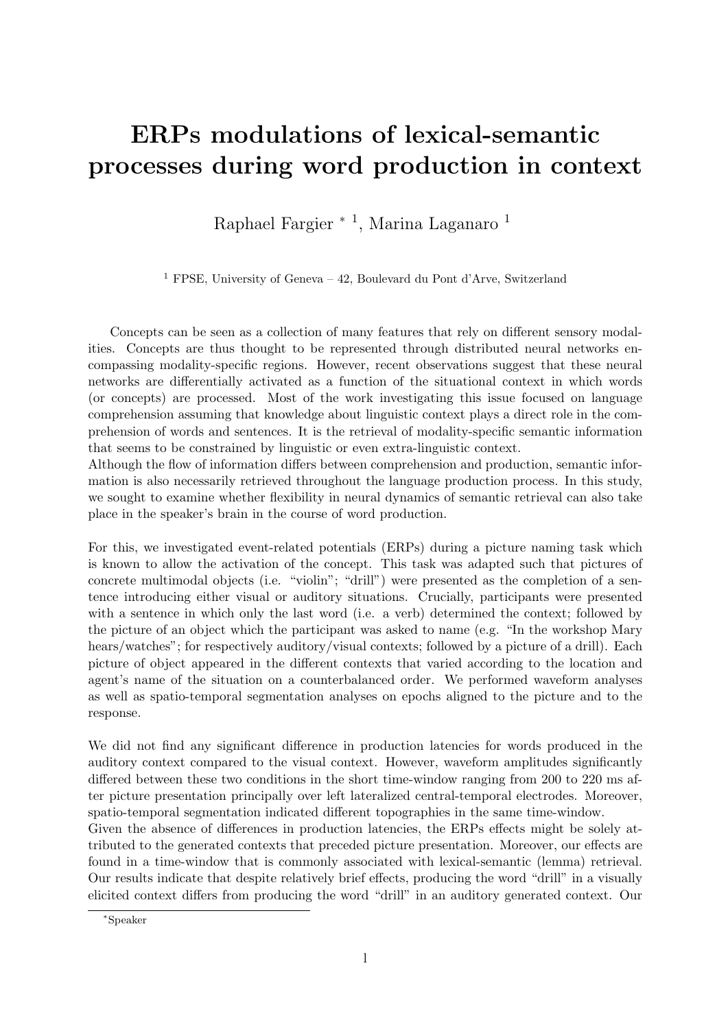# ERPs modulations of lexical-semantic processes during word production in context

Raphael Fargier [*] [1], Marina Laganaro [1]

[1] FPSE, University of Geneva – 42, Boulevard du Pont d'Arve, Switzerland

Concepts can be seen as a collection of many features that rely on different sensory modalities. Concepts are thus thought to be represented through distributed neural networks encompassing modality-specific regions. However, recent observations suggest that these neural networks are differentially activated as a function of the situational context in which words (or concepts) are processed. Most of the work investigating this issue focused on language comprehension assuming that knowledge about linguistic context plays a direct role in the comprehension of words and sentences. It is the retrieval of modality-specific semantic information that seems to be constrained by linguistic or even extra-linguistic context.
Although the flow of information differs between comprehension and production, semantic information is also necessarily retrieved throughout the language production process. In this study, we sought to examine whether flexibility in neural dynamics of semantic retrieval can also take place in the speaker's brain in the course of word production.

For this, we investigated event-related potentials (ERPs) during a picture naming task which is known to allow the activation of the concept. This task was adapted such that pictures of concrete multimodal objects (i.e. "violin"; "drill") were presented as the completion of a sentence introducing either visual or auditory situations. Crucially, participants were presented with a sentence in which only the last word (i.e. a verb) determined the context; followed by the picture of an object which the participant was asked to name (e.g. "In the workshop Mary hears/watches"; for respectively auditory/visual contexts; followed by a picture of a drill). Each picture of object appeared in the different contexts that varied according to the location and agent's name of the situation on a counterbalanced order. We performed waveform analyses as well as spatio-temporal segmentation analyses on epochs aligned to the picture and to the response.

We did not find any significant difference in production latencies for words produced in the auditory context compared to the visual context. However, waveform amplitudes significantly differed between these two conditions in the short time-window ranging from 200 to 220 ms after picture presentation principally over left lateralized central-temporal electrodes. Moreover, spatio-temporal segmentation indicated different topographies in the same time-window.
Given the absence of differences in production latencies, the ERPs effects might be solely attributed to the generated contexts that preceded picture presentation. Moreover, our effects are found in a time-window that is commonly associated with lexical-semantic (lemma) retrieval. Our results indicate that despite relatively brief effects, producing the word "drill" in a visually elicited context differs from producing the word "drill" in an auditory generated context. Our

[*] Speaker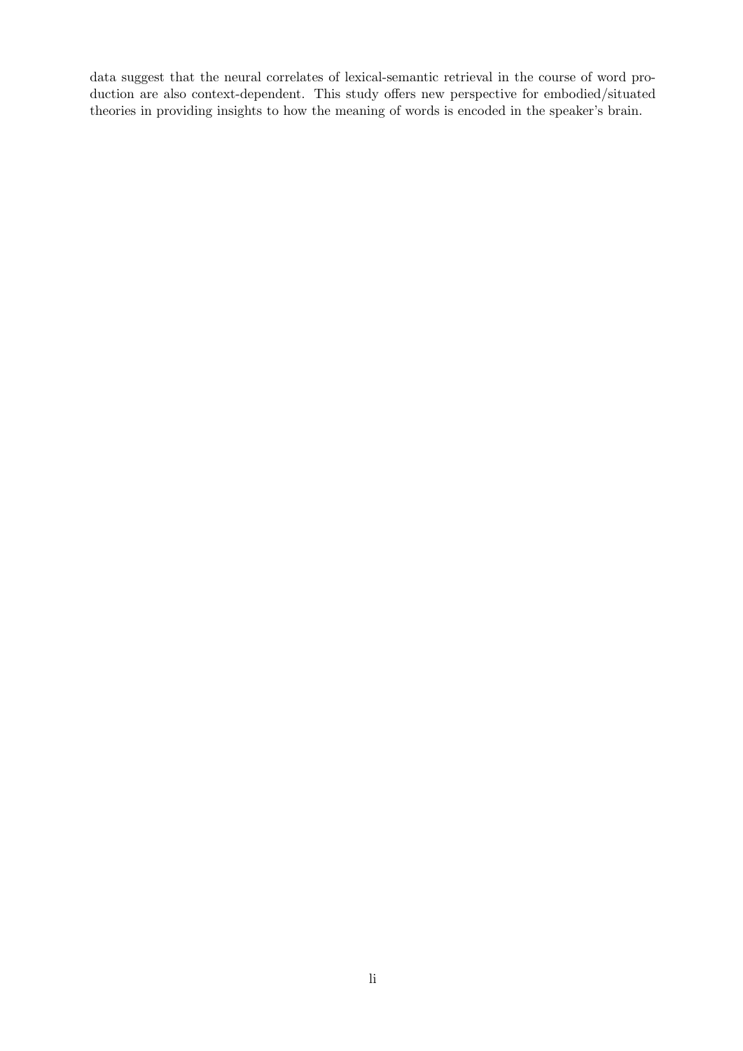data suggest that the neural correlates of lexical-semantic retrieval in the course of word production are also context-dependent. This study offers new perspective for embodied/situated theories in providing insights to how the meaning of words is encoded in the speaker's brain.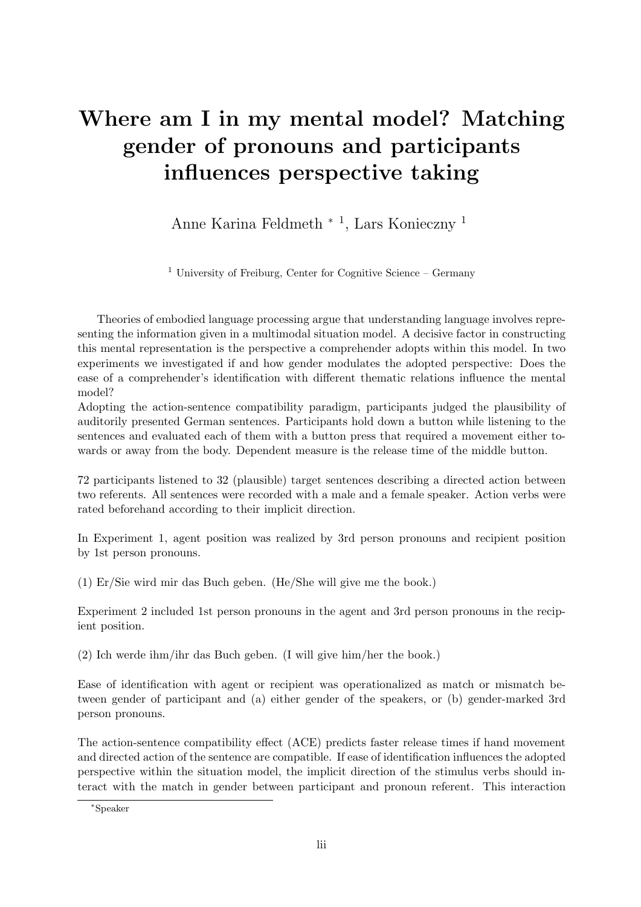# Where am I in my mental model? Matching gender of pronouns and participants influences perspective taking

Anne Karina Feldmeth * [1], Lars Konieczny [1]

[1] University of Freiburg, Center for Cognitive Science – Germany

Theories of embodied language processing argue that understanding language involves representing the information given in a multimodal situation model. A decisive factor in constructing this mental representation is the perspective a comprehender adopts within this model. In two experiments we investigated if and how gender modulates the adopted perspective: Does the ease of a comprehender's identification with different thematic relations influence the mental model?

Adopting the action-sentence compatibility paradigm, participants judged the plausibility of auditorily presented German sentences. Participants hold down a button while listening to the sentences and evaluated each of them with a button press that required a movement either towards or away from the body. Dependent measure is the release time of the middle button.

72 participants listened to 32 (plausible) target sentences describing a directed action between two referents. All sentences were recorded with a male and a female speaker. Action verbs were rated beforehand according to their implicit direction.

In Experiment 1, agent position was realized by 3rd person pronouns and recipient position by 1st person pronouns.

(1) Er/Sie wird mir das Buch geben. (He/She will give me the book.)

Experiment 2 included 1st person pronouns in the agent and 3rd person pronouns in the recipient position.

(2) Ich werde ihm/ihr das Buch geben. (I will give him/her the book.)

Ease of identification with agent or recipient was operationalized as match or mismatch between gender of participant and (a) either gender of the speakers, or (b) gender-marked 3rd person pronouns.

The action-sentence compatibility effect (ACE) predicts faster release times if hand movement and directed action of the sentence are compatible. If ease of identification influences the adopted perspective within the situation model, the implicit direction of the stimulus verbs should interact with the match in gender between participant and pronoun referent. This interaction

*Speaker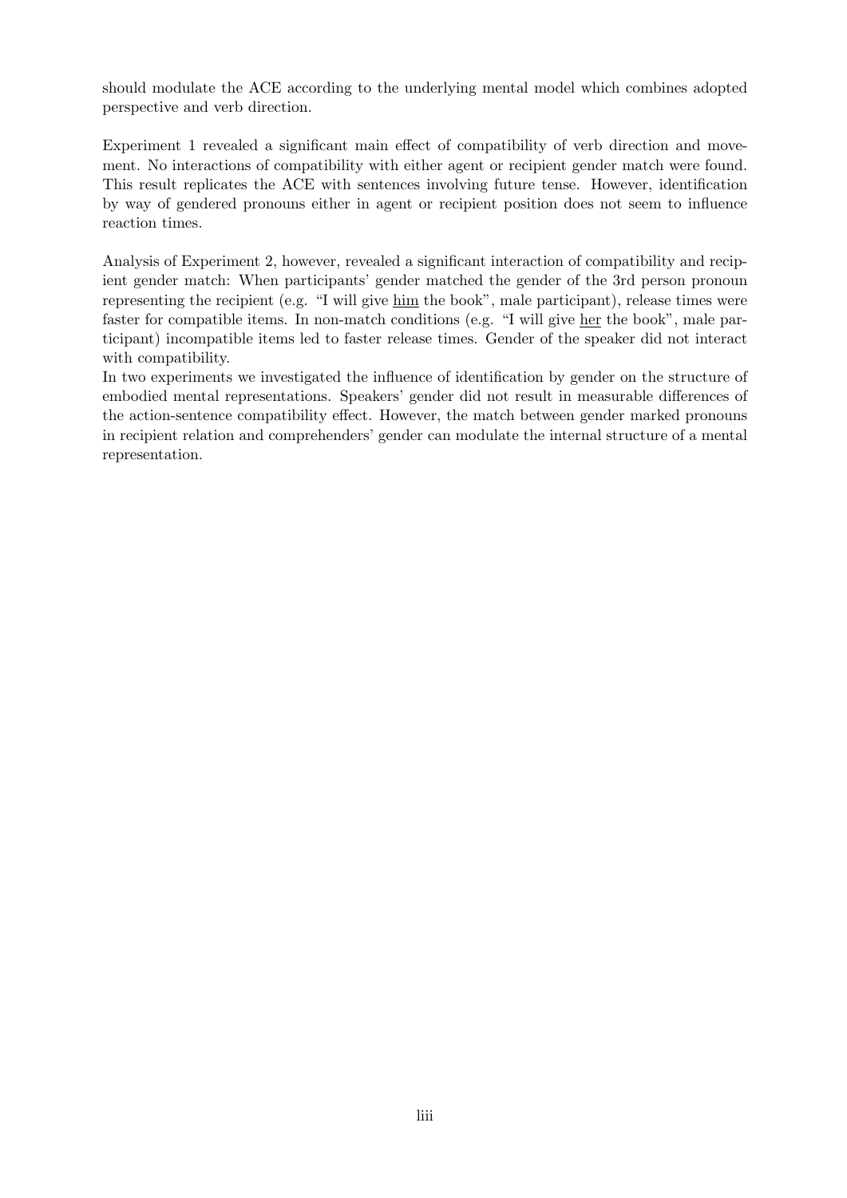should modulate the ACE according to the underlying mental model which combines adopted perspective and verb direction.

Experiment 1 revealed a significant main effect of compatibility of verb direction and movement. No interactions of compatibility with either agent or recipient gender match were found. This result replicates the ACE with sentences involving future tense. However, identification by way of gendered pronouns either in agent or recipient position does not seem to influence reaction times.

Analysis of Experiment 2, however, revealed a significant interaction of compatibility and recipient gender match: When participants' gender matched the gender of the 3rd person pronoun representing the recipient (e.g. "I will give <u>him</u> the book", male participant), release times were faster for compatible items. In non-match conditions (e.g. "I will give <u>her</u> the book", male participant) incompatible items led to faster release times. Gender of the speaker did not interact with compatibility.
In two experiments we investigated the influence of identification by gender on the structure of embodied mental representations. Speakers' gender did not result in measurable differences of the action-sentence compatibility effect. However, the match between gender marked pronouns in recipient relation and comprehenders' gender can modulate the internal structure of a mental representation.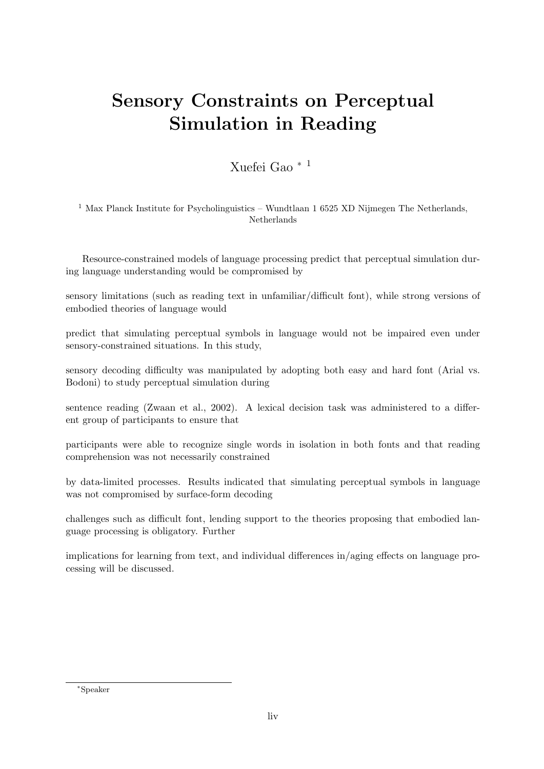# Sensory Constraints on Perceptual Simulation in Reading

Xuefei Gao * [1]

[1] Max Planck Institute for Psycholinguistics – Wundtlaan 1 6525 XD Nijmegen The Netherlands, Netherlands

Resource-constrained models of language processing predict that perceptual simulation during language understanding would be compromised by

sensory limitations (such as reading text in unfamiliar/difficult font), while strong versions of embodied theories of language would

predict that simulating perceptual symbols in language would not be impaired even under sensory-constrained situations. In this study,

sensory decoding difficulty was manipulated by adopting both easy and hard font (Arial vs. Bodoni) to study perceptual simulation during

sentence reading (Zwaan et al., 2002). A lexical decision task was administered to a different group of participants to ensure that

participants were able to recognize single words in isolation in both fonts and that reading comprehension was not necessarily constrained

by data-limited processes. Results indicated that simulating perceptual symbols in language was not compromised by surface-form decoding

challenges such as difficult font, lending support to the theories proposing that embodied language processing is obligatory. Further

implications for learning from text, and individual differences in/aging effects on language processing will be discussed.

*Speaker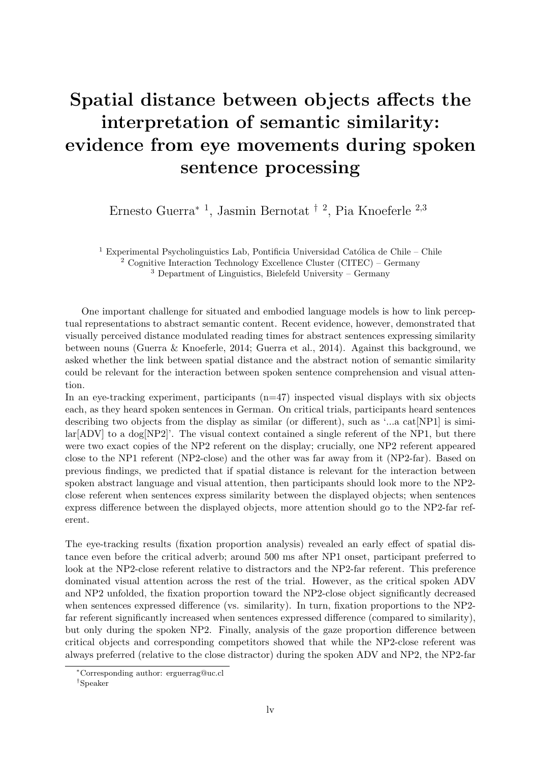# Spatial distance between objects affects the interpretation of semantic similarity: evidence from eye movements during spoken sentence processing

Ernesto Guerra* [1], Jasmin Bernotat † [2], Pia Knoeferle [2,3]

[1] Experimental Psycholinguistics Lab, Pontificia Universidad Católica de Chile – Chile
[2] Cognitive Interaction Technology Excellence Cluster (CITEC) – Germany
[3] Department of Linguistics, Bielefeld University – Germany

One important challenge for situated and embodied language models is how to link perceptual representations to abstract semantic content. Recent evidence, however, demonstrated that visually perceived distance modulated reading times for abstract sentences expressing similarity between nouns (Guerra & Knoeferle, 2014; Guerra et al., 2014). Against this background, we asked whether the link between spatial distance and the abstract notion of semantic similarity could be relevant for the interaction between spoken sentence comprehension and visual attention.

In an eye-tracking experiment, participants (n=47) inspected visual displays with six objects each, as they heard spoken sentences in German. On critical trials, participants heard sentences describing two objects from the display as similar (or different), such as '...a cat[NP1] is similar[ADV] to a dog[NP2]'. The visual context contained a single referent of the NP1, but there were two exact copies of the NP2 referent on the display; crucially, one NP2 referent appeared close to the NP1 referent (NP2-close) and the other was far away from it (NP2-far). Based on previous findings, we predicted that if spatial distance is relevant for the interaction between spoken abstract language and visual attention, then participants should look more to the NP2-close referent when sentences express similarity between the displayed objects; when sentences express difference between the displayed objects, more attention should go to the NP2-far referent.

The eye-tracking results (fixation proportion analysis) revealed an early effect of spatial distance even before the critical adverb; around 500 ms after NP1 onset, participant preferred to look at the NP2-close referent relative to distractors and the NP2-far referent. This preference dominated visual attention across the rest of the trial. However, as the critical spoken ADV and NP2 unfolded, the fixation proportion toward the NP2-close object significantly decreased when sentences expressed difference (vs. similarity). In turn, fixation proportions to the NP2-far referent significantly increased when sentences expressed difference (compared to similarity), but only during the spoken NP2. Finally, analysis of the gaze proportion difference between critical objects and corresponding competitors showed that while the NP2-close referent was always preferred (relative to the close distractor) during the spoken ADV and NP2, the NP2-far

*Corresponding author: erguerrag@uc.cl

†Speaker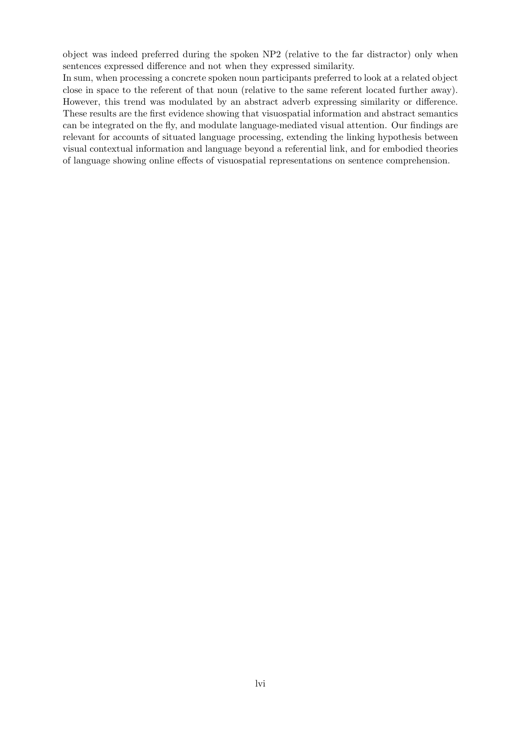object was indeed preferred during the spoken NP2 (relative to the far distractor) only when sentences expressed difference and not when they expressed similarity.

In sum, when processing a concrete spoken noun participants preferred to look at a related object close in space to the referent of that noun (relative to the same referent located further away). However, this trend was modulated by an abstract adverb expressing similarity or difference. These results are the first evidence showing that visuospatial information and abstract semantics can be integrated on the fly, and modulate language-mediated visual attention. Our findings are relevant for accounts of situated language processing, extending the linking hypothesis between visual contextual information and language beyond a referential link, and for embodied theories of language showing online effects of visuospatial representations on sentence comprehension.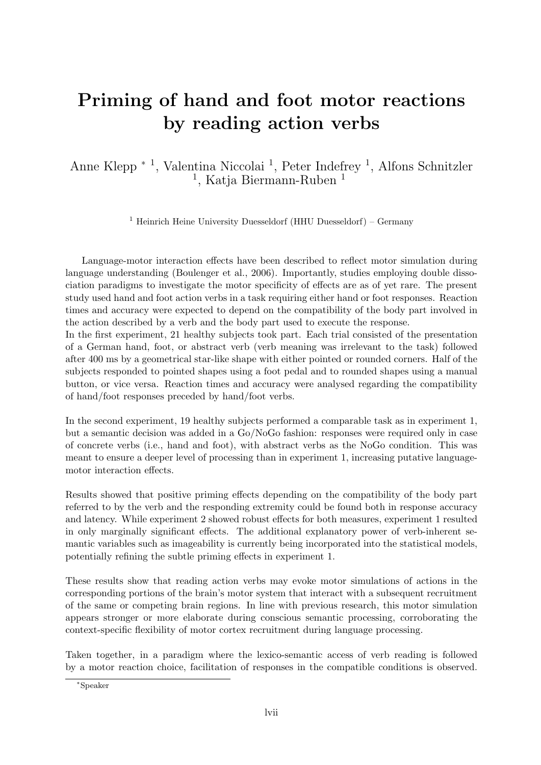# Priming of hand and foot motor reactions by reading action verbs

Anne Klepp * [1], Valentina Niccolai [1], Peter Indefrey [1], Alfons Schnitzler [1], Katja Biermann-Ruben [1]

[1] Heinrich Heine University Duesseldorf (HHU Duesseldorf) – Germany

Language-motor interaction effects have been described to reflect motor simulation during language understanding (Boulenger et al., 2006). Importantly, studies employing double dissociation paradigms to investigate the motor specificity of effects are as of yet rare. The present study used hand and foot action verbs in a task requiring either hand or foot responses. Reaction times and accuracy were expected to depend on the compatibility of the body part involved in the action described by a verb and the body part used to execute the response.
In the first experiment, 21 healthy subjects took part. Each trial consisted of the presentation of a German hand, foot, or abstract verb (verb meaning was irrelevant to the task) followed after 400 ms by a geometrical star-like shape with either pointed or rounded corners. Half of the subjects responded to pointed shapes using a foot pedal and to rounded shapes using a manual button, or vice versa. Reaction times and accuracy were analysed regarding the compatibility of hand/foot responses preceded by hand/foot verbs.

In the second experiment, 19 healthy subjects performed a comparable task as in experiment 1, but a semantic decision was added in a Go/NoGo fashion: responses were required only in case of concrete verbs (i.e., hand and foot), with abstract verbs as the NoGo condition. This was meant to ensure a deeper level of processing than in experiment 1, increasing putative language-motor interaction effects.

Results showed that positive priming effects depending on the compatibility of the body part referred to by the verb and the responding extremity could be found both in response accuracy and latency. While experiment 2 showed robust effects for both measures, experiment 1 resulted in only marginally significant effects. The additional explanatory power of verb-inherent semantic variables such as imageability is currently being incorporated into the statistical models, potentially refining the subtle priming effects in experiment 1.

These results show that reading action verbs may evoke motor simulations of actions in the corresponding portions of the brain's motor system that interact with a subsequent recruitment of the same or competing brain regions. In line with previous research, this motor simulation appears stronger or more elaborate during conscious semantic processing, corroborating the context-specific flexibility of motor cortex recruitment during language processing.

Taken together, in a paradigm where the lexico-semantic access of verb reading is followed by a motor reaction choice, facilitation of responses in the compatible conditions is observed.

*Speaker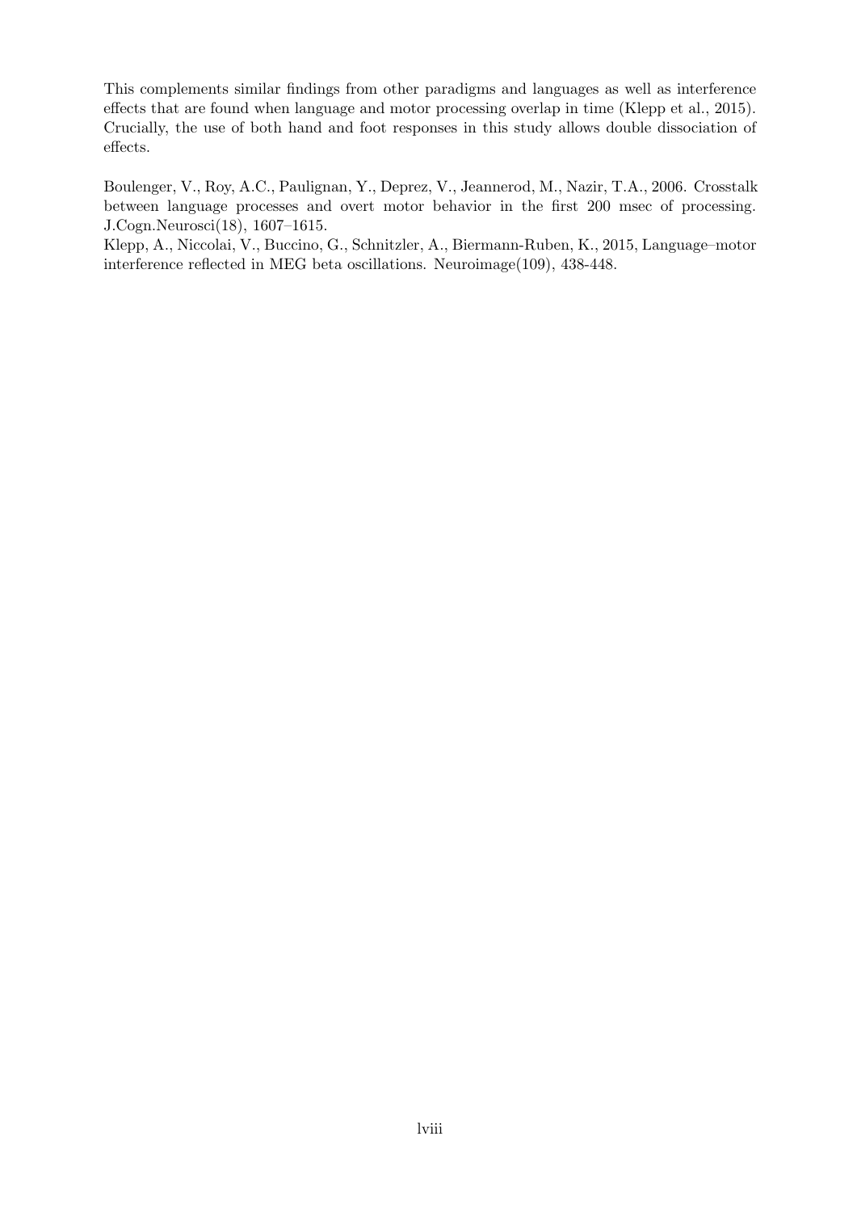This complements similar findings from other paradigms and languages as well as interference effects that are found when language and motor processing overlap in time (Klepp et al., 2015). Crucially, the use of both hand and foot responses in this study allows double dissociation of effects.

Boulenger, V., Roy, A.C., Paulignan, Y., Deprez, V., Jeannerod, M., Nazir, T.A., 2006. Crosstalk between language processes and overt motor behavior in the first 200 msec of processing. J.Cogn.Neurosci(18), 1607–1615.

Klepp, A., Niccolai, V., Buccino, G., Schnitzler, A., Biermann-Ruben, K., 2015, Language–motor interference reflected in MEG beta oscillations. Neuroimage(109), 438-448.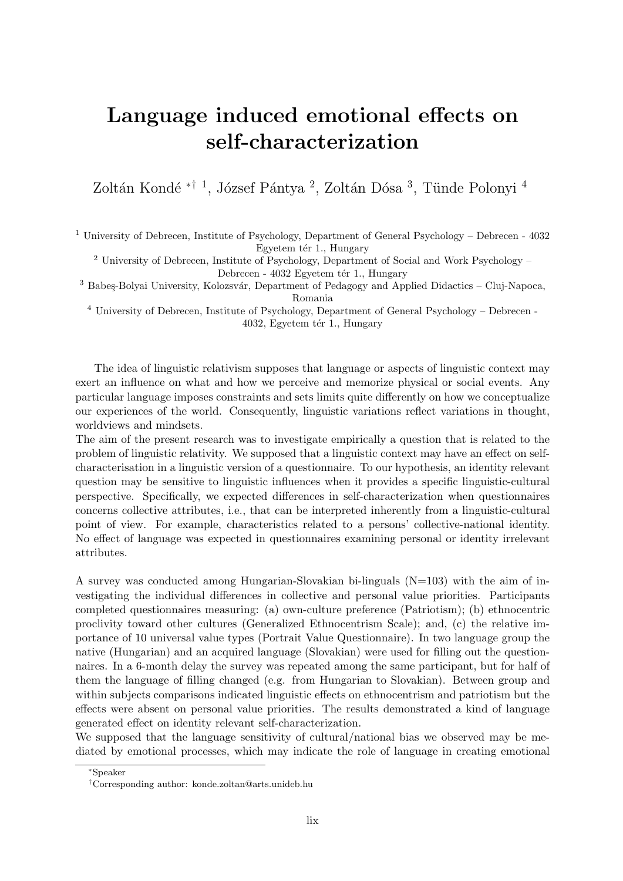# Language induced emotional effects on self-characterization

Zoltán Kondé *† [1], József Pántya [2], Zoltán Dósa [3], Tünde Polonyi [4]

[1] University of Debrecen, Institute of Psychology, Department of General Psychology – Debrecen - 4032 Egyetem tér 1., Hungary

[2] University of Debrecen, Institute of Psychology, Department of Social and Work Psychology – Debrecen - 4032 Egyetem tér 1., Hungary

[3] Babeş-Bolyai University, Kolozsvár, Department of Pedagogy and Applied Didactics – Cluj-Napoca, Romania

[4] University of Debrecen, Institute of Psychology, Department of General Psychology – Debrecen - 4032, Egyetem tér 1., Hungary

The idea of linguistic relativism supposes that language or aspects of linguistic context may exert an influence on what and how we perceive and memorize physical or social events. Any particular language imposes constraints and sets limits quite differently on how we conceptualize our experiences of the world. Consequently, linguistic variations reflect variations in thought, worldviews and mindsets.

The aim of the present research was to investigate empirically a question that is related to the problem of linguistic relativity. We supposed that a linguistic context may have an effect on self-characterisation in a linguistic version of a questionnaire. To our hypothesis, an identity relevant question may be sensitive to linguistic influences when it provides a specific linguistic-cultural perspective. Specifically, we expected differences in self-characterization when questionnaires concerns collective attributes, i.e., that can be interpreted inherently from a linguistic-cultural point of view. For example, characteristics related to a persons' collective-national identity. No effect of language was expected in questionnaires examining personal or identity irrelevant attributes.

A survey was conducted among Hungarian-Slovakian bi-linguals (N=103) with the aim of investigating the individual differences in collective and personal value priorities. Participants completed questionnaires measuring: (a) own-culture preference (Patriotism); (b) ethnocentric proclivity toward other cultures (Generalized Ethnocentrism Scale); and, (c) the relative importance of 10 universal value types (Portrait Value Questionnaire). In two language group the native (Hungarian) and an acquired language (Slovakian) were used for filling out the questionnaires. In a 6-month delay the survey was repeated among the same participant, but for half of them the language of filling changed (e.g. from Hungarian to Slovakian). Between group and within subjects comparisons indicated linguistic effects on ethnocentrism and patriotism but the effects were absent on personal value priorities. The results demonstrated a kind of language generated effect on identity relevant self-characterization.

We supposed that the language sensitivity of cultural/national bias we observed may be mediated by emotional processes, which may indicate the role of language in creating emotional

*Speaker

†Corresponding author: konde.zoltan@arts.unideb.hu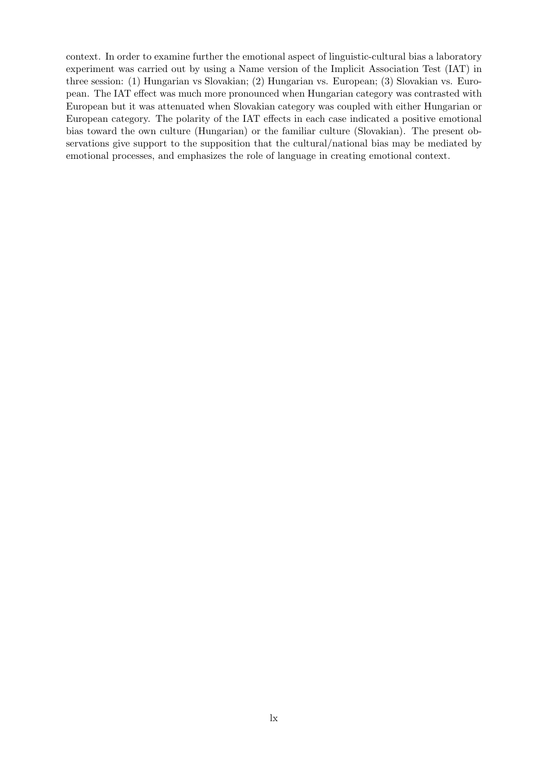context. In order to examine further the emotional aspect of linguistic-cultural bias a laboratory experiment was carried out by using a Name version of the Implicit Association Test (IAT) in three session: (1) Hungarian vs Slovakian; (2) Hungarian vs. European; (3) Slovakian vs. European. The IAT effect was much more pronounced when Hungarian category was contrasted with European but it was attenuated when Slovakian category was coupled with either Hungarian or European category. The polarity of the IAT effects in each case indicated a positive emotional bias toward the own culture (Hungarian) or the familiar culture (Slovakian). The present observations give support to the supposition that the cultural/national bias may be mediated by emotional processes, and emphasizes the role of language in creating emotional context.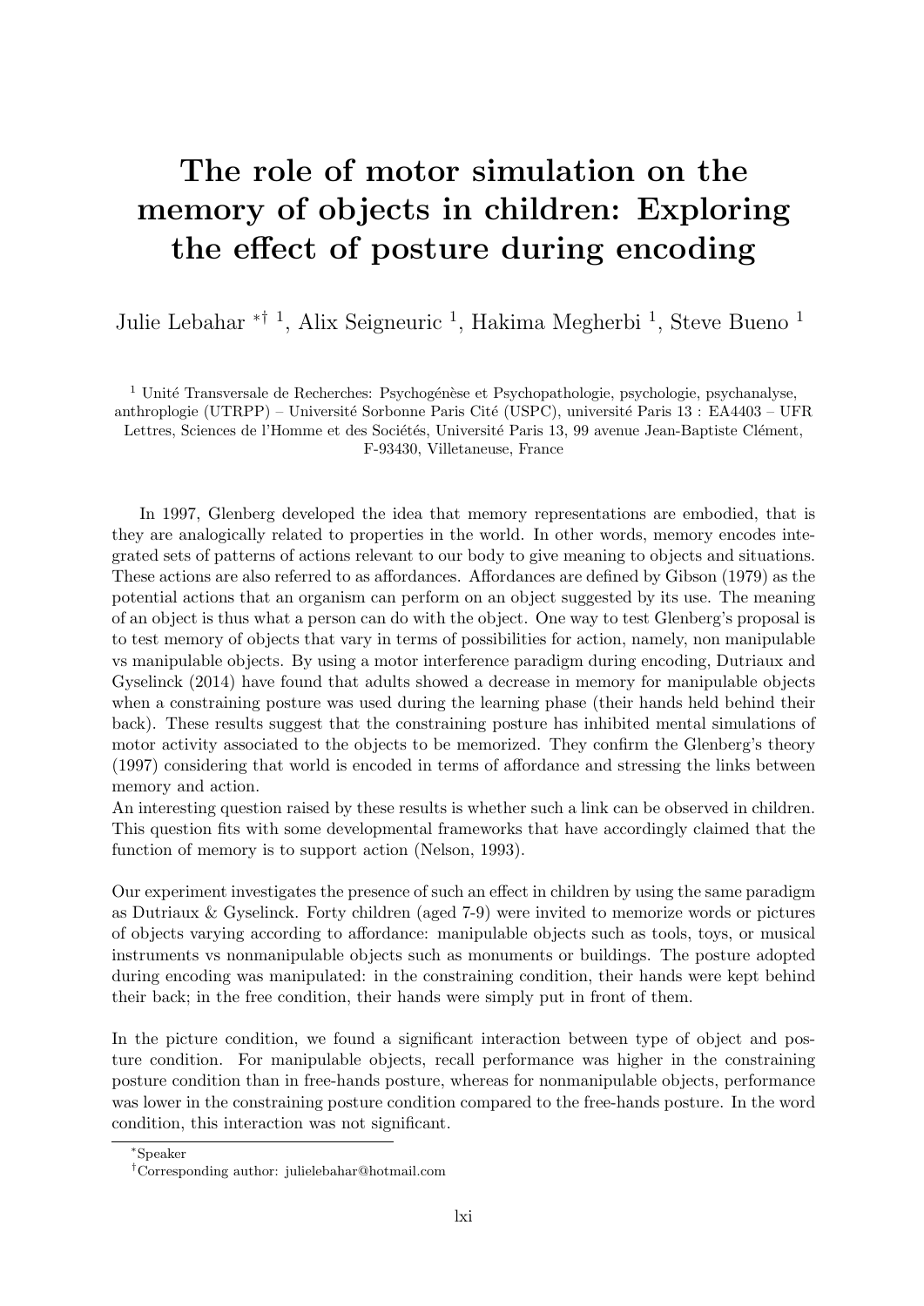# The role of motor simulation on the memory of objects in children: Exploring the effect of posture during encoding

Julie Lebahar *† [1], Alix Seigneuric [1], Hakima Megherbi [1], Steve Bueno [1]

[1] Unité Transversale de Recherches: Psychogénèse et Psychopathologie, psychologie, psychanalyse, anthroplogie (UTRPP) – Université Sorbonne Paris Cité (USPC), université Paris 13 : EA4403 – UFR Lettres, Sciences de l'Homme et des Sociétés, Université Paris 13, 99 avenue Jean-Baptiste Clément, F-93430, Villetaneuse, France

In 1997, Glenberg developed the idea that memory representations are embodied, that is they are analogically related to properties in the world. In other words, memory encodes integrated sets of patterns of actions relevant to our body to give meaning to objects and situations. These actions are also referred to as affordances. Affordances are defined by Gibson (1979) as the potential actions that an organism can perform on an object suggested by its use. The meaning of an object is thus what a person can do with the object. One way to test Glenberg's proposal is to test memory of objects that vary in terms of possibilities for action, namely, non manipulable vs manipulable objects. By using a motor interference paradigm during encoding, Dutriaux and Gyselinck (2014) have found that adults showed a decrease in memory for manipulable objects when a constraining posture was used during the learning phase (their hands held behind their back). These results suggest that the constraining posture has inhibited mental simulations of motor activity associated to the objects to be memorized. They confirm the Glenberg's theory (1997) considering that world is encoded in terms of affordance and stressing the links between memory and action.
An interesting question raised by these results is whether such a link can be observed in children. This question fits with some developmental frameworks that have accordingly claimed that the function of memory is to support action (Nelson, 1993).

Our experiment investigates the presence of such an effect in children by using the same paradigm as Dutriaux & Gyselinck. Forty children (aged 7-9) were invited to memorize words or pictures of objects varying according to affordance: manipulable objects such as tools, toys, or musical instruments vs nonmanipulable objects such as monuments or buildings. The posture adopted during encoding was manipulated: in the constraining condition, their hands were kept behind their back; in the free condition, their hands were simply put in front of them.

In the picture condition, we found a significant interaction between type of object and posture condition. For manipulable objects, recall performance was higher in the constraining posture condition than in free-hands posture, whereas for nonmanipulable objects, performance was lower in the constraining posture condition compared to the free-hands posture. In the word condition, this interaction was not significant.

*Speaker

†Corresponding author: julielebahar@hotmail.com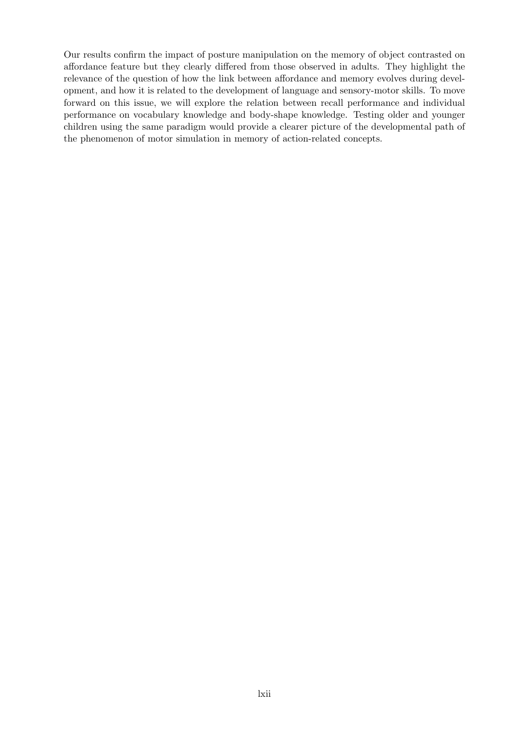Our results confirm the impact of posture manipulation on the memory of object contrasted on affordance feature but they clearly differed from those observed in adults. They highlight the relevance of the question of how the link between affordance and memory evolves during development, and how it is related to the development of language and sensory-motor skills. To move forward on this issue, we will explore the relation between recall performance and individual performance on vocabulary knowledge and body-shape knowledge. Testing older and younger children using the same paradigm would provide a clearer picture of the developmental path of the phenomenon of motor simulation in memory of action-related concepts.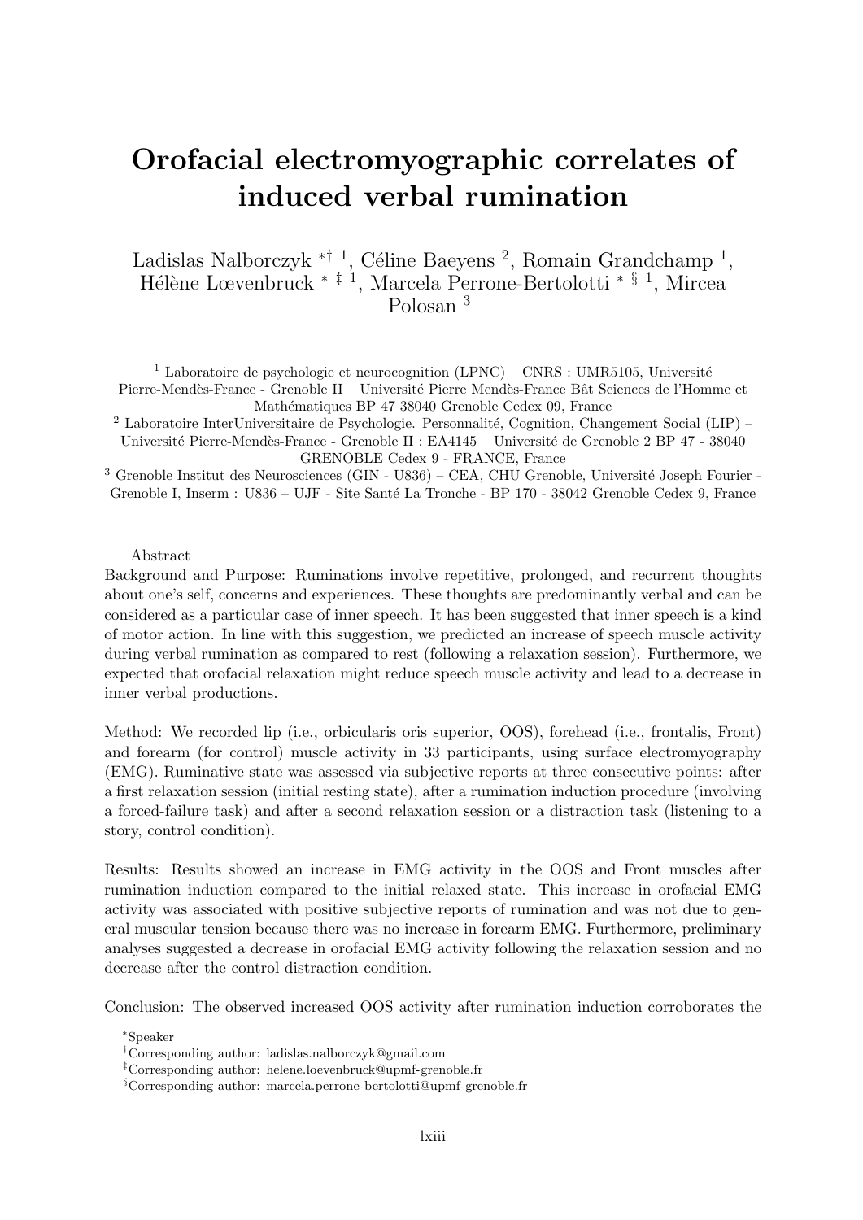# Orofacial electromyographic correlates of induced verbal rumination

Ladislas Nalborczyk *† [1], Céline Baeyens [2], Romain Grandchamp [1], Hélène Lœvenbruck * ‡ [1], Marcela Perrone-Bertolotti * § [1], Mircea Polosan [3]

[1] Laboratoire de psychologie et neurocognition (LPNC) – CNRS : UMR5105, Université Pierre-Mendès-France - Grenoble II – Université Pierre Mendès-France Bât Sciences de l'Homme et Mathématiques BP 47 38040 Grenoble Cedex 09, France

[2] Laboratoire InterUniversitaire de Psychologie. Personnalité, Cognition, Changement Social (LIP) – Université Pierre-Mendès-France - Grenoble II : EA4145 – Université de Grenoble 2 BP 47 - 38040 GRENOBLE Cedex 9 - FRANCE, France

[3] Grenoble Institut des Neurosciences (GIN - U836) – CEA, CHU Grenoble, Université Joseph Fourier - Grenoble I, Inserm : U836 – UJF - Site Santé La Tronche - BP 170 - 38042 Grenoble Cedex 9, France

Abstract

Background and Purpose: Ruminations involve repetitive, prolonged, and recurrent thoughts about one's self, concerns and experiences. These thoughts are predominantly verbal and can be considered as a particular case of inner speech. It has been suggested that inner speech is a kind of motor action. In line with this suggestion, we predicted an increase of speech muscle activity during verbal rumination as compared to rest (following a relaxation session). Furthermore, we expected that orofacial relaxation might reduce speech muscle activity and lead to a decrease in inner verbal productions.

Method: We recorded lip (i.e., orbicularis oris superior, OOS), forehead (i.e., frontalis, Front) and forearm (for control) muscle activity in 33 participants, using surface electromyography (EMG). Ruminative state was assessed via subjective reports at three consecutive points: after a first relaxation session (initial resting state), after a rumination induction procedure (involving a forced-failure task) and after a second relaxation session or a distraction task (listening to a story, control condition).

Results: Results showed an increase in EMG activity in the OOS and Front muscles after rumination induction compared to the initial relaxed state. This increase in orofacial EMG activity was associated with positive subjective reports of rumination and was not due to general muscular tension because there was no increase in forearm EMG. Furthermore, preliminary analyses suggested a decrease in orofacial EMG activity following the relaxation session and no decrease after the control distraction condition.

Conclusion: The observed increased OOS activity after rumination induction corroborates the

*Speaker

†Corresponding author: ladislas.nalborczyk@gmail.com

‡Corresponding author: helene.loevenbruck@upmf-grenoble.fr

§Corresponding author: marcela.perrone-bertolotti@upmf-grenoble.fr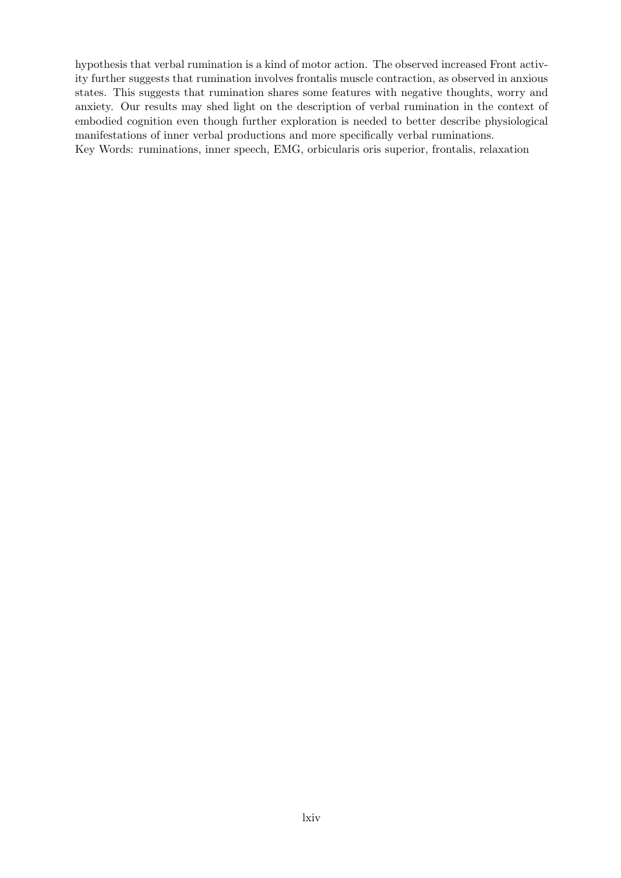hypothesis that verbal rumination is a kind of motor action. The observed increased Front activity further suggests that rumination involves frontalis muscle contraction, as observed in anxious states. This suggests that rumination shares some features with negative thoughts, worry and anxiety. Our results may shed light on the description of verbal rumination in the context of embodied cognition even though further exploration is needed to better describe physiological manifestations of inner verbal productions and more specifically verbal ruminations.

Key Words: ruminations, inner speech, EMG, orbicularis oris superior, frontalis, relaxation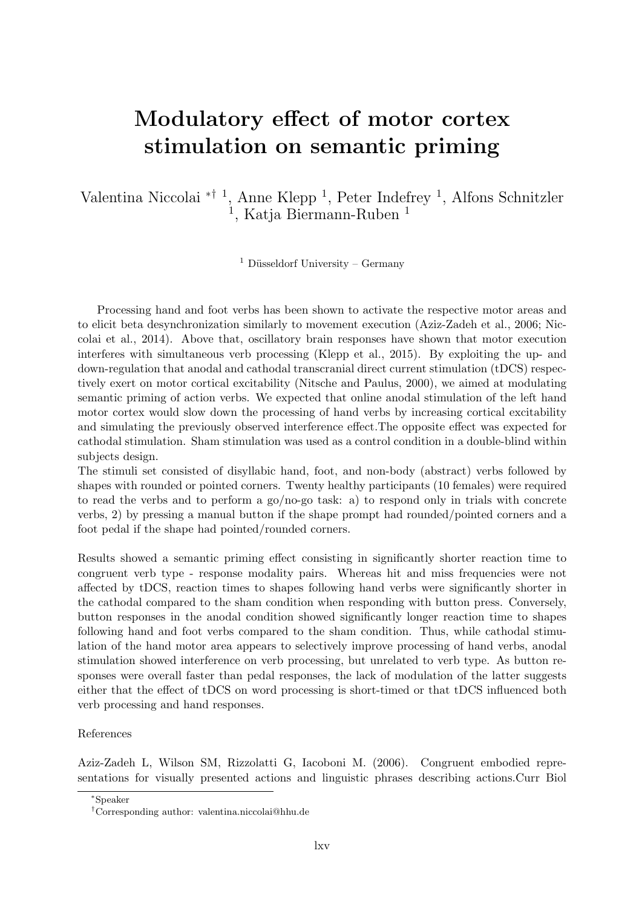# Modulatory effect of motor cortex stimulation on semantic priming

Valentina Niccolai [*†] [1], Anne Klepp [1], Peter Indefrey [1], Alfons Schnitzler [1], Katja Biermann-Ruben [1]

[1] Düsseldorf University – Germany

Processing hand and foot verbs has been shown to activate the respective motor areas and to elicit beta desynchronization similarly to movement execution (Aziz-Zadeh et al., 2006; Niccolai et al., 2014). Above that, oscillatory brain responses have shown that motor execution interferes with simultaneous verb processing (Klepp et al., 2015). By exploiting the up- and down-regulation that anodal and cathodal transcranial direct current stimulation (tDCS) respectively exert on motor cortical excitability (Nitsche and Paulus, 2000), we aimed at modulating semantic priming of action verbs. We expected that online anodal stimulation of the left hand motor cortex would slow down the processing of hand verbs by increasing cortical excitability and simulating the previously observed interference effect.The opposite effect was expected for cathodal stimulation. Sham stimulation was used as a control condition in a double-blind within subjects design.

The stimuli set consisted of disyllabic hand, foot, and non-body (abstract) verbs followed by shapes with rounded or pointed corners. Twenty healthy participants (10 females) were required to read the verbs and to perform a go/no-go task: a) to respond only in trials with concrete verbs, 2) by pressing a manual button if the shape prompt had rounded/pointed corners and a foot pedal if the shape had pointed/rounded corners.

Results showed a semantic priming effect consisting in significantly shorter reaction time to congruent verb type - response modality pairs. Whereas hit and miss frequencies were not affected by tDCS, reaction times to shapes following hand verbs were significantly shorter in the cathodal compared to the sham condition when responding with button press. Conversely, button responses in the anodal condition showed significantly longer reaction time to shapes following hand and foot verbs compared to the sham condition. Thus, while cathodal stimulation of the hand motor area appears to selectively improve processing of hand verbs, anodal stimulation showed interference on verb processing, but unrelated to verb type. As button responses were overall faster than pedal responses, the lack of modulation of the latter suggests either that the effect of tDCS on word processing is short-timed or that tDCS influenced both verb processing and hand responses.

References

Aziz-Zadeh L, Wilson SM, Rizzolatti G, Iacoboni M. (2006). Congruent embodied representations for visually presented actions and linguistic phrases describing actions.Curr Biol

[*]Speaker

[†]Corresponding author: valentina.niccolai@hhu.de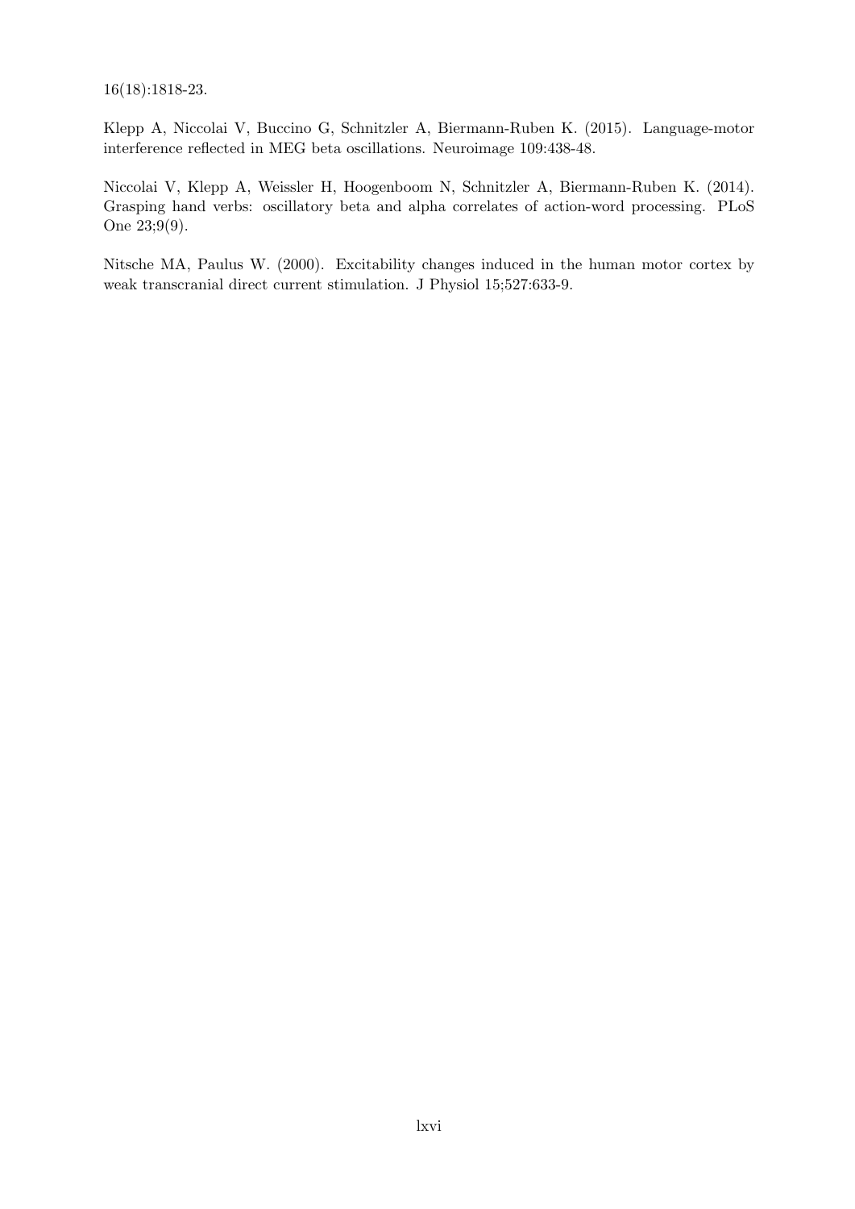16(18):1818-23.

Klepp A, Niccolai V, Buccino G, Schnitzler A, Biermann-Ruben K. (2015). Language-motor interference reflected in MEG beta oscillations. Neuroimage 109:438-48.

Niccolai V, Klepp A, Weissler H, Hoogenboom N, Schnitzler A, Biermann-Ruben K. (2014). Grasping hand verbs: oscillatory beta and alpha correlates of action-word processing. PLoS One 23;9(9).

Nitsche MA, Paulus W. (2000). Excitability changes induced in the human motor cortex by weak transcranial direct current stimulation. J Physiol 15;527:633-9.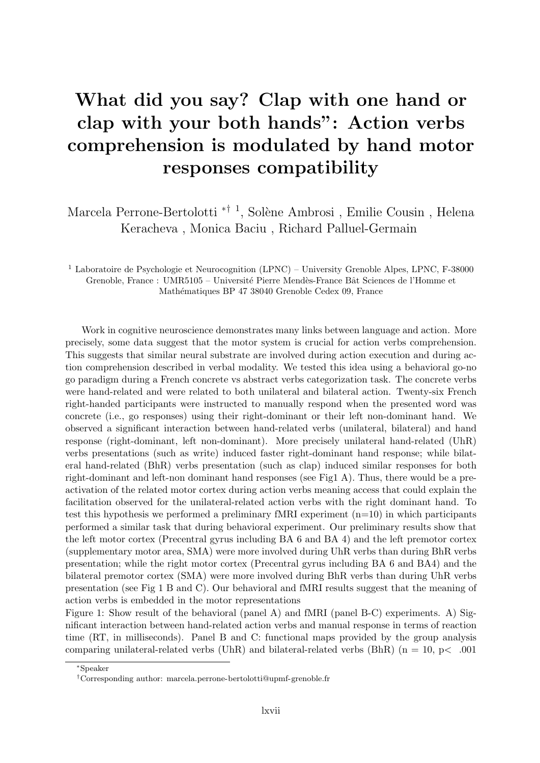# What did you say? Clap with one hand or clap with your both hands": Action verbs comprehension is modulated by hand motor responses compatibility

Marcela Perrone-Bertolotti [*] [†] [1], Solène Ambrosi , Emilie Cousin , Helena Keracheva , Monica Baciu , Richard Palluel-Germain

[1] Laboratoire de Psychologie et Neurocognition (LPNC) – University Grenoble Alpes, LPNC, F-38000 Grenoble, France : UMR5105 – Université Pierre Mendès-France Bât Sciences de l'Homme et Mathématiques BP 47 38040 Grenoble Cedex 09, France

Work in cognitive neuroscience demonstrates many links between language and action. More precisely, some data suggest that the motor system is crucial for action verbs comprehension. This suggests that similar neural substrate are involved during action execution and during action comprehension described in verbal modality. We tested this idea using a behavioral go-no go paradigm during a French concrete vs abstract verbs categorization task. The concrete verbs were hand-related and were related to both unilateral and bilateral action. Twenty-six French right-handed participants were instructed to manually respond when the presented word was concrete (i.e., go responses) using their right-dominant or their left non-dominant hand. We observed a significant interaction between hand-related verbs (unilateral, bilateral) and hand response (right-dominant, left non-dominant). More precisely unilateral hand-related (UhR) verbs presentations (such as write) induced faster right-dominant hand response; while bilateral hand-related (BhR) verbs presentation (such as clap) induced similar responses for both right-dominant and left-non dominant hand responses (see Fig1 A). Thus, there would be a pre-activation of the related motor cortex during action verbs meaning access that could explain the facilitation observed for the unilateral-related action verbs with the right dominant hand. To test this hypothesis we performed a preliminary fMRI experiment (n=10) in which participants performed a similar task that during behavioral experiment. Our preliminary results show that the left motor cortex (Precentral gyrus including BA 6 and BA 4) and the left premotor cortex (supplementary motor area, SMA) were more involved during UhR verbs than during BhR verbs presentation; while the right motor cortex (Precentral gyrus including BA 6 and BA4) and the bilateral premotor cortex (SMA) were more involved during BhR verbs than during UhR verbs presentation (see Fig 1 B and C). Our behavioral and fMRI results suggest that the meaning of action verbs is embedded in the motor representations

Figure 1: Show result of the behavioral (panel A) and fMRI (panel B-C) experiments. A) Significant interaction between hand-related action verbs and manual response in terms of reaction time (RT, in milliseconds). Panel B and C: functional maps provided by the group analysis comparing unilateral-related verbs (UhR) and bilateral-related verbs (BhR) (n = 10, $p < .001$

[*] Speaker

[†] Corresponding author: marcela.perrone-bertolotti@upmf-grenoble.fr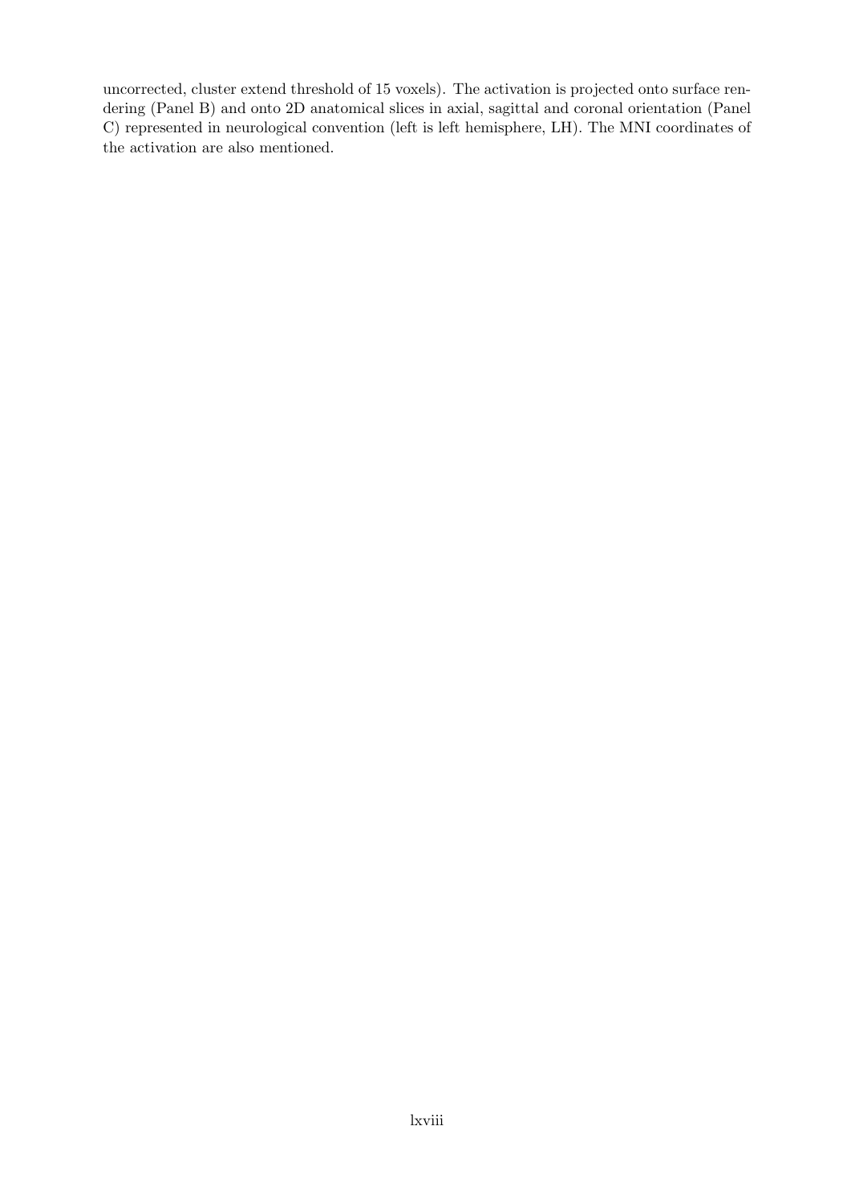uncorrected, cluster extend threshold of 15 voxels). The activation is projected onto surface rendering (Panel B) and onto 2D anatomical slices in axial, sagittal and coronal orientation (Panel C) represented in neurological convention (left is left hemisphere, LH). The MNI coordinates of the activation are also mentioned.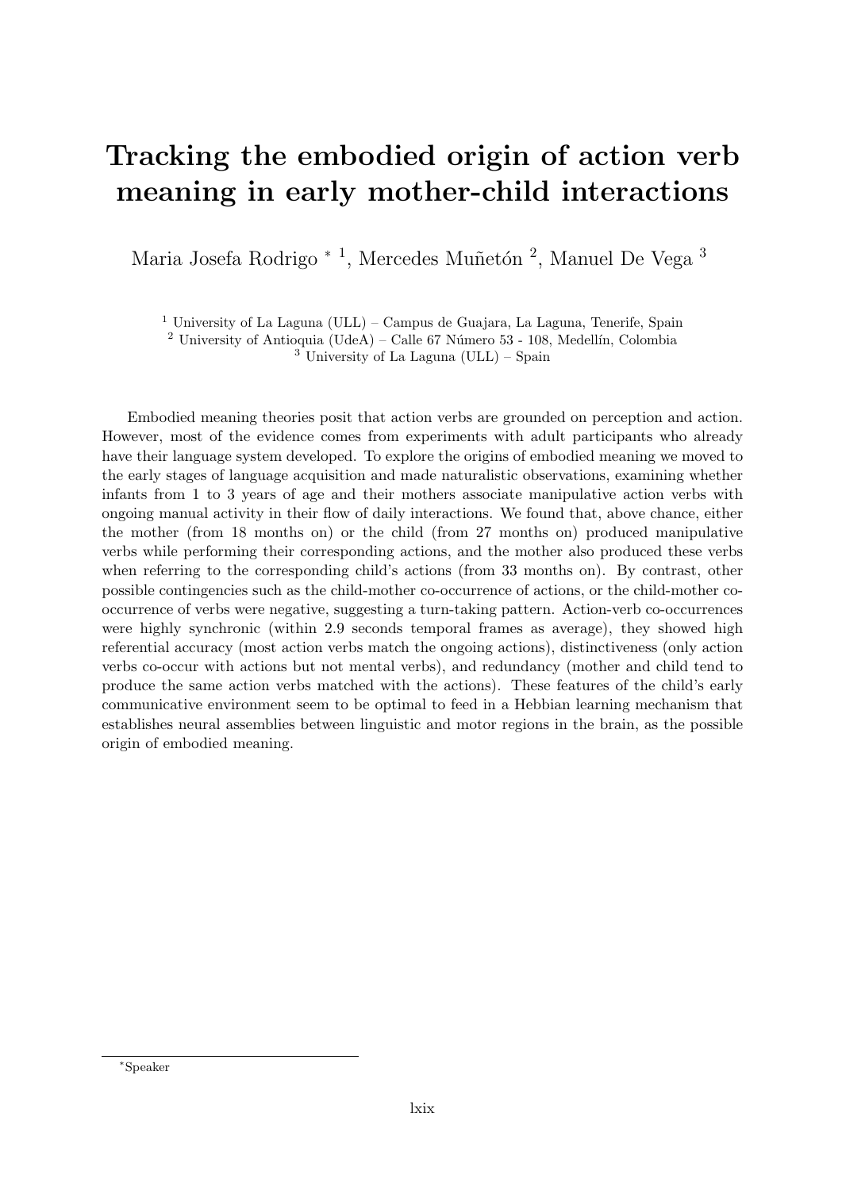# Tracking the embodied origin of action verb meaning in early mother-child interactions

Maria Josefa Rodrigo * [1], Mercedes Muñetón [2], Manuel De Vega [3]

[1] University of La Laguna (ULL) – Campus de Guajara, La Laguna, Tenerife, Spain
[2] University of Antioquia (UdeA) – Calle 67 Número 53 - 108, Medellín, Colombia
[3] University of La Laguna (ULL) – Spain

Embodied meaning theories posit that action verbs are grounded on perception and action. However, most of the evidence comes from experiments with adult participants who already have their language system developed. To explore the origins of embodied meaning we moved to the early stages of language acquisition and made naturalistic observations, examining whether infants from 1 to 3 years of age and their mothers associate manipulative action verbs with ongoing manual activity in their flow of daily interactions. We found that, above chance, either the mother (from 18 months on) or the child (from 27 months on) produced manipulative verbs while performing their corresponding actions, and the mother also produced these verbs when referring to the corresponding child's actions (from 33 months on). By contrast, other possible contingencies such as the child-mother co-occurrence of actions, or the child-mother co-occurrence of verbs were negative, suggesting a turn-taking pattern. Action-verb co-occurrences were highly synchronic (within 2.9 seconds temporal frames as average), they showed high referential accuracy (most action verbs match the ongoing actions), distinctiveness (only action verbs co-occur with actions but not mental verbs), and redundancy (mother and child tend to produce the same action verbs matched with the actions). These features of the child's early communicative environment seem to be optimal to feed in a Hebbian learning mechanism that establishes neural assemblies between linguistic and motor regions in the brain, as the possible origin of embodied meaning.

*Speaker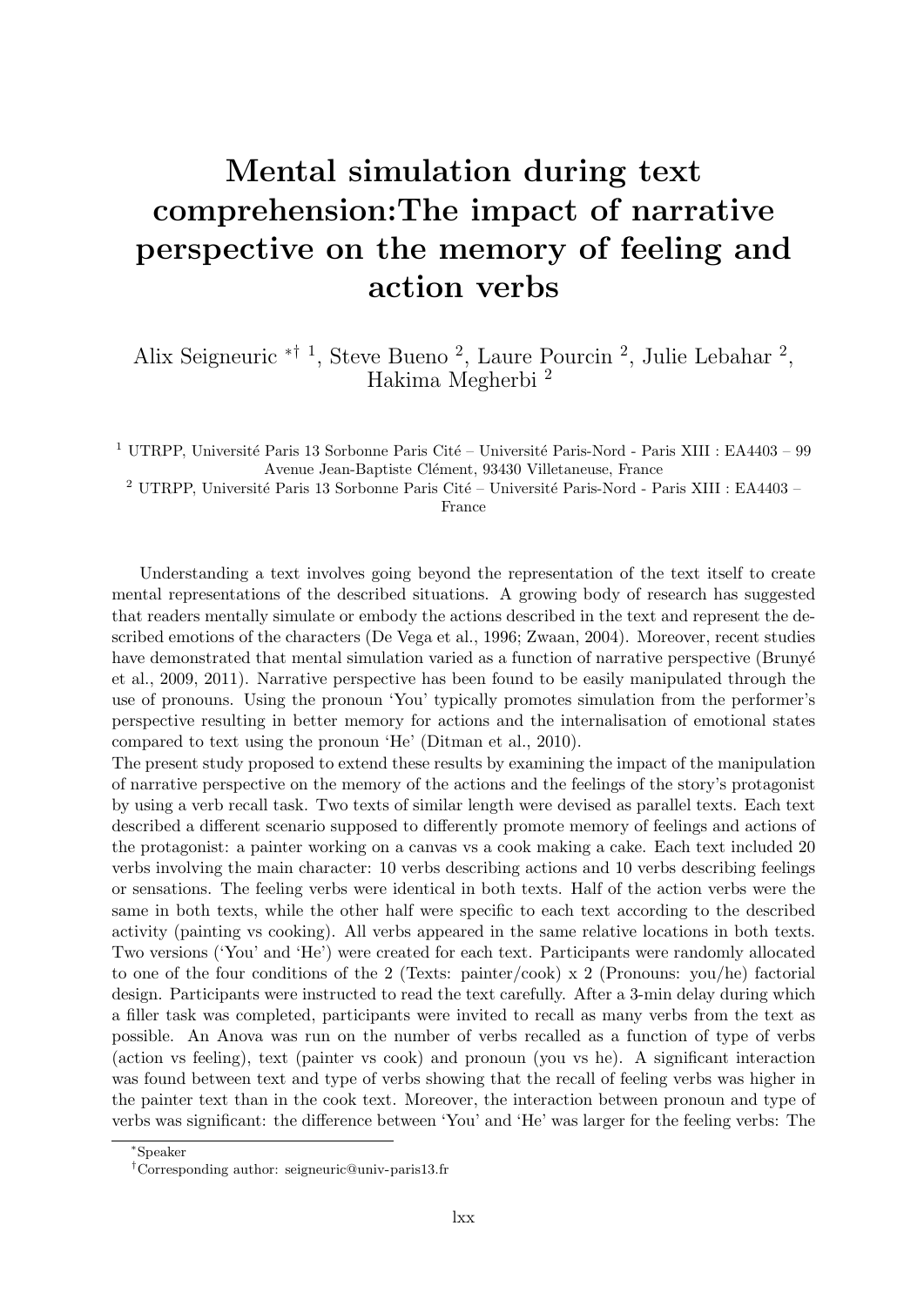# Mental simulation during text comprehension:The impact of narrative perspective on the memory of feeling and action verbs

Alix Seigneuric *† [1], Steve Bueno [2], Laure Pourcin [2], Julie Lebahar [2], Hakima Megherbi [2]

[1] UTRPP, Université Paris 13 Sorbonne Paris Cité – Université Paris-Nord - Paris XIII : EA4403 – 99 Avenue Jean-Baptiste Clément, 93430 Villetaneuse, France

[2] UTRPP, Université Paris 13 Sorbonne Paris Cité – Université Paris-Nord - Paris XIII : EA4403 – France

Understanding a text involves going beyond the representation of the text itself to create mental representations of the described situations. A growing body of research has suggested that readers mentally simulate or embody the actions described in the text and represent the described emotions of the characters (De Vega et al., 1996; Zwaan, 2004). Moreover, recent studies have demonstrated that mental simulation varied as a function of narrative perspective (Brunyé et al., 2009, 2011). Narrative perspective has been found to be easily manipulated through the use of pronouns. Using the pronoun 'You' typically promotes simulation from the performer's perspective resulting in better memory for actions and the internalisation of emotional states compared to text using the pronoun 'He' (Ditman et al., 2010).

The present study proposed to extend these results by examining the impact of the manipulation of narrative perspective on the memory of the actions and the feelings of the story's protagonist by using a verb recall task. Two texts of similar length were devised as parallel texts. Each text described a different scenario supposed to differently promote memory of feelings and actions of the protagonist: a painter working on a canvas vs a cook making a cake. Each text included 20 verbs involving the main character: 10 verbs describing actions and 10 verbs describing feelings or sensations. The feeling verbs were identical in both texts. Half of the action verbs were the same in both texts, while the other half were specific to each text according to the described activity (painting vs cooking). All verbs appeared in the same relative locations in both texts. Two versions ('You' and 'He') were created for each text. Participants were randomly allocated to one of the four conditions of the 2 (Texts: painter/cook) x 2 (Pronouns: you/he) factorial design. Participants were instructed to read the text carefully. After a 3-min delay during which a filler task was completed, participants were invited to recall as many verbs from the text as possible. An Anova was run on the number of verbs recalled as a function of type of verbs (action vs feeling), text (painter vs cook) and pronoun (you vs he). A significant interaction was found between text and type of verbs showing that the recall of feeling verbs was higher in the painter text than in the cook text. Moreover, the interaction between pronoun and type of verbs was significant: the difference between 'You' and 'He' was larger for the feeling verbs: The

*Speaker

†Corresponding author: seigneuric@univ-paris13.fr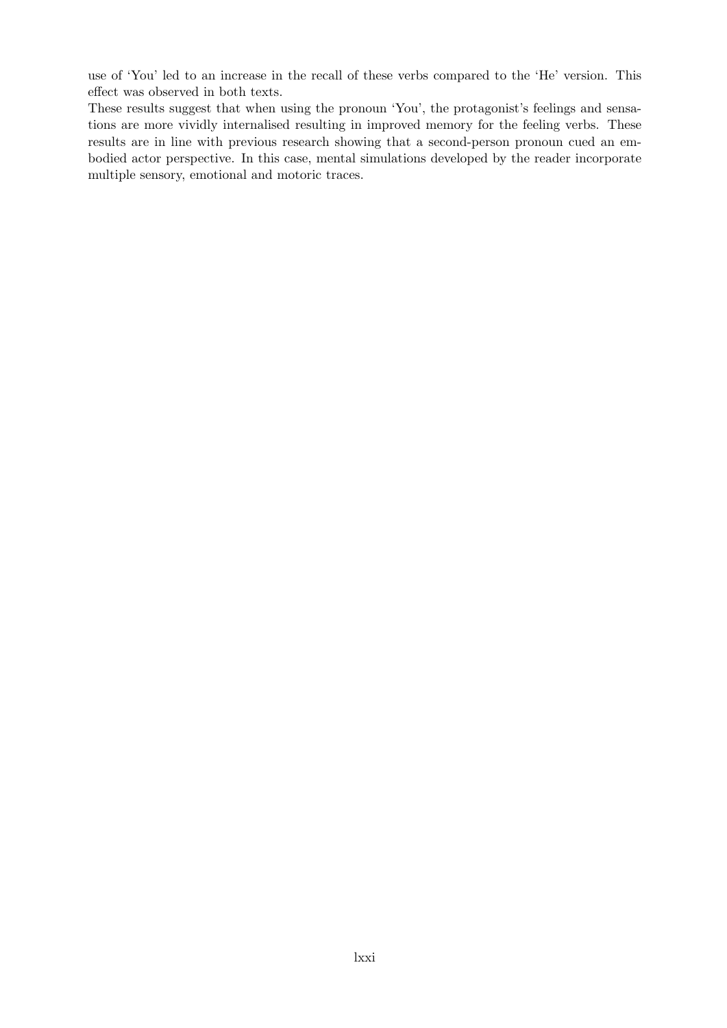use of 'You' led to an increase in the recall of these verbs compared to the 'He' version. This effect was observed in both texts.

These results suggest that when using the pronoun 'You', the protagonist's feelings and sensations are more vividly internalised resulting in improved memory for the feeling verbs. These results are in line with previous research showing that a second-person pronoun cued an embodied actor perspective. In this case, mental simulations developed by the reader incorporate multiple sensory, emotional and motoric traces.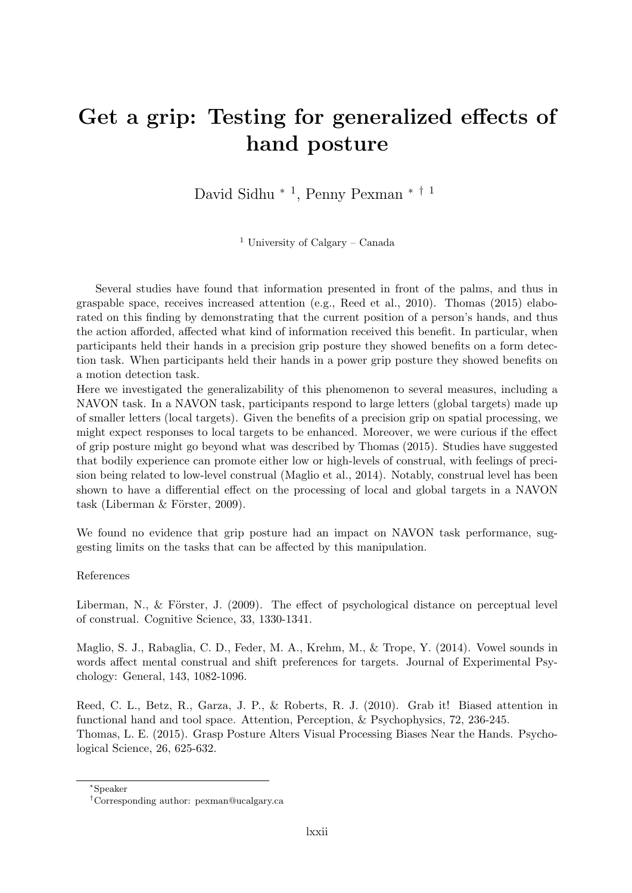# Get a grip: Testing for generalized effects of hand posture

David Sidhu [*] [1], Penny Pexman [*] [†] [1]

[1] University of Calgary – Canada

Several studies have found that information presented in front of the palms, and thus in graspable space, receives increased attention (e.g., Reed et al., 2010). Thomas (2015) elaborated on this finding by demonstrating that the current position of a person's hands, and thus the action afforded, affected what kind of information received this benefit. In particular, when participants held their hands in a precision grip posture they showed benefits on a form detection task. When participants held their hands in a power grip posture they showed benefits on a motion detection task.
Here we investigated the generalizability of this phenomenon to several measures, including a NAVON task. In a NAVON task, participants respond to large letters (global targets) made up of smaller letters (local targets). Given the benefits of a precision grip on spatial processing, we might expect responses to local targets to be enhanced. Moreover, we were curious if the effect of grip posture might go beyond what was described by Thomas (2015). Studies have suggested that bodily experience can promote either low or high-levels of construal, with feelings of precision being related to low-level construal (Maglio et al., 2014). Notably, construal level has been shown to have a differential effect on the processing of local and global targets in a NAVON task (Liberman & Förster, 2009).

We found no evidence that grip posture had an impact on NAVON task performance, suggesting limits on the tasks that can be affected by this manipulation.

References

Liberman, N., & Förster, J. (2009). The effect of psychological distance on perceptual level of construal. Cognitive Science, 33, 1330-1341.

Maglio, S. J., Rabaglia, C. D., Feder, M. A., Krehm, M., & Trope, Y. (2014). Vowel sounds in words affect mental construal and shift preferences for targets. Journal of Experimental Psychology: General, 143, 1082-1096.

Reed, C. L., Betz, R., Garza, J. P., & Roberts, R. J. (2010). Grab it! Biased attention in functional hand and tool space. Attention, Perception, & Psychophysics, 72, 236-245.
Thomas, L. E. (2015). Grasp Posture Alters Visual Processing Biases Near the Hands. Psychological Science, 26, 625-632.

[*] Speaker

[†] Corresponding author: pexman@ucalgary.ca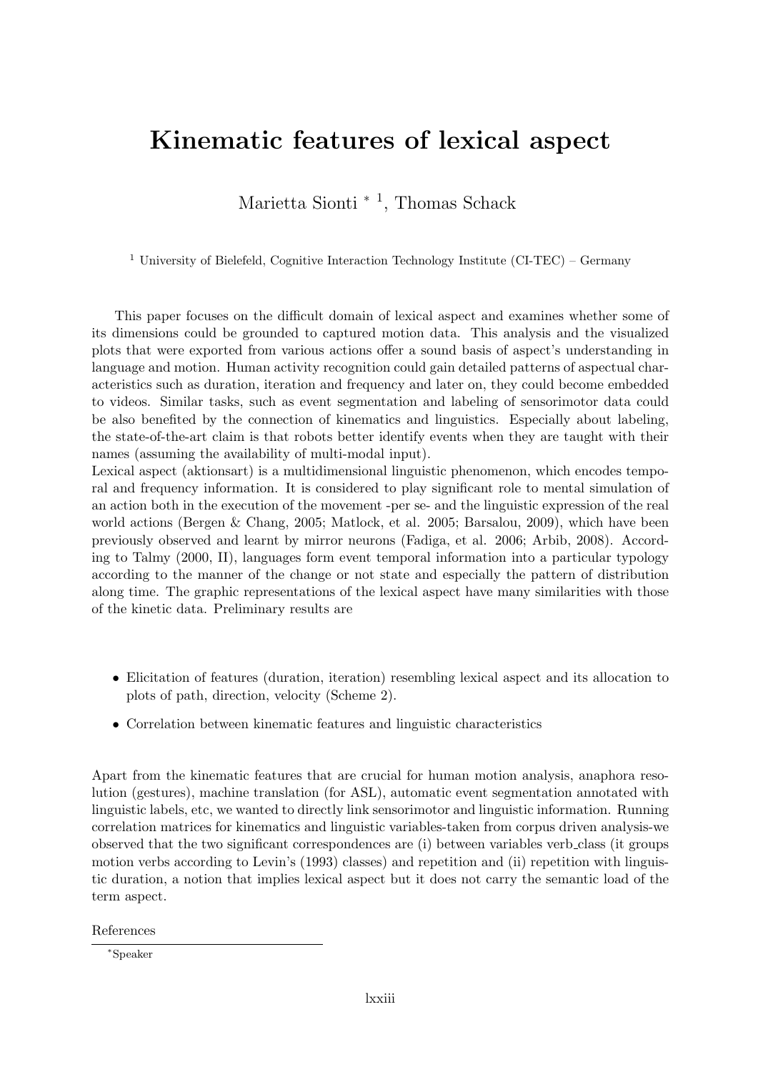# Kinematic features of lexical aspect

Marietta Sionti * [1], Thomas Schack

[1] University of Bielefeld, Cognitive Interaction Technology Institute (CI-TEC) – Germany

This paper focuses on the difficult domain of lexical aspect and examines whether some of its dimensions could be grounded to captured motion data. This analysis and the visualized plots that were exported from various actions offer a sound basis of aspect's understanding in language and motion. Human activity recognition could gain detailed patterns of aspectual characteristics such as duration, iteration and frequency and later on, they could become embedded to videos. Similar tasks, such as event segmentation and labeling of sensorimotor data could be also benefited by the connection of kinematics and linguistics. Especially about labeling, the state-of-the-art claim is that robots better identify events when they are taught with their names (assuming the availability of multi-modal input).

Lexical aspect (aktionsart) is a multidimensional linguistic phenomenon, which encodes temporal and frequency information. It is considered to play significant role to mental simulation of an action both in the execution of the movement -per se- and the linguistic expression of the real world actions (Bergen & Chang, 2005; Matlock, et al. 2005; Barsalou, 2009), which have been previously observed and learnt by mirror neurons (Fadiga, et al. 2006; Arbib, 2008). According to Talmy (2000, II), languages form event temporal information into a particular typology according to the manner of the change or not state and especially the pattern of distribution along time. The graphic representations of the lexical aspect have many similarities with those of the kinetic data. Preliminary results are

- Elicitation of features (duration, iteration) resembling lexical aspect and its allocation to plots of path, direction, velocity (Scheme 2).
- Correlation between kinematic features and linguistic characteristics

Apart from the kinematic features that are crucial for human motion analysis, anaphora resolution (gestures), machine translation (for ASL), automatic event segmentation annotated with linguistic labels, etc, we wanted to directly link sensorimotor and linguistic information. Running correlation matrices for kinematics and linguistic variables-taken from corpus driven analysis-we observed that the two significant correspondences are (i) between variables verb_class (it groups motion verbs according to Levin's (1993) classes) and repetition and (ii) repetition with linguistic duration, a notion that implies lexical aspect but it does not carry the semantic load of the term aspect.

References

*Speaker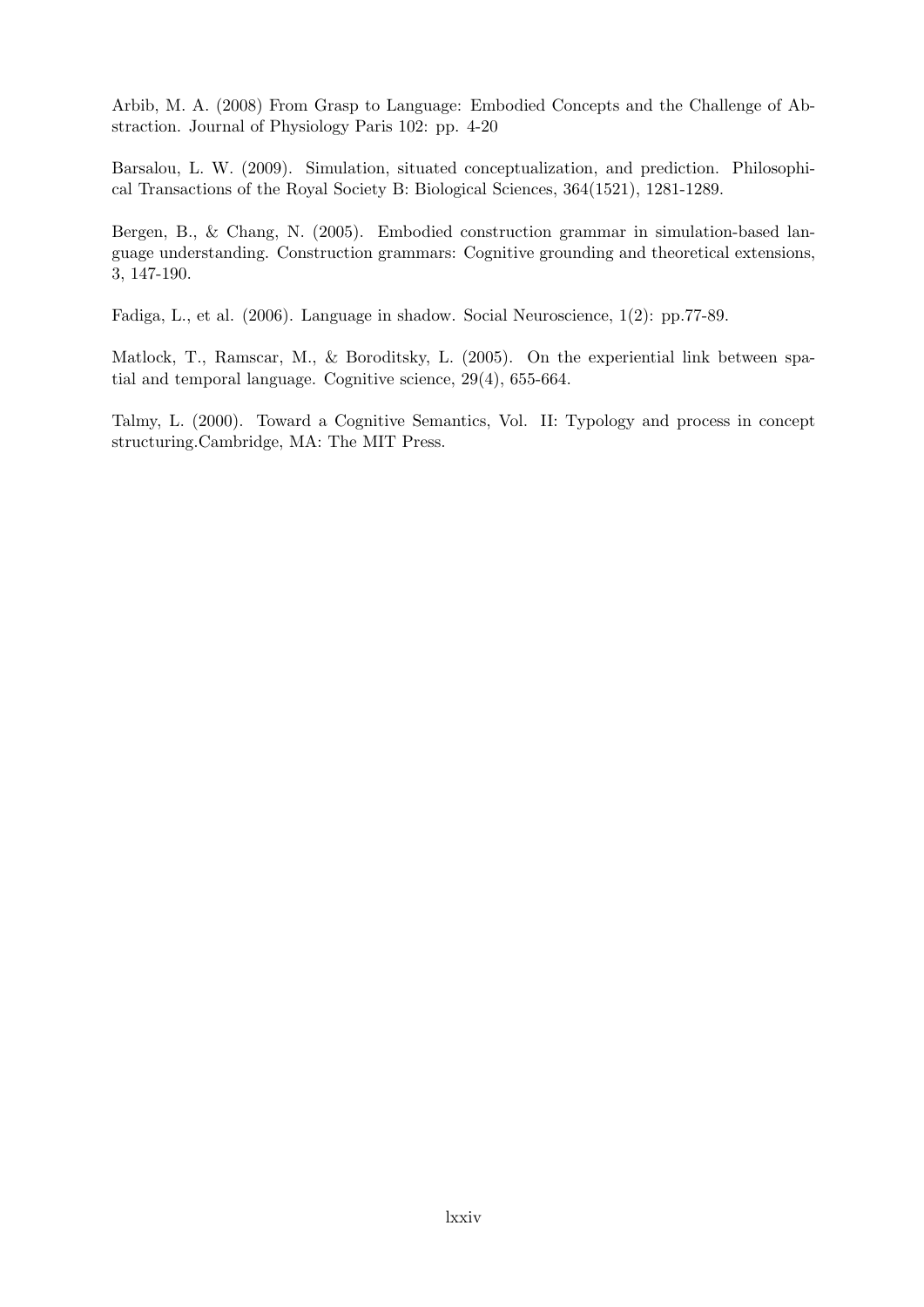Arbib, M. A. (2008) From Grasp to Language: Embodied Concepts and the Challenge of Abstraction. Journal of Physiology Paris 102: pp. 4-20

Barsalou, L. W. (2009). Simulation, situated conceptualization, and prediction. Philosophical Transactions of the Royal Society B: Biological Sciences, 364(1521), 1281-1289.

Bergen, B., & Chang, N. (2005). Embodied construction grammar in simulation-based language understanding. Construction grammars: Cognitive grounding and theoretical extensions, 3, 147-190.

Fadiga, L., et al. (2006). Language in shadow. Social Neuroscience, 1(2): pp.77-89.

Matlock, T., Ramscar, M., & Boroditsky, L. (2005). On the experiential link between spatial and temporal language. Cognitive science, 29(4), 655-664.

Talmy, L. (2000). Toward a Cognitive Semantics, Vol. II: Typology and process in concept structuring.Cambridge, MA: The MIT Press.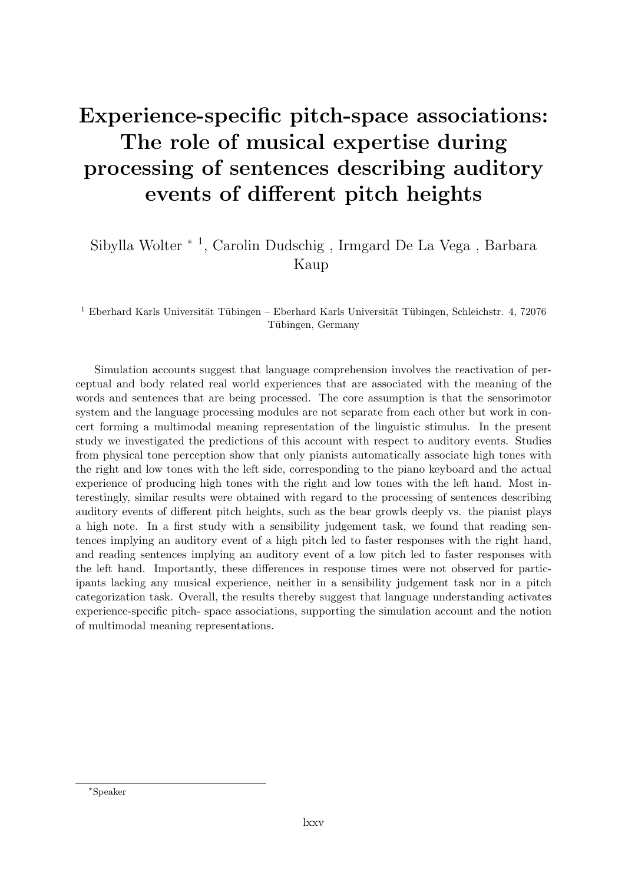# Experience-specific pitch-space associations: The role of musical expertise during processing of sentences describing auditory events of different pitch heights

Sibylla Wolter * [1], Carolin Dudschig , Irmgard De La Vega , Barbara Kaup

[1] Eberhard Karls Universität Tübingen – Eberhard Karls Universität Tübingen, Schleichstr. 4, 72076 Tübingen, Germany

Simulation accounts suggest that language comprehension involves the reactivation of perceptual and body related real world experiences that are associated with the meaning of the words and sentences that are being processed. The core assumption is that the sensorimotor system and the language processing modules are not separate from each other but work in concert forming a multimodal meaning representation of the linguistic stimulus. In the present study we investigated the predictions of this account with respect to auditory events. Studies from physical tone perception show that only pianists automatically associate high tones with the right and low tones with the left side, corresponding to the piano keyboard and the actual experience of producing high tones with the right and low tones with the left hand. Most interestingly, similar results were obtained with regard to the processing of sentences describing auditory events of different pitch heights, such as the bear growls deeply vs. the pianist plays a high note. In a first study with a sensibility judgement task, we found that reading sentences implying an auditory event of a high pitch led to faster responses with the right hand, and reading sentences implying an auditory event of a low pitch led to faster responses with the left hand. Importantly, these differences in response times were not observed for participants lacking any musical experience, neither in a sensibility judgement task nor in a pitch categorization task. Overall, the results thereby suggest that language understanding activates experience-specific pitch- space associations, supporting the simulation account and the notion of multimodal meaning representations.

*Speaker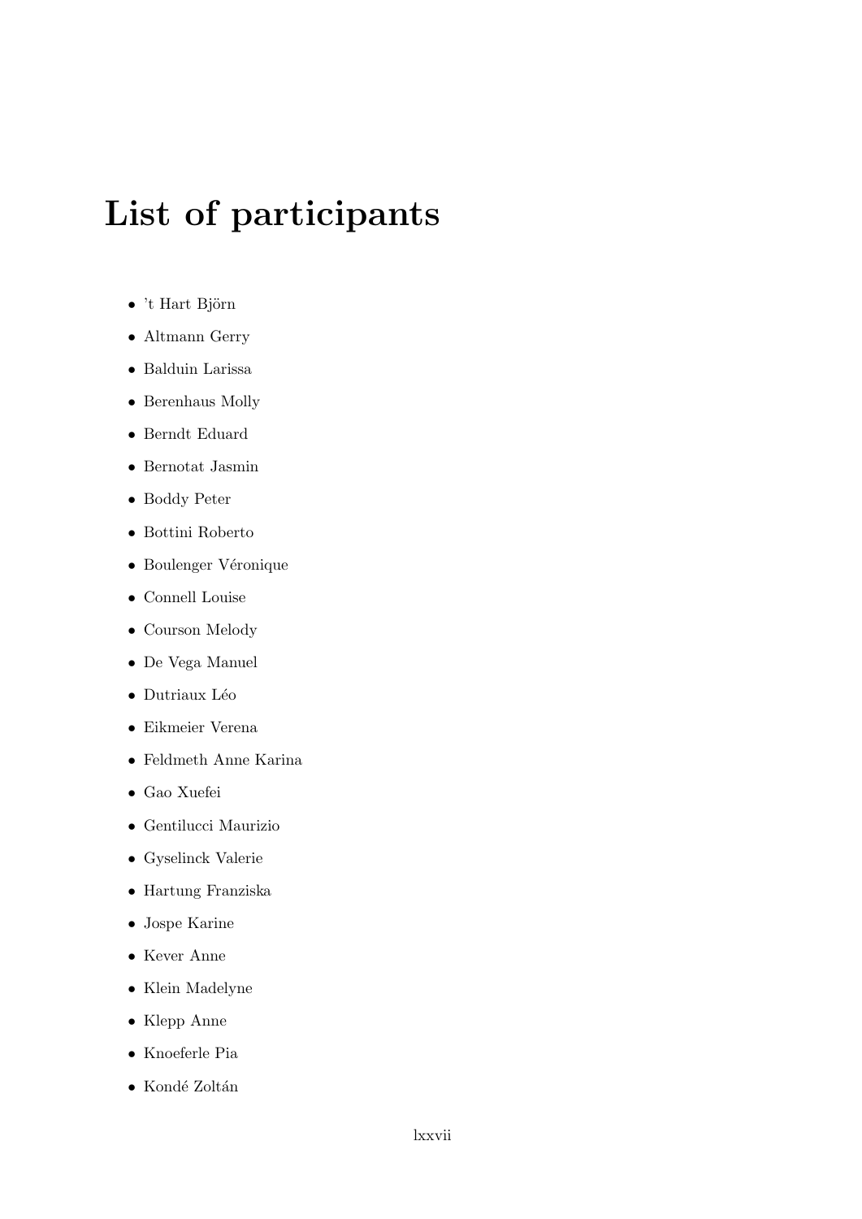# List of participants

- 't Hart Björn
- Altmann Gerry
- Balduin Larissa
- Berenhaus Molly
- Berndt Eduard
- Bernotat Jasmin
- Boddy Peter
- Bottini Roberto
- Boulenger Véronique
- Connell Louise
- Courson Melody
- De Vega Manuel
- Dutriaux Léo
- Eikmeier Verena
- Feldmeth Anne Karina
- Gao Xuefei
- Gentilucci Maurizio
- Gyselinck Valerie
- Hartung Franziska
- Jospe Karine
- Kever Anne
- Klein Madelyne
- Klepp Anne
- Knoeferle Pia
- Kondé Zoltán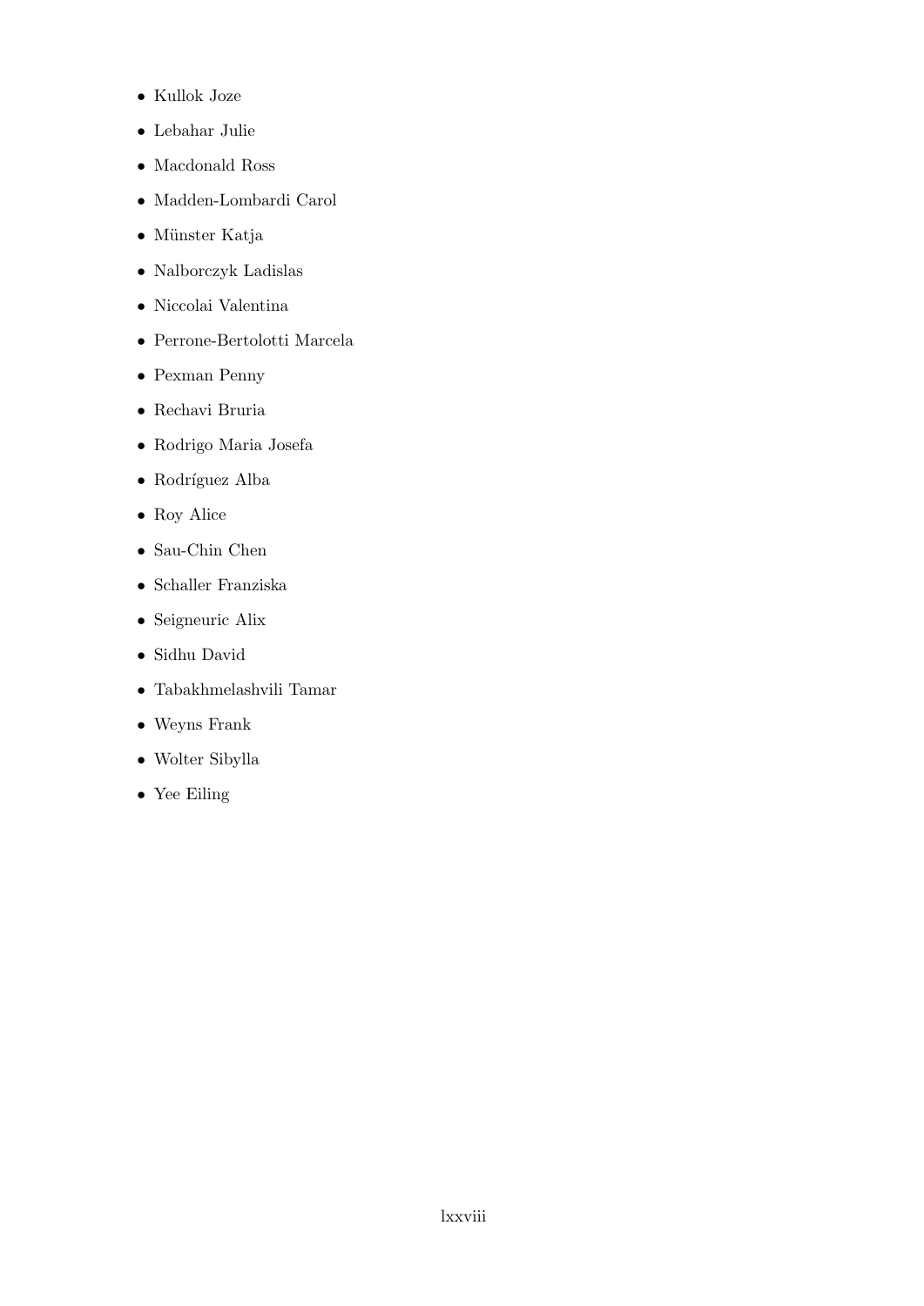- Kullok Joze
- Lebahar Julie
- Macdonald Ross
- Madden-Lombardi Carol
- Münster Katja
- Nalborczyk Ladislas
- Niccolai Valentina
- Perrone-Bertolotti Marcela
- Pexman Penny
- Rechavi Bruria
- Rodrigo Maria Josefa
- Rodríguez Alba
- Roy Alice
- Sau-Chin Chen
- Schaller Franziska
- Seigneuric Alix
- Sidhu David
- Tabakhmelashvili Tamar
- Weyns Frank
- Wolter Sibylla
- Yee Eiling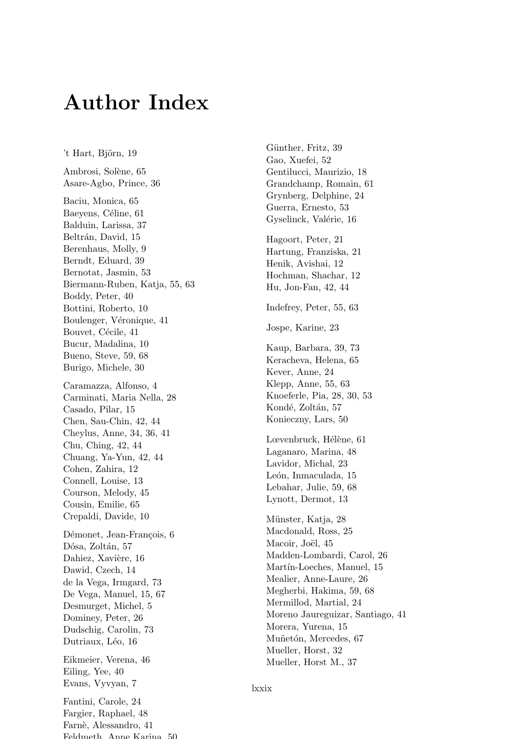# Author Index

't Hart, Björn, 19

Ambrosi, Solène, 65
Asare-Agbo, Prince, 36

Baciu, Monica, 65
Baeyens, Céline, 61
Balduin, Larissa, 37
Beltrán, David, 15
Berenhaus, Molly, 9
Berndt, Eduard, 39
Bernotat, Jasmin, 53
Biermann-Ruben, Katja, 55, 63
Boddy, Peter, 40
Bottini, Roberto, 10
Boulenger, Véronique, 41
Bouvet, Cécile, 41
Bucur, Madalina, 10
Bueno, Steve, 59, 68
Burigo, Michele, 30

Caramazza, Alfonso, 4
Carminati, Maria Nella, 28
Casado, Pilar, 15
Chen, Sau-Chin, 42, 44
Cheylus, Anne, 34, 36, 41
Chu, Ching, 42, 44
Chuang, Ya-Yun, 42, 44
Cohen, Zahira, 12
Connell, Louise, 13
Courson, Melody, 45
Cousin, Emilie, 65
Crepaldi, Davide, 10

Démonet, Jean-François, 6
Dósa, Zoltán, 57
Dahiez, Xavière, 16
Dawid, Czech, 14
de la Vega, Irmgard, 73
De Vega, Manuel, 15, 67
Desmurget, Michel, 5
Dominey, Peter, 26
Dudschig, Carolin, 73
Dutriaux, Léo, 16

Eikmeier, Verena, 46
Eiling, Yee, 40
Evans, Vyvyan, 7

Fantini, Carole, 24
Fargier, Raphael, 48
Farnè, Alessandro, 41
Feldmeth, Anne Karina, 50

Günther, Fritz, 39
Gao, Xuefei, 52
Gentilucci, Maurizio, 18
Grandchamp, Romain, 61
Grynberg, Delphine, 24
Guerra, Ernesto, 53
Gyselinck, Valérie, 16

Hagoort, Peter, 21
Hartung, Franziska, 21
Henik, Avishai, 12
Hochman, Shachar, 12
Hu, Jon-Fan, 42, 44

Indefrey, Peter, 55, 63

Jospe, Karine, 23

Kaup, Barbara, 39, 73
Keracheva, Helena, 65
Kever, Anne, 24
Klepp, Anne, 55, 63
Knoeferle, Pia, 28, 30, 53
Kondé, Zoltán, 57
Konieczny, Lars, 50

Lœvenbruck, Hélène, 61
Laganaro, Marina, 48
Lavidor, Michal, 23
León, Inmaculada, 15
Lebahar, Julie, 59, 68
Lynott, Dermot, 13

Münster, Katja, 28
Macdonald, Ross, 25
Macoir, Joël, 45
Madden-Lombardi, Carol, 26
Martín-Loeches, Manuel, 15
Mealier, Anne-Laure, 26
Megherbi, Hakima, 59, 68
Mermillod, Martial, 24
Moreno Jaureguizar, Santiago, 41
Morera, Yurena, 15
Muñetón, Mercedes, 67
Mueller, Horst, 32
Mueller, Horst M., 37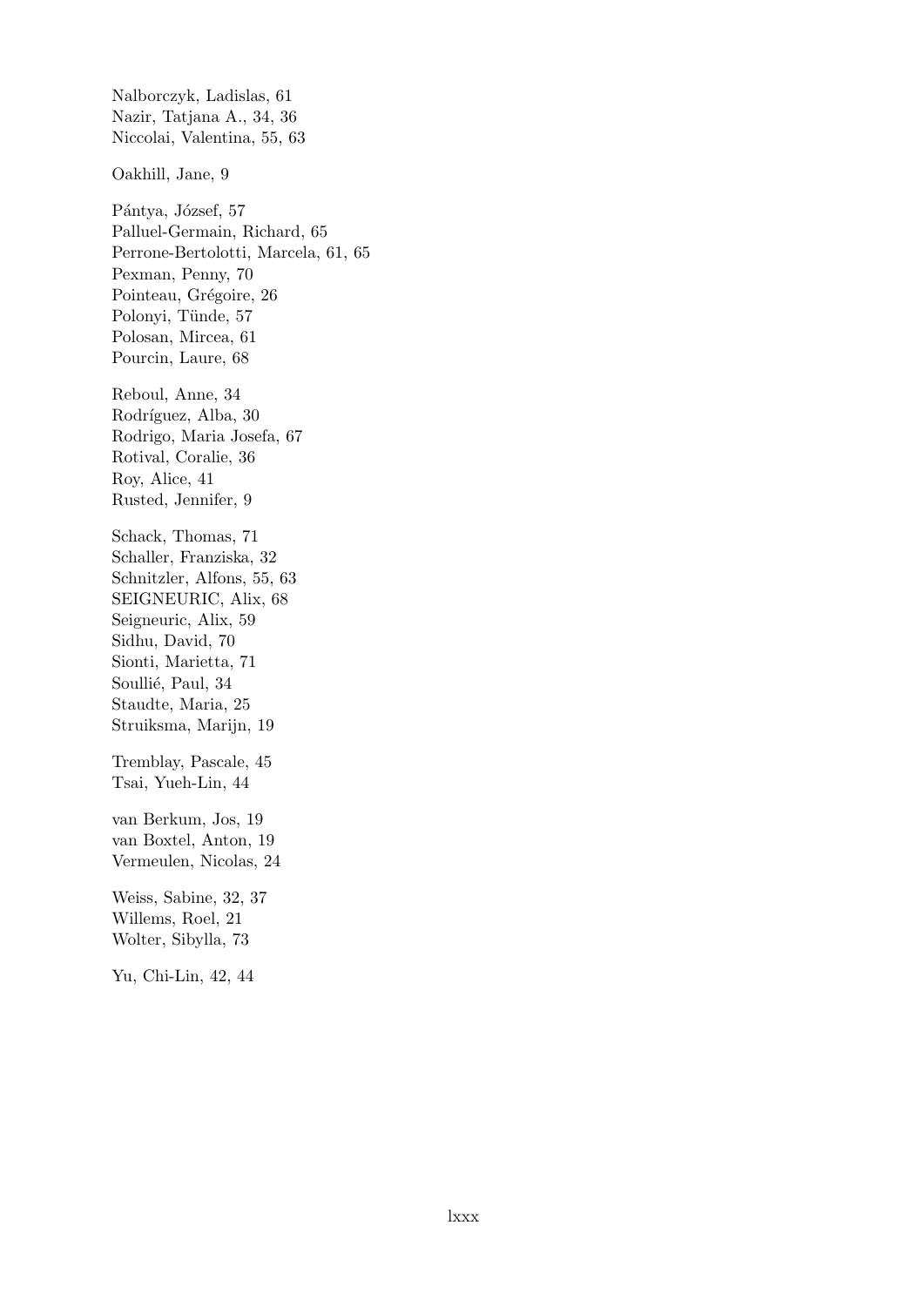Nalborczyk, Ladislas, 61
Nazir, Tatjana A., 34, 36
Niccolai, Valentina, 55, 63

Oakhill, Jane, 9

Pántya, József, 57
Palluel-Germain, Richard, 65
Perrone-Bertolotti, Marcela, 61, 65
Pexman, Penny, 70
Pointeau, Grégoire, 26
Polonyi, Tünde, 57
Polosan, Mircea, 61
Pourcin, Laure, 68

Reboul, Anne, 34
Rodríguez, Alba, 30
Rodrigo, Maria Josefa, 67
Rotival, Coralie, 36
Roy, Alice, 41
Rusted, Jennifer, 9

Schack, Thomas, 71
Schaller, Franziska, 32
Schnitzler, Alfons, 55, 63
SEIGNEURIC, Alix, 68
Seigneuric, Alix, 59
Sidhu, David, 70
Sionti, Marietta, 71
Soullié, Paul, 34
Staudte, Maria, 25
Struiksma, Marijn, 19

Tremblay, Pascale, 45
Tsai, Yueh-Lin, 44

van Berkum, Jos, 19
van Boxtel, Anton, 19
Vermeulen, Nicolas, 24

Weiss, Sabine, 32, 37
Willems, Roel, 21
Wolter, Sibylla, 73

Yu, Chi-Lin, 42, 44